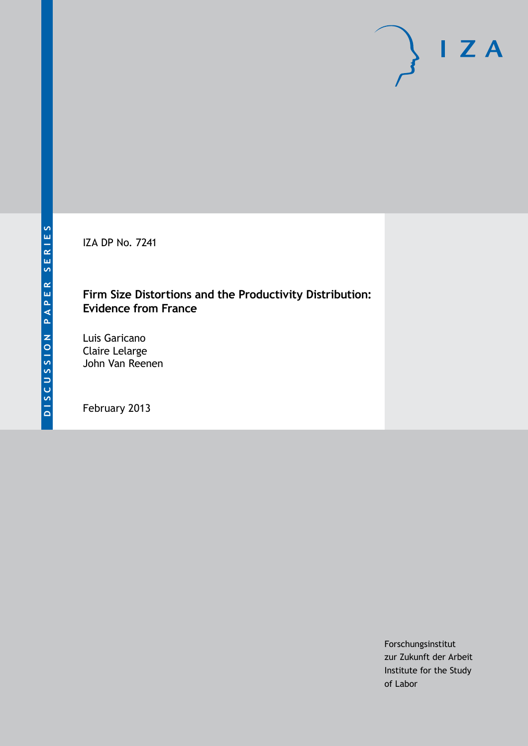DISCUSSION PAPER SERIES

IZA DP No. 7241

# Firm Size Distortions and the Productivity Distribution: Evidence from France

Luis Garicano
Claire Lelarge
John Van Reenen

February 2013

Forschungsinstitut
zur Zukunft der Arbeit
Institute for the Study
of Labor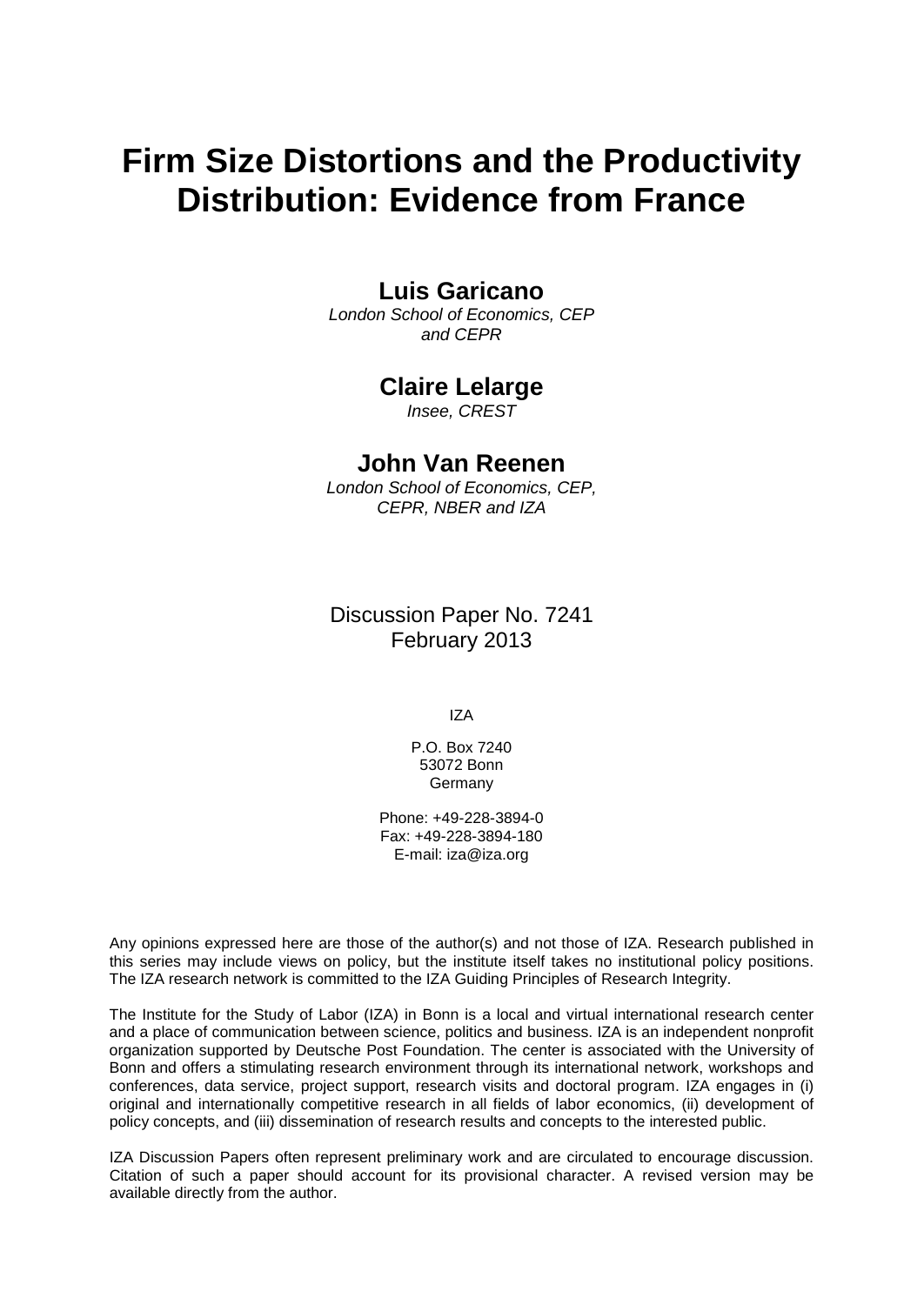# Firm Size Distortions and the Productivity Distribution: Evidence from France

**Luis Garicano**

*London School of Economics, CEP and CEPR*

**Claire Lelarge**

*Insee, CREST*

**John Van Reenen**

*London School of Economics, CEP, CEPR, NBER and IZA*

Discussion Paper No. 7241
February 2013

IZA

P.O. Box 7240
53072 Bonn
Germany

Phone: +49-228-3894-0
Fax: +49-228-3894-180
E-mail: iza@iza.org

Any opinions expressed here are those of the author(s) and not those of IZA. Research published in this series may include views on policy, but the institute itself takes no institutional policy positions. The IZA research network is committed to the IZA Guiding Principles of Research Integrity.

The Institute for the Study of Labor (IZA) in Bonn is a local and virtual international research center and a place of communication between science, politics and business. IZA is an independent nonprofit organization supported by Deutsche Post Foundation. The center is associated with the University of Bonn and offers a stimulating research environment through its international network, workshops and conferences, data service, project support, research visits and doctoral program. IZA engages in (i) original and internationally competitive research in all fields of labor economics, (ii) development of policy concepts, and (iii) dissemination of research results and concepts to the interested public.

IZA Discussion Papers often represent preliminary work and are circulated to encourage discussion. Citation of such a paper should account for its provisional character. A revised version may be available directly from the author.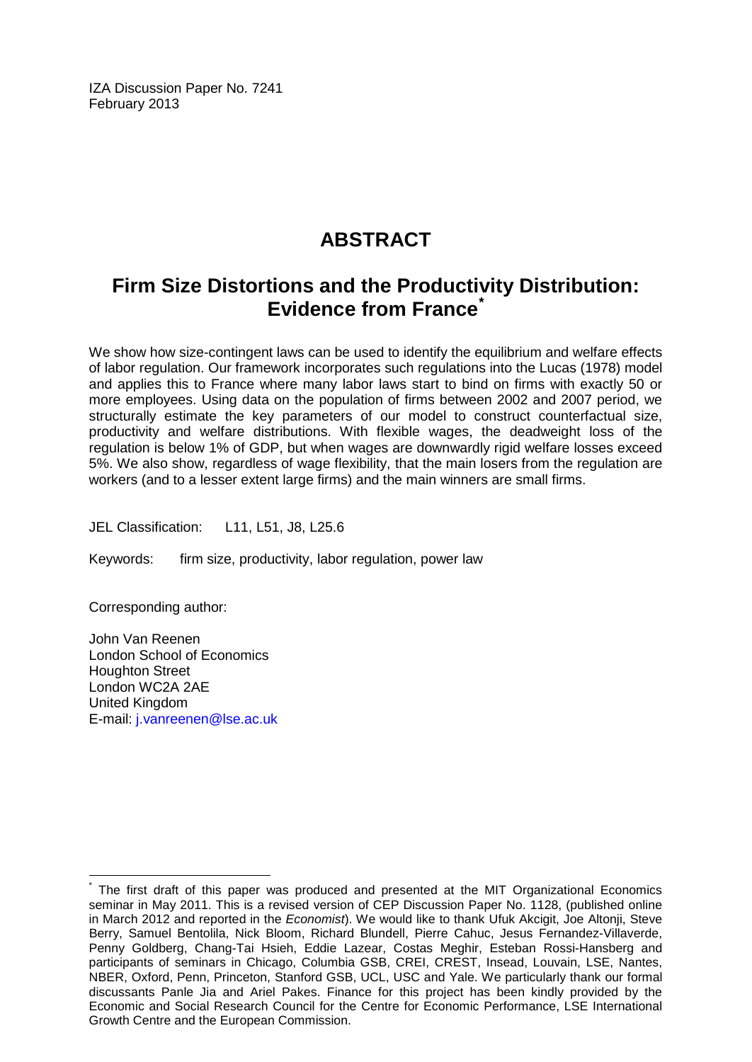IZA Discussion Paper No. 7241
February 2013

# ABSTRACT

## Firm Size Distortions and the Productivity Distribution: Evidence from France*

We show how size-contingent laws can be used to identify the equilibrium and welfare effects of labor regulation. Our framework incorporates such regulations into the Lucas (1978) model and applies this to France where many labor laws start to bind on firms with exactly 50 or more employees. Using data on the population of firms between 2002 and 2007 period, we structurally estimate the key parameters of our model to construct counterfactual size, productivity and welfare distributions. With flexible wages, the deadweight loss of the regulation is below 1% of GDP, but when wages are downwardly rigid welfare losses exceed 5%. We also show, regardless of wage flexibility, that the main losers from the regulation are workers (and to a lesser extent large firms) and the main winners are small firms.

JEL Classification: L11, L51, J8, L25.6

Keywords: firm size, productivity, labor regulation, power law

Corresponding author:

John Van Reenen
London School of Economics
Houghton Street
London WC2A 2AE
United Kingdom
E-mail: j.vanreenen@lse.ac.uk

---

* The first draft of this paper was produced and presented at the MIT Organizational Economics seminar in May 2011. This is a revised version of CEP Discussion Paper No. 1128, (published online in March 2012 and reported in the *Economist*). We would like to thank Ufuk Akcigit, Joe Altonji, Steve Berry, Samuel Bentolila, Nick Bloom, Richard Blundell, Pierre Cahuc, Jesus Fernandez-Villaverde, Penny Goldberg, Chang-Tai Hsieh, Eddie Lazear, Costas Meghir, Esteban Rossi-Hansberg and participants of seminars in Chicago, Columbia GSB, CREI, CREST, Insead, Louvain, LSE, Nantes, NBER, Oxford, Penn, Princeton, Stanford GSB, UCL, USC and Yale. We particularly thank our formal discussants Panle Jia and Ariel Pakes. Finance for this project has been kindly provided by the Economic and Social Research Council for the Centre for Economic Performance, LSE International Growth Centre and the European Commission.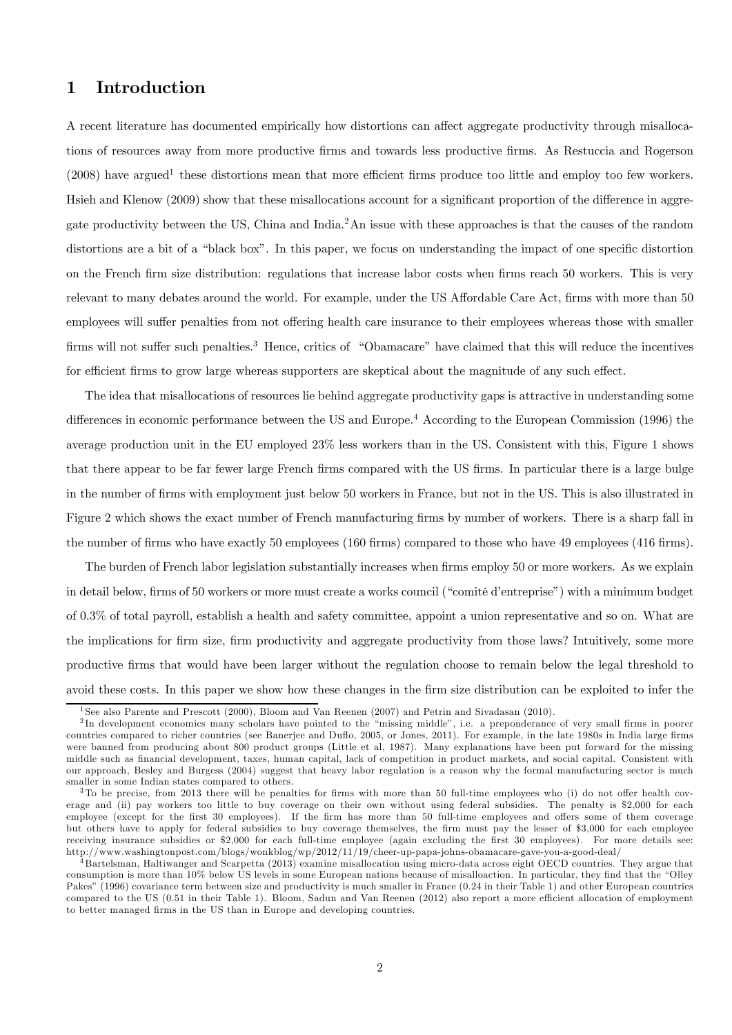# 1 Introduction

A recent literature has documented empirically how distortions can affect aggregate productivity through misallocations of resources away from more productive firms and towards less productive firms. As Restuccia and Rogerson (2008) have argued[1] these distortions mean that more efficient firms produce too little and employ too few workers. Hsieh and Klenow (2009) show that these misallocations account for a significant proportion of the difference in aggregate productivity between the US, China and India.[2] An issue with these approaches is that the causes of the random distortions are a bit of a "black box". In this paper, we focus on understanding the impact of one specific distortion on the French firm size distribution: regulations that increase labor costs when firms reach 50 workers. This is very relevant to many debates around the world. For example, under the US Affordable Care Act, firms with more than 50 employees will suffer penalties from not offering health care insurance to their employees whereas those with smaller firms will not suffer such penalties.[3] Hence, critics of "Obamacare" have claimed that this will reduce the incentives for efficient firms to grow large whereas supporters are skeptical about the magnitude of any such effect.

The idea that misallocations of resources lie behind aggregate productivity gaps is attractive in understanding some differences in economic performance between the US and Europe.[4] According to the European Commission (1996) the average production unit in the EU employed 23% less workers than in the US. Consistent with this, Figure 1 shows that there appear to be far fewer large French firms compared with the US firms. In particular there is a large bulge in the number of firms with employment just below 50 workers in France, but not in the US. This is also illustrated in Figure 2 which shows the exact number of French manufacturing firms by number of workers. There is a sharp fall in the number of firms who have exactly 50 employees (160 firms) compared to those who have 49 employees (416 firms).

The burden of French labor legislation substantially increases when firms employ 50 or more workers. As we explain in detail below, firms of 50 workers or more must create a works council ("comité d'entreprise") with a minimum budget of 0.3% of total payroll, establish a health and safety committee, appoint a union representative and so on. What are the implications for firm size, firm productivity and aggregate productivity from those laws? Intuitively, some more productive firms that would have been larger without the regulation choose to remain below the legal threshold to avoid these costs. In this paper we show how these changes in the firm size distribution can be exploited to infer the

[1] See also Parente and Prescott (2000), Bloom and Van Reenen (2007) and Petrin and Sivadasan (2010).

[2] In development economics many scholars have pointed to the "missing middle", i.e. a preponderance of very small firms in poorer countries compared to richer countries (see Banerjee and Duflo, 2005, or Jones, 2011). For example, in the late 1980s in India large firms were banned from producing about 800 product groups (Little et al, 1987). Many explanations have been put forward for the missing middle such as financial development, taxes, human capital, lack of competition in product markets, and social capital. Consistent with our approach, Besley and Burgess (2004) suggest that heavy labor regulation is a reason why the formal manufacturing sector is much smaller in some Indian states compared to others.

[3] To be precise, from 2013 there will be penalties for firms with more than 50 full-time employees who (i) do not offer health coverage and (ii) pay workers too little to buy coverage on their own without using federal subsidies. The penalty is $2,000 for each employee (except for the first 30 employees). If the firm has more than 50 full-time employees and offers some of them coverage but others have to apply for federal subsidies to buy coverage themselves, the firm must pay the lesser of $3,000 for each employee receiving insurance subsidies or $2,000 for each full-time employee (again excluding the first 30 employees). For more details see: http://www.washingtonpost.com/blogs/wonkblog/wp/2012/11/19/cheer-up-papa-johns-obamacare-gave-you-a-good-deal/

[4] Bartelsman, Haltiwanger and Scarpetta (2013) examine misallocation using micro-data across eight OECD countries. They argue that consumption is more than 10% below US levels in some European nations because of misalloaction. In particular, they find that the "Olley Pakes" (1996) covariance term between size and productivity is much smaller in France (0.24 in their Table 1) and other European countries compared to the US (0.51 in their Table 1). Bloom, Sadun and Van Reenen (2012) also report a more efficient allocation of employment to better managed firms in the US than in Europe and developing countries.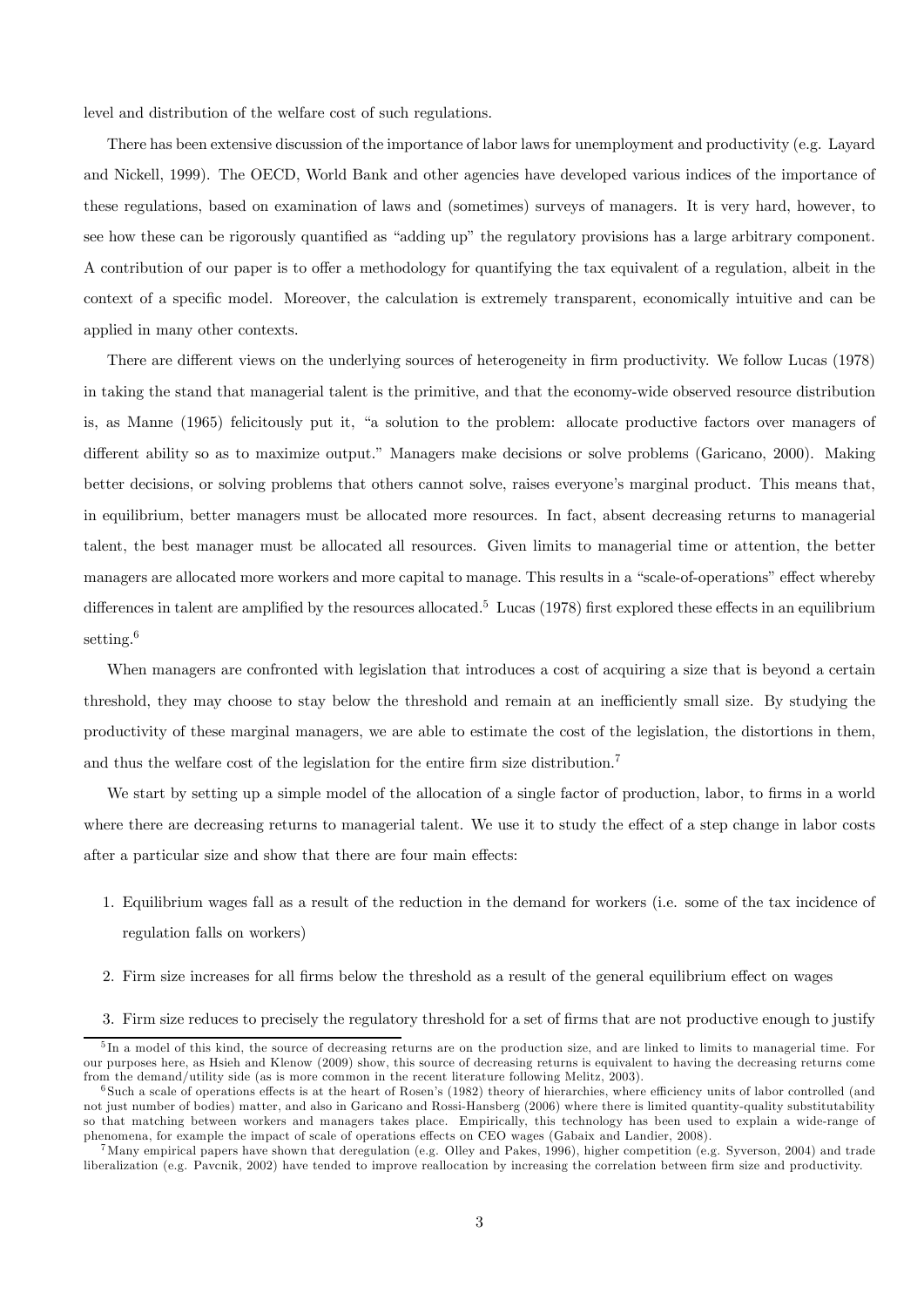level and distribution of the welfare cost of such regulations.

There has been extensive discussion of the importance of labor laws for unemployment and productivity (e.g. Layard and Nickell, 1999). The OECD, World Bank and other agencies have developed various indices of the importance of these regulations, based on examination of laws and (sometimes) surveys of managers. It is very hard, however, to see how these can be rigorously quantified as "adding up" the regulatory provisions has a large arbitrary component. A contribution of our paper is to offer a methodology for quantifying the tax equivalent of a regulation, albeit in the context of a specific model. Moreover, the calculation is extremely transparent, economically intuitive and can be applied in many other contexts.

There are different views on the underlying sources of heterogeneity in firm productivity. We follow Lucas (1978) in taking the stand that managerial talent is the primitive, and that the economy-wide observed resource distribution is, as Manne (1965) felicitously put it, "a solution to the problem: allocate productive factors over managers of different ability so as to maximize output." Managers make decisions or solve problems (Garicano, 2000). Making better decisions, or solving problems that others cannot solve, raises everyone's marginal product. This means that, in equilibrium, better managers must be allocated more resources. In fact, absent decreasing returns to managerial talent, the best manager must be allocated all resources. Given limits to managerial time or attention, the better managers are allocated more workers and more capital to manage. This results in a "scale-of-operations" effect whereby differences in talent are amplified by the resources allocated.[5] Lucas (1978) first explored these effects in an equilibrium setting.[6]

When managers are confronted with legislation that introduces a cost of acquiring a size that is beyond a certain threshold, they may choose to stay below the threshold and remain at an inefficiently small size. By studying the productivity of these marginal managers, we are able to estimate the cost of the legislation, the distortions in them, and thus the welfare cost of the legislation for the entire firm size distribution.[7]

We start by setting up a simple model of the allocation of a single factor of production, labor, to firms in a world where there are decreasing returns to managerial talent. We use it to study the effect of a step change in labor costs after a particular size and show that there are four main effects:

1. Equilibrium wages fall as a result of the reduction in the demand for workers (i.e. some of the tax incidence of regulation falls on workers)
2. Firm size increases for all firms below the threshold as a result of the general equilibrium effect on wages
3. Firm size reduces to precisely the regulatory threshold for a set of firms that are not productive enough to justify

[5] In a model of this kind, the source of decreasing returns are on the production size, and are linked to limits to managerial time. For our purposes here, as Hsieh and Klenow (2009) show, this source of decreasing returns is equivalent to having the decreasing returns come from the demand/utility side (as is more common in the recent literature following Melitz, 2003).

[6] Such a scale of operations effects is at the heart of Rosen's (1982) theory of hierarchies, where efficiency units of labor controlled (and not just number of bodies) matter, and also in Garicano and Rossi-Hansberg (2006) where there is limited quantity-quality substitutability so that matching between workers and managers takes place. Empirically, this technology has been used to explain a wide-range of phenomena, for example the impact of scale of operations effects on CEO wages (Gabaix and Landier, 2008).

[7] Many empirical papers have shown that deregulation (e.g. Olley and Pakes, 1996), higher competition (e.g. Syverson, 2004) and trade liberalization (e.g. Pavcnik, 2002) have tended to improve reallocation by increasing the correlation between firm size and productivity.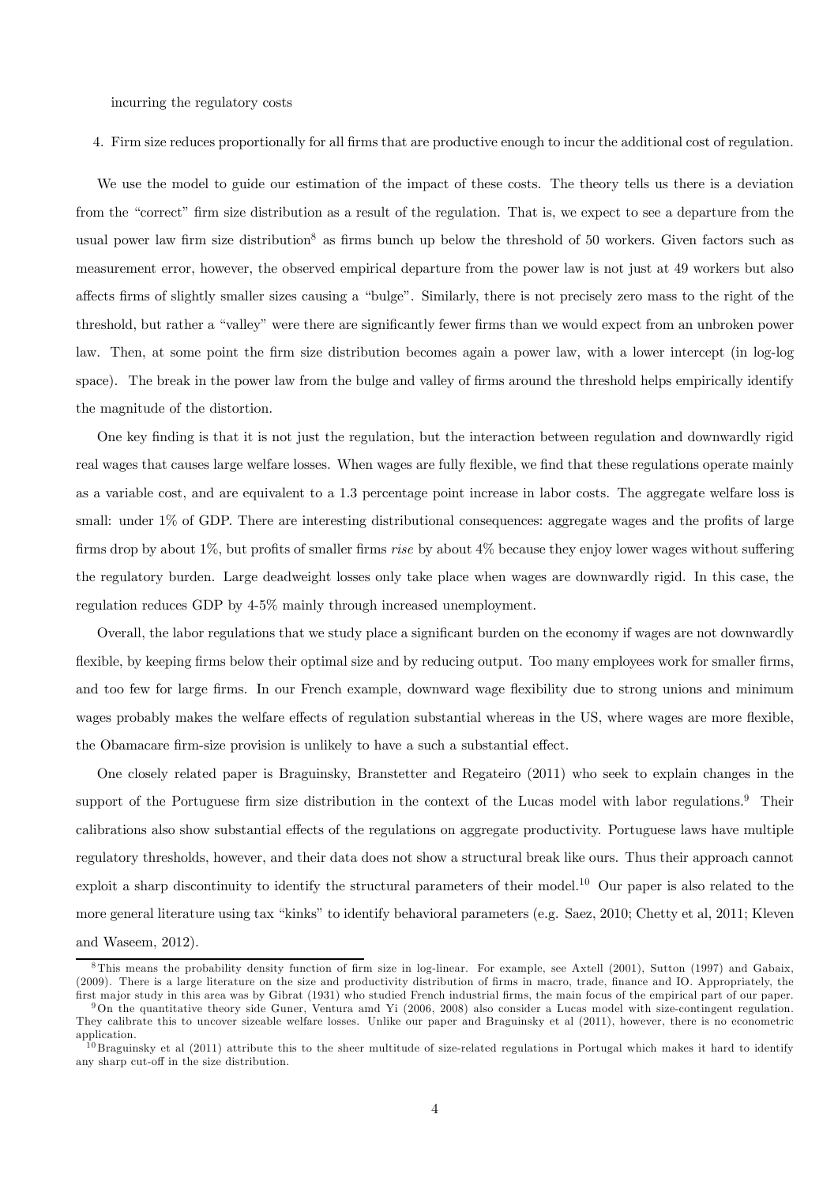incurring the regulatory costs

4. Firm size reduces proportionally for all firms that are productive enough to incur the additional cost of regulation.

We use the model to guide our estimation of the impact of these costs. The theory tells us there is a deviation from the "correct" firm size distribution as a result of the regulation. That is, we expect to see a departure from the usual power law firm size distribution[8] as firms bunch up below the threshold of 50 workers. Given factors such as measurement error, however, the observed empirical departure from the power law is not just at 49 workers but also affects firms of slightly smaller sizes causing a "bulge". Similarly, there is not precisely zero mass to the right of the threshold, but rather a "valley" were there are significantly fewer firms than we would expect from an unbroken power law. Then, at some point the firm size distribution becomes again a power law, with a lower intercept (in log-log space). The break in the power law from the bulge and valley of firms around the threshold helps empirically identify the magnitude of the distortion.

One key finding is that it is not just the regulation, but the interaction between regulation and downwardly rigid real wages that causes large welfare losses. When wages are fully flexible, we find that these regulations operate mainly as a variable cost, and are equivalent to a 1.3 percentage point increase in labor costs. The aggregate welfare loss is small: under 1% of GDP. There are interesting distributional consequences: aggregate wages and the profits of large firms drop by about 1%, but profits of smaller firms *rise* by about 4% because they enjoy lower wages without suffering the regulatory burden. Large deadweight losses only take place when wages are downwardly rigid. In this case, the regulation reduces GDP by 4-5% mainly through increased unemployment.

Overall, the labor regulations that we study place a significant burden on the economy if wages are not downwardly flexible, by keeping firms below their optimal size and by reducing output. Too many employees work for smaller firms, and too few for large firms. In our French example, downward wage flexibility due to strong unions and minimum wages probably makes the welfare effects of regulation substantial whereas in the US, where wages are more flexible, the Obamacare firm-size provision is unlikely to have a such a substantial effect.

One closely related paper is Braguinsky, Branstetter and Regateiro (2011) who seek to explain changes in the support of the Portuguese firm size distribution in the context of the Lucas model with labor regulations.[9] Their calibrations also show substantial effects of the regulations on aggregate productivity. Portuguese laws have multiple regulatory thresholds, however, and their data does not show a structural break like ours. Thus their approach cannot exploit a sharp discontinuity to identify the structural parameters of their model.[10] Our paper is also related to the more general literature using tax "kinks" to identify behavioral parameters (e.g. Saez, 2010; Chetty et al, 2011; Kleven and Waseem, 2012).

[8] This means the probability density function of firm size in log-linear. For example, see Axtell (2001), Sutton (1997) and Gabaix, (2009). There is a large literature on the size and productivity distribution of firms in macro, trade, finance and IO. Appropriately, the first major study in this area was by Gibrat (1931) who studied French industrial firms, the main focus of the empirical part of our paper.

[9] On the quantitative theory side Guner, Ventura amd Yi (2006, 2008) also consider a Lucas model with size-contingent regulation. They calibrate this to uncover sizeable welfare losses. Unlike our paper and Braguinsky et al (2011), however, there is no econometric application.

[10] Braguinsky et al (2011) attribute this to the sheer multitude of size-related regulations in Portugal which makes it hard to identify any sharp cut-off in the size distribution.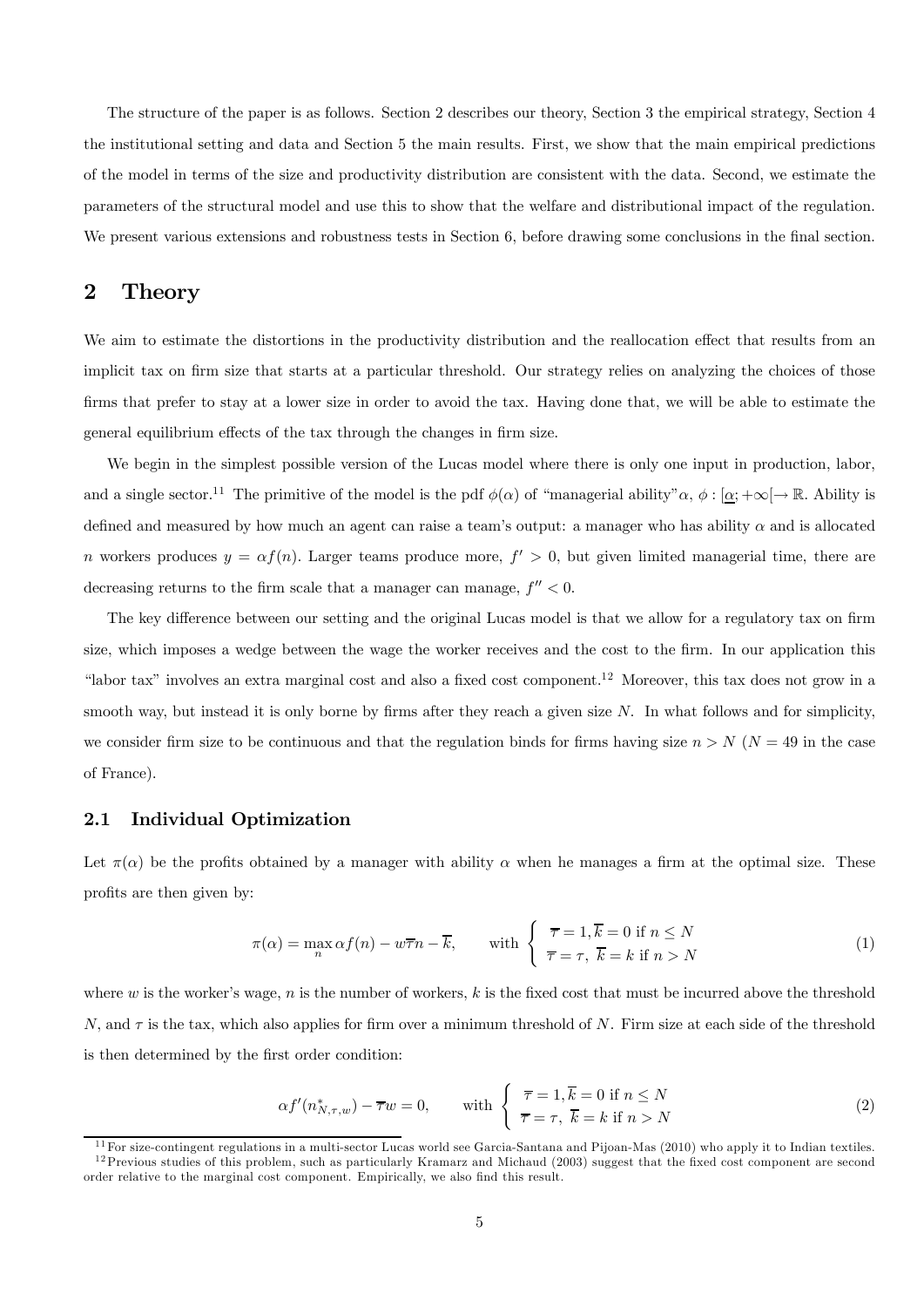The structure of the paper is as follows. Section 2 describes our theory, Section 3 the empirical strategy, Section 4 the institutional setting and data and Section 5 the main results. First, we show that the main empirical predictions of the model in terms of the size and productivity distribution are consistent with the data. Second, we estimate the parameters of the structural model and use this to show that the welfare and distributional impact of the regulation. We present various extensions and robustness tests in Section 6, before drawing some conclusions in the final section.

# 2 Theory

We aim to estimate the distortions in the productivity distribution and the reallocation effect that results from an implicit tax on firm size that starts at a particular threshold. Our strategy relies on analyzing the choices of those firms that prefer to stay at a lower size in order to avoid the tax. Having done that, we will be able to estimate the general equilibrium effects of the tax through the changes in firm size.

We begin in the simplest possible version of the Lucas model where there is only one input in production, labor, and a single sector.[11] The primitive of the model is the pdf $\phi(\alpha)$ of "managerial ability" $\alpha$, $\phi : [\underline{\alpha}; +\infty[ \rightarrow \mathbb{R}$. Ability is defined and measured by how much an agent can raise a team's output: a manager who has ability $\alpha$ and is allocated $n$ workers produces $y = \alpha f(n)$. Larger teams produce more, $f' > 0$, but given limited managerial time, there are decreasing returns to the firm scale that a manager can manage, $f'' < 0$.

The key difference between our setting and the original Lucas model is that we allow for a regulatory tax on firm size, which imposes a wedge between the wage the worker receives and the cost to the firm. In our application this "labor tax" involves an extra marginal cost and also a fixed cost component.[12] Moreover, this tax does not grow in a smooth way, but instead it is only borne by firms after they reach a given size $N$. In what follows and for simplicity, we consider firm size to be continuous and that the regulation binds for firms having size $n > N$ ($N = 49$ in the case of France).

## 2.1 Individual Optimization

Let $\pi(\alpha)$ be the profits obtained by a manager with ability $\alpha$ when he manages a firm at the optimal size. These profits are then given by:

$$\pi(\alpha) = \max_{n} \alpha f(n) - w\overline{\tau}n - \overline{k}, \qquad \text{with} \begin{cases} \overline{\tau} = 1, \overline{k} = 0 \text{ if } n \leq N \\ \overline{\tau} = \tau, \ \overline{k} = k \text{ if } n > N \end{cases} \tag{1}$$

where $w$ is the worker's wage, $n$ is the number of workers, $k$ is the fixed cost that must be incurred above the threshold $N$, and $\tau$ is the tax, which also applies for firm over a minimum threshold of $N$. Firm size at each side of the threshold is then determined by the first order condition:

$$\alpha f'(n^*_{N,\tau,w}) - \overline{\tau}w = 0, \qquad \text{with} \begin{cases} \overline{\tau} = 1, \overline{k} = 0 \text{ if } n \leq N \\ \overline{\tau} = \tau, \ \overline{k} = k \text{ if } n > N \end{cases} \tag{2}$$

[11] For size-contingent regulations in a multi-sector Lucas world see Garcia-Santana and Pijoan-Mas (2010) who apply it to Indian textiles.

[12] Previous studies of this problem, such as particularly Kramarz and Michaud (2003) suggest that the fixed cost component are second order relative to the marginal cost component. Empirically, we also find this result.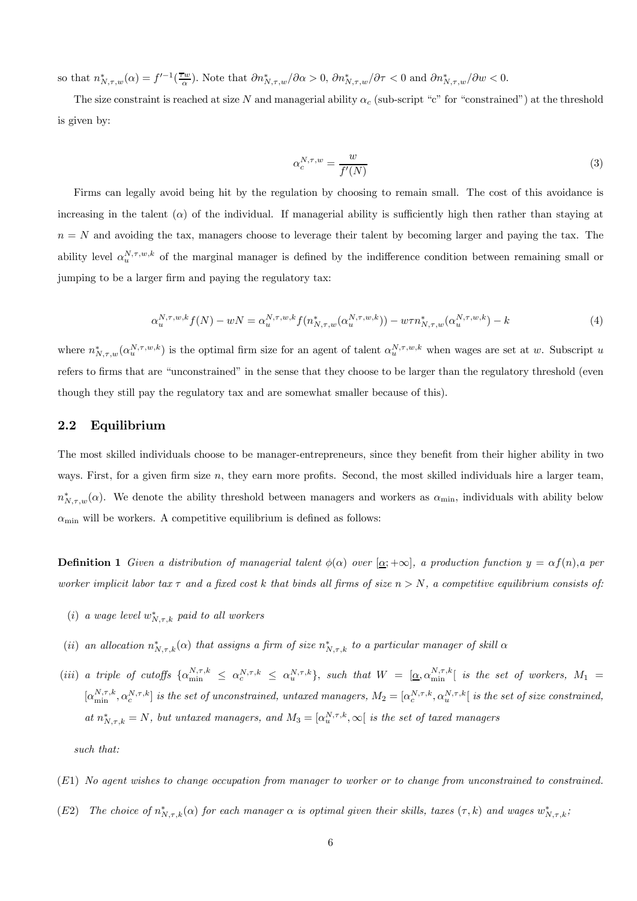so that $n^*_{N,\tau,w}(\alpha) = f'^{-1}(\frac{\tau w}{\alpha})$. Note that $\partial n^*_{N,\tau,w}/\partial \alpha > 0$, $\partial n^*_{N,\tau,w}/\partial \tau < 0$ and $\partial n^*_{N,\tau,w}/\partial w < 0$.

The size constraint is reached at size $N$ and managerial ability $\alpha_c$ (sub-script "c" for "constrained") at the threshold is given by:

$$\alpha_c^{N,\tau,w} = \frac{w}{f'(N)} \tag{3}$$

Firms can legally avoid being hit by the regulation by choosing to remain small. The cost of this avoidance is increasing in the talent ($\alpha$) of the individual. If managerial ability is sufficiently high then rather than staying at $n = N$ and avoiding the tax, managers choose to leverage their talent by becoming larger and paying the tax. The ability level $\alpha_u^{N,\tau,w,k}$ of the marginal manager is defined by the indifference condition between remaining small or jumping to be a larger firm and paying the regulatory tax:

$$\alpha_u^{N,\tau,w,k} f(N) - wN = \alpha_u^{N,\tau,w,k} f(n^*_{N,\tau,w}(\alpha_u^{N,\tau,w,k})) - w\tau n^*_{N,\tau,w}(\alpha_u^{N,\tau,w,k}) - k \tag{4}$$

where $n^*_{N,\tau,w}(\alpha_u^{N,\tau,w,k})$ is the optimal firm size for an agent of talent $\alpha_u^{N,\tau,w,k}$ when wages are set at $w$. Subscript $u$ refers to firms that are "unconstrained" in the sense that they choose to be larger than the regulatory threshold (even though they still pay the regulatory tax and are somewhat smaller because of this).

## 2.2 Equilibrium

The most skilled individuals choose to be manager-entrepreneurs, since they benefit from their higher ability in two ways. First, for a given firm size $n$, they earn more profits. Second, the most skilled individuals hire a larger team, $n^*_{N,\tau,w}(\alpha)$. We denote the ability threshold between managers and workers as $\alpha_{\min}$, individuals with ability below $\alpha_{\min}$ will be workers. A competitive equilibrium is defined as follows:

**Definition 1** *Given a distribution of managerial talent $\phi(\alpha)$ over $[\underline{\alpha}; +\infty]$, a production function $y = \alpha f(n)$, a per worker implicit labor tax $\tau$ and a fixed cost $k$ that binds all firms of size $n > N$, a competitive equilibrium consists of:*

- *(i) a wage level $w^*_{N,\tau,k}$ paid to all workers*
- *(ii) an allocation $n^*_{N,\tau,k}(\alpha)$ that assigns a firm of size $n^*_{N,\tau,k}$ to a particular manager of skill $\alpha$*
- *(iii) a triple of cutoffs $\{\alpha_{\min}^{N,\tau,k} \leq \alpha_c^{N,\tau,k} \leq \alpha_u^{N,\tau,k}\}$, such that $W = [\underline{\alpha}, \alpha_{\min}^{N,\tau,k}[$ is the set of workers, $M_1 = [\alpha_{\min}^{N,\tau,k}, \alpha_c^{N,\tau,k}]$ is the set of unconstrained, untaxed managers, $M_2 = [\alpha_c^{N,\tau,k}, \alpha_u^{N,\tau,k}[$ is the set of size constrained, at $n^*_{N,\tau,k} = N$, but untaxed managers, and $M_3 = [\alpha_u^{N,\tau,k}, \infty[$ is the set of taxed managers*

*such that:*

*(E1) No agent wishes to change occupation from manager to worker or to change from unconstrained to constrained.*

*(E2) The choice of $n^*_{N,\tau,k}(\alpha)$ for each manager $\alpha$ is optimal given their skills, taxes $(\tau, k)$ and wages $w^*_{N,\tau,k}$;*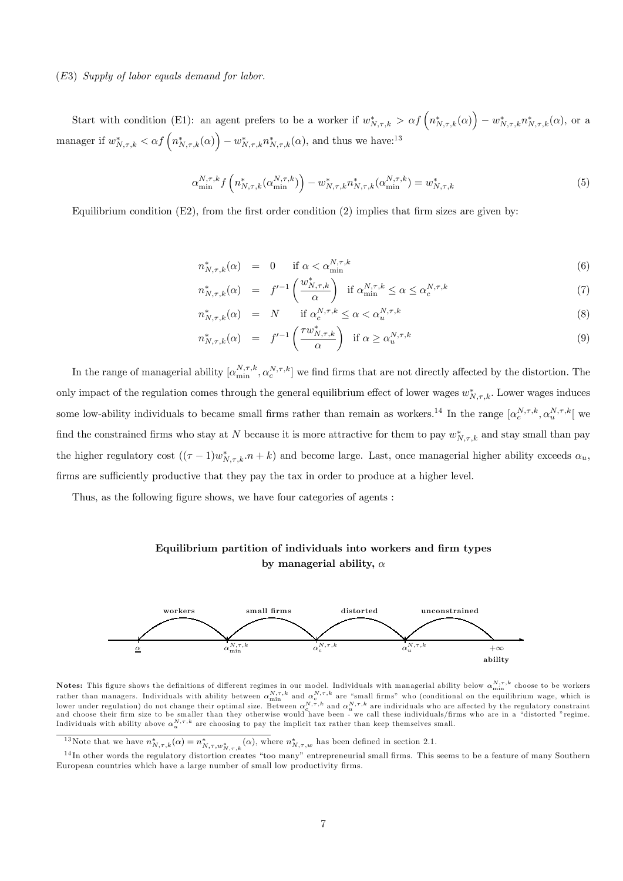(*E*3) *Supply of labor equals demand for labor.*

Start with condition (E1): an agent prefers to be a worker if $w^*_{N,\tau,k} > \alpha f\left(n^*_{N,\tau,k}(\alpha)\right) - w^*_{N,\tau,k} n^*_{N,\tau,k}(\alpha)$, or a manager if $w^*_{N,\tau,k} < \alpha f\left(n^*_{N,\tau,k}(\alpha)\right) - w^*_{N,\tau,k} n^*_{N,\tau,k}(\alpha)$, and thus we have:[13]

$$\alpha^{N,\tau,k}_{\min} f\left(n^*_{N,\tau,k}(\alpha^{N,\tau,k}_{\min})\right) - w^*_{N,\tau,k} n^*_{N,\tau,k}(\alpha^{N,\tau,k}_{\min}) = w^*_{N,\tau,k} \tag{5}$$

Equilibrium condition (E2), from the first order condition (2) implies that firm sizes are given by:

$$n^*_{N,\tau,k}(\alpha) = 0 \quad \text{if } \alpha < \alpha^{N,\tau,k}_{\min} \tag{6}$$

$$n^*_{N,\tau,k}(\alpha) = f'^{-1}\left(\frac{w^*_{N,\tau,k}}{\alpha}\right) \quad \text{if } \alpha^{N,\tau,k}_{\min} \leq \alpha \leq \alpha^{N,\tau,k}_{c} \tag{7}$$

$$n^*_{N,\tau,k}(\alpha) = N \quad \text{if } \alpha^{N,\tau,k}_{c} \leq \alpha < \alpha^{N,\tau,k}_{u} \tag{8}$$

$$n^*_{N,\tau,k}(\alpha) = f'^{-1}\left(\frac{\tau w^*_{N,\tau,k}}{\alpha}\right) \quad \text{if } \alpha \geq \alpha^{N,\tau,k}_{u} \tag{9}$$

In the range of managerial ability $[\alpha^{N,\tau,k}_{\min}, \alpha^{N,\tau,k}_{c}]$ we find firms that are not directly affected by the distortion. The only impact of the regulation comes through the general equilibrium effect of lower wages $w^*_{N,\tau,k}$. Lower wages induces some low-ability individuals to became small firms rather than remain as workers.[14] In the range $[\alpha^{N,\tau,k}_{c}, \alpha^{N,\tau,k}_{u}[$ we find the constrained firms who stay at $N$ because it is more attractive for them to pay $w^*_{N,\tau,k}$ and stay small than pay the higher regulatory cost $((\tau - 1)w^*_{N,\tau,k}.n + k)$ and become large. Last, once managerial higher ability exceeds $\alpha_u$, firms are sufficiently productive that they pay the tax in order to produce at a higher level.

Thus, as the following figure shows, we have four categories of agents :

**Equilibrium partition of individuals into workers and firm types by managerial ability, $\alpha$**

workers | small firms | distorted | unconstrained

$\underline{\alpha}$ — $\alpha^{N,\tau,k}_{\min}$ — $\alpha^{N,\tau,k}_{c}$ — $\alpha^{N,\tau,k}_{u}$ — $+\infty$

ability

**Notes:** This figure shows the definitions of different regimes in our model. Individuals with managerial ability below $\alpha^{N,\tau,k}_{\min}$ choose to be workers rather than managers. Individuals with ability between $\alpha^{N,\tau,k}_{\min}$ and $\alpha^{N,\tau,k}_{c}$ are "small firms" who (conditional on the equilibrium wage, which is lower under regulation) do not change their optimal size. Between $\alpha^{N,\tau,k}_{c}$ and $\alpha^{N,\tau,k}_{u}$ are individuals who are affected by the regulatory constraint and choose their firm size to be smaller than they otherwise would have been - we call these individuals/firms who are in a "distorted "regime. Individuals with ability above $\alpha^{N,\tau,k}_{u}$ are choosing to pay the implicit tax rather than keep themselves small.

[13] Note that we have $n^*_{N,\tau,k}(\alpha) = n^*_{N,\tau,w^*_{N,\tau,k}}(\alpha)$, where $n^*_{N,\tau,w}$ has been defined in section 2.1.

[14] In other words the regulatory distortion creates "too many" entrepreneurial small firms. This seems to be a feature of many Southern European countries which have a large number of small low productivity firms.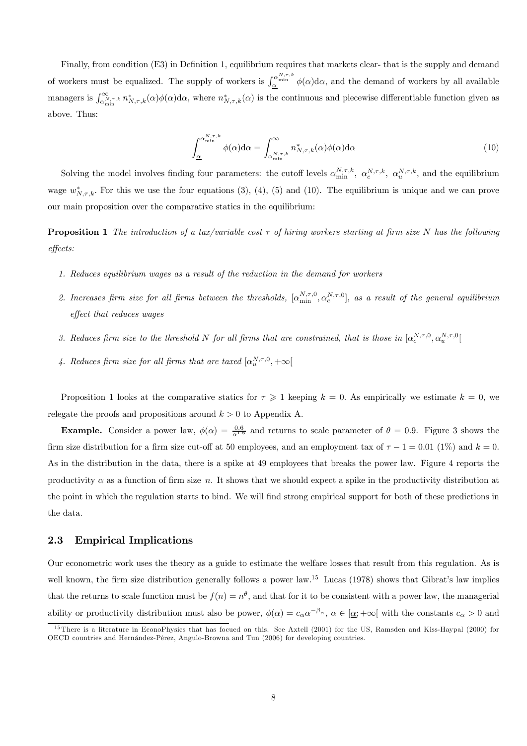Finally, from condition (E3) in Definition 1, equilibrium requires that markets clear- that is the supply and demand of workers must be equalized. The supply of workers is $\int_{\underline{\alpha}}^{\alpha_{\min}^{N,\tau,k}} \phi(\alpha)\mathrm{d}\alpha$, and the demand of workers by all available managers is $\int_{\alpha_{\min}^{N,\tau,k}}^{\infty} n_{N,\tau,k}^{*}(\alpha)\phi(\alpha)\mathrm{d}\alpha$, where $n_{N,\tau,k}^{*}(\alpha)$ is the continuous and piecewise differentiable function given as above. Thus:

$$\int_{\underline{\alpha}}^{\alpha_{\min}^{N,\tau,k}} \phi(\alpha)\mathrm{d}\alpha = \int_{\alpha_{\min}^{N,\tau,k}}^{\infty} n_{N,\tau,k}^{*}(\alpha)\phi(\alpha)\mathrm{d}\alpha \tag{10}$$

Solving the model involves finding four parameters: the cutoff levels $\alpha_{\min}^{N,\tau,k}$, $\alpha_{c}^{N,\tau,k}$, $\alpha_{u}^{N,\tau,k}$, and the equilibrium wage $w_{N,\tau,k}^{*}$. For this we use the four equations (3), (4), (5) and (10). The equilibrium is unique and we can prove our main proposition over the comparative statics in the equilibrium:

**Proposition 1** *The introduction of a tax/variable cost $\tau$ of hiring workers starting at firm size $N$ has the following effects:*

1. *Reduces equilibrium wages as a result of the reduction in the demand for workers*
2. *Increases firm size for all firms between the thresholds, $[\alpha_{\min}^{N,\tau,0}, \alpha_{c}^{N,\tau,0}]$, as a result of the general equilibrium effect that reduces wages*
3. *Reduces firm size to the threshold $N$ for all firms that are constrained, that is those in $[\alpha_{c}^{N,\tau,0}, \alpha_{u}^{N,\tau,0}[$*
4. *Reduces firm size for all firms that are taxed $[\alpha_{u}^{N,\tau,0}, +\infty[$*

Proposition 1 looks at the comparative statics for $\tau \geqslant 1$ keeping $k = 0$. As empirically we estimate $k = 0$, we relegate the proofs and propositions around $k > 0$ to Appendix A.

**Example.** Consider a power law, $\phi(\alpha) = \frac{0.6}{\alpha^{1.6}}$ and returns to scale parameter of $\theta = 0.9$. Figure 3 shows the firm size distribution for a firm size cut-off at 50 employees, and an employment tax of $\tau - 1 = 0.01$ (1%) and $k = 0$. As in the distribution in the data, there is a spike at 49 employees that breaks the power law. Figure 4 reports the productivity $\alpha$ as a function of firm size $n$. It shows that we should expect a spike in the productivity distribution at the point in which the regulation starts to bind. We will find strong empirical support for both of these predictions in the data.

## 2.3 Empirical Implications

Our econometric work uses the theory as a guide to estimate the welfare losses that result from this regulation. As is well known, the firm size distribution generally follows a power law.[15] Lucas (1978) shows that Gibrat's law implies that the returns to scale function must be $f(n) = n^{\theta}$, and that for it to be consistent with a power law, the managerial ability or productivity distribution must also be power, $\phi(\alpha) = c_{\alpha}\alpha^{-\beta_{\alpha}}$, $\alpha \in [\underline{\alpha}; +\infty[$ with the constants $c_{\alpha} > 0$ and

[15] There is a literature in EconoPhysics that has focued on this. See Axtell (2001) for the US, Ramsden and Kiss-Haypal (2000) for OECD countries and Hernández-Pérez, Angulo-Browna and Tun (2006) for developing countries.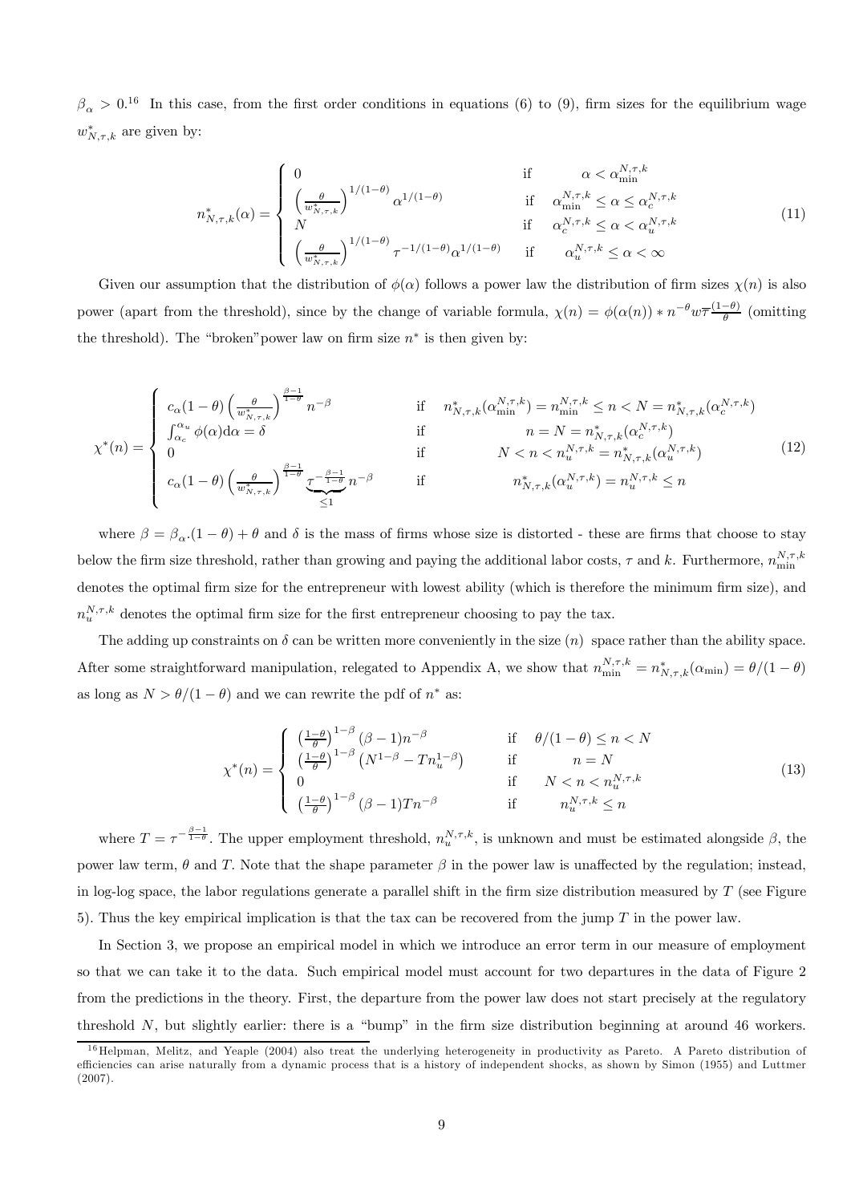$\beta_\alpha > 0$.[16] In this case, from the first order conditions in equations (6) to (9), firm sizes for the equilibrium wage $w^*_{N,\tau,k}$ are given by:

$$
n^*_{N,\tau,k}(\alpha) = \begin{cases} 0 & \text{if} \quad \alpha < \alpha^{N,\tau,k}_{\min} \\ \left(\frac{\theta}{w^*_{N,\tau,k}}\right)^{1/(1-\theta)} \alpha^{1/(1-\theta)} & \text{if} \quad \alpha^{N,\tau,k}_{\min} \leq \alpha \leq \alpha^{N,\tau,k}_{c} \\ N & \text{if} \quad \alpha^{N,\tau,k}_{c} \leq \alpha < \alpha^{N,\tau,k}_{u} \\ \left(\frac{\theta}{w^*_{N,\tau,k}}\right)^{1/(1-\theta)} \tau^{-1/(1-\theta)} \alpha^{1/(1-\theta)} & \text{if} \quad \alpha^{N,\tau,k}_{u} \leq \alpha < \infty \end{cases} \tag{11}
$$

Given our assumption that the distribution of $\phi(\alpha)$ follows a power law the distribution of firm sizes $\chi(n)$ is also power (apart from the threshold), since by the change of variable formula, $\chi(n) = \phi(\alpha(n)) * n^{-\theta} w \overline{\tau}^{\frac{(1-\theta)}{\theta}}$ (omitting the threshold). The "broken"power law on firm size $n^*$ is then given by:

$$
\chi^*(n) = \begin{cases} c_\alpha (1-\theta) \left(\frac{\theta}{w^*_{N,\tau,k}}\right)^{\frac{\beta-1}{1-\theta}} n^{-\beta} & \text{if} \quad n^*_{N,\tau,k}(\alpha^{N,\tau,k}_{\min}) = n^{N,\tau,k}_{\min} \leq n < N = n^*_{N,\tau,k}(\alpha^{N,\tau,k}_{c}) \\ \int_{\alpha_c}^{\alpha_u} \phi(\alpha) \mathrm{d}\alpha = \delta & \text{if} \quad n = N = n^*_{N,\tau,k}(\alpha^{N,\tau,k}_{c}) \\ 0 & \text{if} \quad N < n < n^{N,\tau,k}_{u} = n^*_{N,\tau,k}(\alpha^{N,\tau,k}_{u}) \\ c_\alpha (1-\theta) \left(\frac{\theta}{w^*_{N,\tau,k}}\right)^{\frac{\beta-1}{1-\theta}} \underbrace{\tau^{-\frac{\beta-1}{1-\theta}}}_{\leq 1} n^{-\beta} & \text{if} \quad n^*_{N,\tau,k}(\alpha^{N,\tau,k}_{u}) = n^{N,\tau,k}_{u} \leq n \end{cases} \tag{12}
$$

where $\beta = \beta_\alpha.(1-\theta) + \theta$ and $\delta$ is the mass of firms whose size is distorted - these are firms that choose to stay below the firm size threshold, rather than growing and paying the additional labor costs, $\tau$ and $k$. Furthermore, $n^{N,\tau,k}_{\min}$ denotes the optimal firm size for the entrepreneur with lowest ability (which is therefore the minimum firm size), and $n^{N,\tau,k}_{u}$ denotes the optimal firm size for the first entrepreneur choosing to pay the tax.

The adding up constraints on $\delta$ can be written more conveniently in the size $(n)$ space rather than the ability space. After some straightforward manipulation, relegated to Appendix A, we show that $n^{N,\tau,k}_{\min} = n^*_{N,\tau,k}(\alpha_{\min}) = \theta/(1-\theta)$ as long as $N > \theta/(1-\theta)$ and we can rewrite the pdf of $n^*$ as:

$$
\chi^*(n) = \begin{cases} \left(\frac{1-\theta}{\theta}\right)^{1-\beta} (\beta-1) n^{-\beta} & \text{if} \quad \theta/(1-\theta) \leq n < N \\ \left(\frac{1-\theta}{\theta}\right)^{1-\beta} \left(N^{1-\beta} - T n_u^{1-\beta}\right) & \text{if} \quad n = N \\ 0 & \text{if} \quad N < n < n^{N,\tau,k}_{u} \\ \left(\frac{1-\theta}{\theta}\right)^{1-\beta} (\beta-1) T n^{-\beta} & \text{if} \quad n^{N,\tau,k}_{u} \leq n \end{cases} \tag{13}
$$

where $T = \tau^{-\frac{\beta-1}{1-\theta}}$. The upper employment threshold, $n^{N,\tau,k}_{u}$, is unknown and must be estimated alongside $\beta$, the power law term, $\theta$ and $T$. Note that the shape parameter $\beta$ in the power law is unaffected by the regulation; instead, in log-log space, the labor regulations generate a parallel shift in the firm size distribution measured by $T$ (see Figure 5). Thus the key empirical implication is that the tax can be recovered from the jump $T$ in the power law.

In Section 3, we propose an empirical model in which we introduce an error term in our measure of employment so that we can take it to the data. Such empirical model must account for two departures in the data of Figure 2 from the predictions in the theory. First, the departure from the power law does not start precisely at the regulatory threshold $N$, but slightly earlier: there is a "bump" in the firm size distribution beginning at around 46 workers.

[16] Helpman, Melitz, and Yeaple (2004) also treat the underlying heterogeneity in productivity as Pareto. A Pareto distribution of efficiencies can arise naturally from a dynamic process that is a history of independent shocks, as shown by Simon (1955) and Luttmer (2007).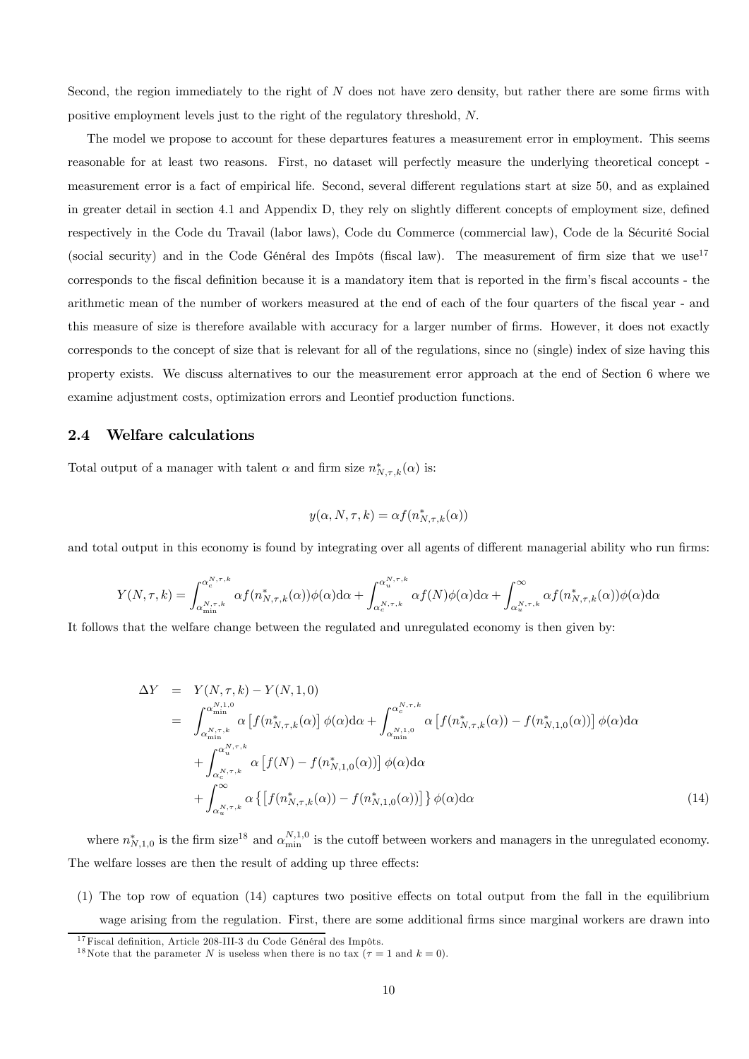Second, the region immediately to the right of $N$ does not have zero density, but rather there are some firms with positive employment levels just to the right of the regulatory threshold, $N$.

The model we propose to account for these departures features a measurement error in employment. This seems reasonable for at least two reasons. First, no dataset will perfectly measure the underlying theoretical concept - measurement error is a fact of empirical life. Second, several different regulations start at size 50, and as explained in greater detail in section 4.1 and Appendix D, they rely on slightly different concepts of employment size, defined respectively in the Code du Travail (labor laws), Code du Commerce (commercial law), Code de la Sécurité Social (social security) and in the Code Général des Impôts (fiscal law). The measurement of firm size that we use[17] corresponds to the fiscal definition because it is a mandatory item that is reported in the firm's fiscal accounts - the arithmetic mean of the number of workers measured at the end of each of the four quarters of the fiscal year - and this measure of size is therefore available with accuracy for a larger number of firms. However, it does not exactly corresponds to the concept of size that is relevant for all of the regulations, since no (single) index of size having this property exists. We discuss alternatives to our the measurement error approach at the end of Section 6 where we examine adjustment costs, optimization errors and Leontief production functions.

## 2.4 Welfare calculations

Total output of a manager with talent $\alpha$ and firm size $n^*_{N,\tau,k}(\alpha)$ is:

$$y(\alpha, N, \tau, k) = \alpha f(n^*_{N,\tau,k}(\alpha))$$

and total output in this economy is found by integrating over all agents of different managerial ability who run firms:

$$Y(N,\tau,k) = \int_{\alpha_{\min}^{N,\tau,k}}^{\alpha_c^{N,\tau,k}} \alpha f(n^*_{N,\tau,k}(\alpha))\phi(\alpha)\mathrm{d}\alpha + \int_{\alpha_c^{N,\tau,k}}^{\alpha_u^{N,\tau,k}} \alpha f(N)\phi(\alpha)\mathrm{d}\alpha + \int_{\alpha_u^{N,\tau,k}}^{\infty} \alpha f(n^*_{N,\tau,k}(\alpha))\phi(\alpha)\mathrm{d}\alpha$$

It follows that the welfare change between the regulated and unregulated economy is then given by:

$$\begin{aligned}
\Delta Y &= Y(N,\tau,k) - Y(N,1,0) \\
&= \int_{\alpha_{\min}^{N,\tau,k}}^{\alpha_{\min}^{N,1,0}} \alpha \left[f(n^*_{N,\tau,k}(\alpha)\right]\phi(\alpha)\mathrm{d}\alpha + \int_{\alpha_{\min}^{N,1,0}}^{\alpha_c^{N,\tau,k}} \alpha \left[f(n^*_{N,\tau,k}(\alpha)) - f(n^*_{N,1,0}(\alpha))\right]\phi(\alpha)\mathrm{d}\alpha \\
&\quad + \int_{\alpha_c^{N,\tau,k}}^{\alpha_u^{N,\tau,k}} \alpha \left[f(N) - f(n^*_{N,1,0}(\alpha))\right]\phi(\alpha)\mathrm{d}\alpha \\
&\quad + \int_{\alpha_u^{N,\tau,k}}^{\infty} \alpha \left\{\left[f(n^*_{N,\tau,k}(\alpha)) - f(n^*_{N,1,0}(\alpha))\right]\right\}\phi(\alpha)\mathrm{d}\alpha
\end{aligned} \tag{14}$$

where $n^*_{N,1,0}$ is the firm size[18] and $\alpha_{\min}^{N,1,0}$ is the cutoff between workers and managers in the unregulated economy. The welfare losses are then the result of adding up three effects:

(1) The top row of equation (14) captures two positive effects on total output from the fall in the equilibrium wage arising from the regulation. First, there are some additional firms since marginal workers are drawn into

[17] Fiscal definition, Article 208-III-3 du Code Général des Impôts.

[18] Note that the parameter $N$ is useless when there is no tax ($\tau = 1$ and $k = 0$).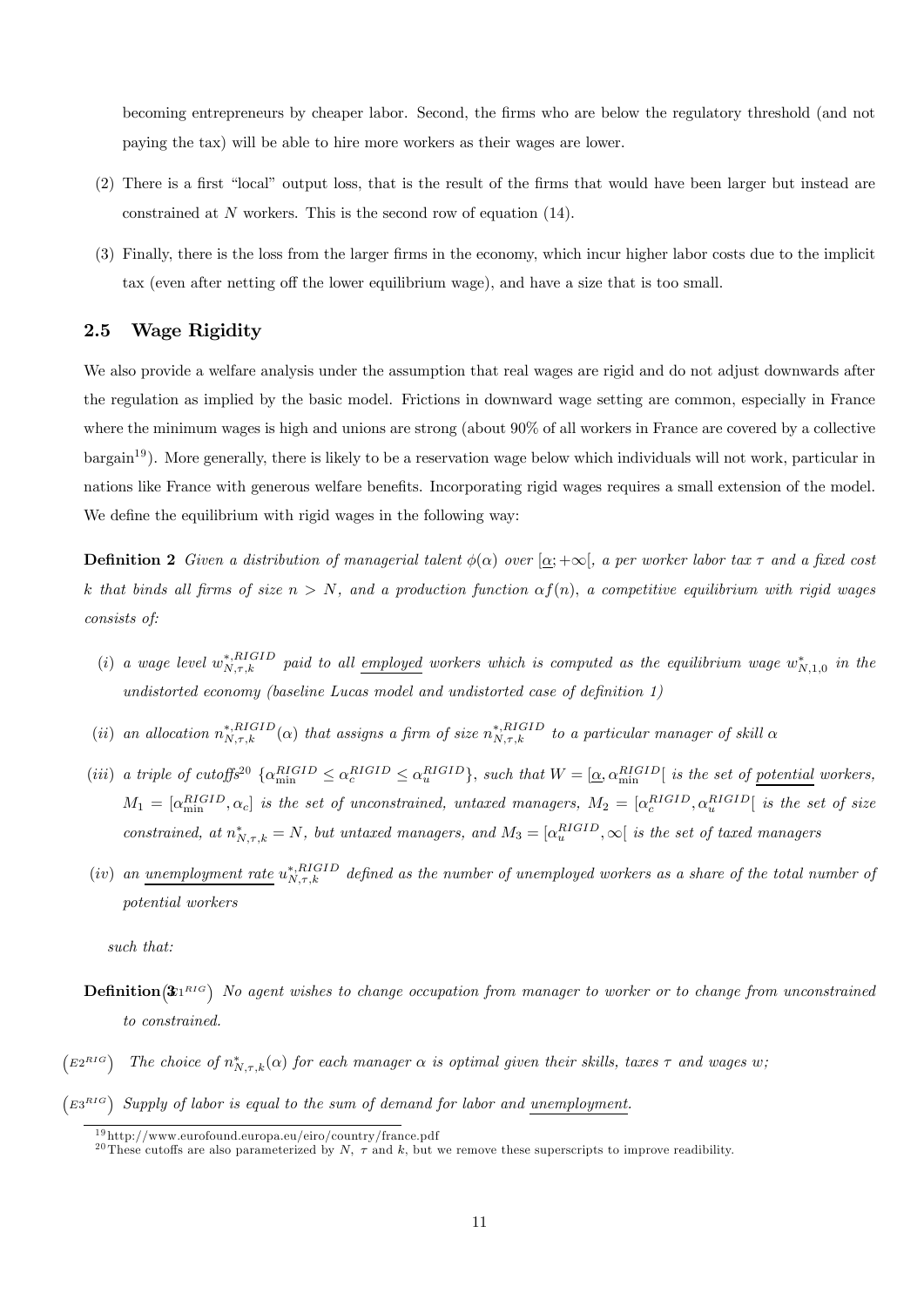becoming entrepreneurs by cheaper labor. Second, the firms who are below the regulatory threshold (and not paying the tax) will be able to hire more workers as their wages are lower.

(2) There is a first "local" output loss, that is the result of the firms that would have been larger but instead are constrained at $N$ workers. This is the second row of equation (14).

(3) Finally, there is the loss from the larger firms in the economy, which incur higher labor costs due to the implicit tax (even after netting off the lower equilibrium wage), and have a size that is too small.

## 2.5 Wage Rigidity

We also provide a welfare analysis under the assumption that real wages are rigid and do not adjust downwards after the regulation as implied by the basic model. Frictions in downward wage setting are common, especially in France where the minimum wages is high and unions are strong (about 90% of all workers in France are covered by a collective bargain[19]). More generally, there is likely to be a reservation wage below which individuals will not work, particular in nations like France with generous welfare benefits. Incorporating rigid wages requires a small extension of the model. We define the equilibrium with rigid wages in the following way:

**Definition 2** *Given a distribution of managerial talent $\phi(\alpha)$ over $[\underline{\alpha};+\infty[$, a per worker labor tax $\tau$ and a fixed cost $k$ that binds all firms of size $n > N$, and a production function $\alpha f(n)$, a competitive equilibrium with rigid wages consists of:*

(i) *a wage level $w^{*,RIGID}_{N,\tau,k}$ paid to all* <u>*employed*</u> *workers which is computed as the equilibrium wage $w^{*}_{N,1,0}$ in the undistorted economy (baseline Lucas model and undistorted case of definition 1)*

(ii) *an allocation $n^{*,RIGID}_{N,\tau,k}(\alpha)$ that assigns a firm of size $n^{*,RIGID}_{N,\tau,k}$ to a particular manager of skill $\alpha$*

(iii) *a triple of cutoffs[20] $\{\alpha^{RIGID}_{\min} \leq \alpha^{RIGID}_{c} \leq \alpha^{RIGID}_{u}\}$, such that $W = [\underline{\alpha}, \alpha^{RIGID}_{\min}[$ is the set of* <u>*potential*</u> *workers, $M_1 = [\alpha^{RIGID}_{\min}, \alpha_c]$ is the set of unconstrained, untaxed managers, $M_2 = [\alpha^{RIGID}_{c}, \alpha^{RIGID}_{u}[$ is the set of size constrained, at $n^{*}_{N,\tau,k} = N$, but untaxed managers, and $M_3 = [\alpha^{RIGID}_{u}, \infty[$ is the set of taxed managers*

(iv) *an* <u>*unemployment rate*</u> *$u^{*,RIGID}_{N,\tau,k}$ defined as the number of unemployed workers as a share of the total number of potential workers*

*such that:*

**Definition 3** $\left(E1^{RIG}\right)$ *No agent wishes to change occupation from manager to worker or to change from unconstrained to constrained.*

$\left(E2^{RIG}\right)$ *The choice of $n^{*}_{N,\tau,k}(\alpha)$ for each manager $\alpha$ is optimal given their skills, taxes $\tau$ and wages $w$;*

$\left(E3^{RIG}\right)$ *Supply of labor is equal to the sum of demand for labor and* <u>*unemployment*</u>.

[19] http://www.eurofound.europa.eu/eiro/country/france.pdf

[20] These cutoffs are also parameterized by $N$, $\tau$ and $k$, but we remove these superscripts to improve readibility.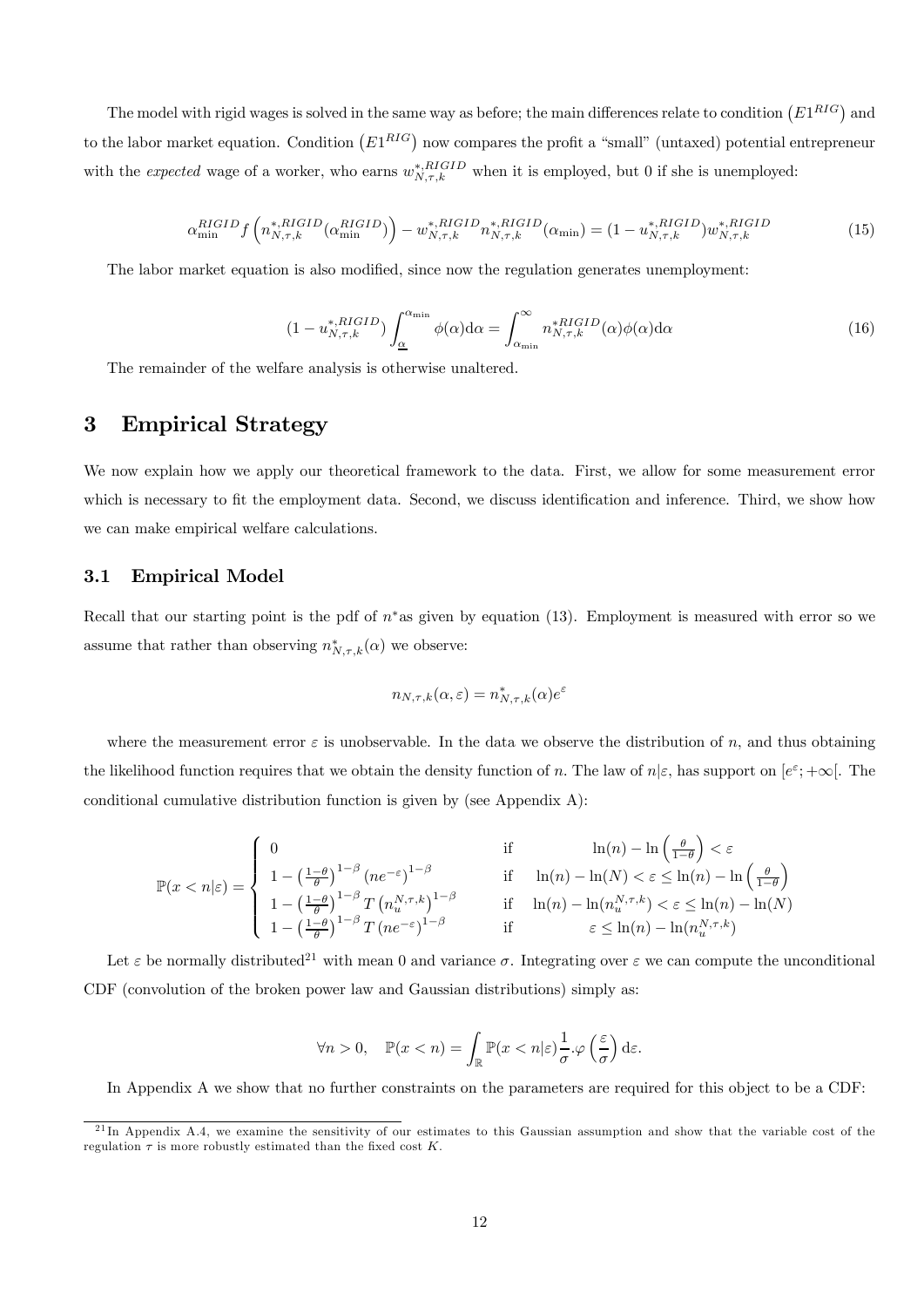The model with rigid wages is solved in the same way as before; the main differences relate to condition $(E1^{RIG})$ and to the labor market equation. Condition $(E1^{RIG})$ now compares the profit a "small" (untaxed) potential entrepreneur with the *expected* wage of a worker, who earns $w^{*,RIGID}_{N,\tau,k}$ when it is employed, but 0 if she is unemployed:

$$\alpha^{RIGID}_{\min} f\left(n^{*,RIGID}_{N,\tau,k}(\alpha^{RIGID}_{\min})\right) - w^{*,RIGID}_{N,\tau,k} n^{*,RIGID}_{N,\tau,k}(\alpha_{\min}) = (1 - u^{*,RIGID}_{N,\tau,k}) w^{*,RIGID}_{N,\tau,k} \tag{15}$$

The labor market equation is also modified, since now the regulation generates unemployment:

$$(1 - u^{*,RIGID}_{N,\tau,k}) \int_{\underline{\alpha}}^{\alpha_{\min}} \phi(\alpha) \mathrm{d}\alpha = \int_{\alpha_{\min}}^{\infty} n^{*RIGID}_{N,\tau,k}(\alpha)\phi(\alpha)\mathrm{d}\alpha \tag{16}$$

The remainder of the welfare analysis is otherwise unaltered.

# 3 Empirical Strategy

We now explain how we apply our theoretical framework to the data. First, we allow for some measurement error which is necessary to fit the employment data. Second, we discuss identification and inference. Third, we show how we can make empirical welfare calculations.

## 3.1 Empirical Model

Recall that our starting point is the pdf of $n^*$as given by equation (13). Employment is measured with error so we assume that rather than observing $n^*_{N,\tau,k}(\alpha)$ we observe:

$$n_{N,\tau,k}(\alpha,\varepsilon) = n^*_{N,\tau,k}(\alpha)e^{\varepsilon}$$

where the measurement error $\varepsilon$ is unobservable. In the data we observe the distribution of $n$, and thus obtaining the likelihood function requires that we obtain the density function of $n$. The law of $n|\varepsilon$, has support on $[e^{\varepsilon}; +\infty[$. The conditional cumulative distribution function is given by (see Appendix A):

$$\mathbb{P}(x < n|\varepsilon) = \begin{cases} 0 & \text{if} \quad \ln(n) - \ln\left(\frac{\theta}{1-\theta}\right) < \varepsilon \\ 1 - \left(\frac{1-\theta}{\theta}\right)^{1-\beta} \left(ne^{-\varepsilon}\right)^{1-\beta} & \text{if} \quad \ln(n) - \ln(N) < \varepsilon \leq \ln(n) - \ln\left(\frac{\theta}{1-\theta}\right) \\ 1 - \left(\frac{1-\theta}{\theta}\right)^{1-\beta} T\left(n_u^{N,\tau,k}\right)^{1-\beta} & \text{if} \quad \ln(n) - \ln(n_u^{N,\tau,k}) < \varepsilon \leq \ln(n) - \ln(N) \\ 1 - \left(\frac{1-\theta}{\theta}\right)^{1-\beta} T\left(ne^{-\varepsilon}\right)^{1-\beta} & \text{if} \quad \varepsilon \leq \ln(n) - \ln(n_u^{N,\tau,k}) \end{cases}$$

Let $\varepsilon$ be normally distributed[21] with mean 0 and variance $\sigma$. Integrating over $\varepsilon$ we can compute the unconditional CDF (convolution of the broken power law and Gaussian distributions) simply as:

$$\forall n > 0, \quad \mathbb{P}(x < n) = \int_{\mathbb{R}} \mathbb{P}(x < n|\varepsilon)\frac{1}{\sigma}.\varphi\left(\frac{\varepsilon}{\sigma}\right)\mathrm{d}\varepsilon.$$

In Appendix A we show that no further constraints on the parameters are required for this object to be a CDF:

[21] In Appendix A.4, we examine the sensitivity of our estimates to this Gaussian assumption and show that the variable cost of the regulation $\tau$ is more robustly estimated than the fixed cost $K$.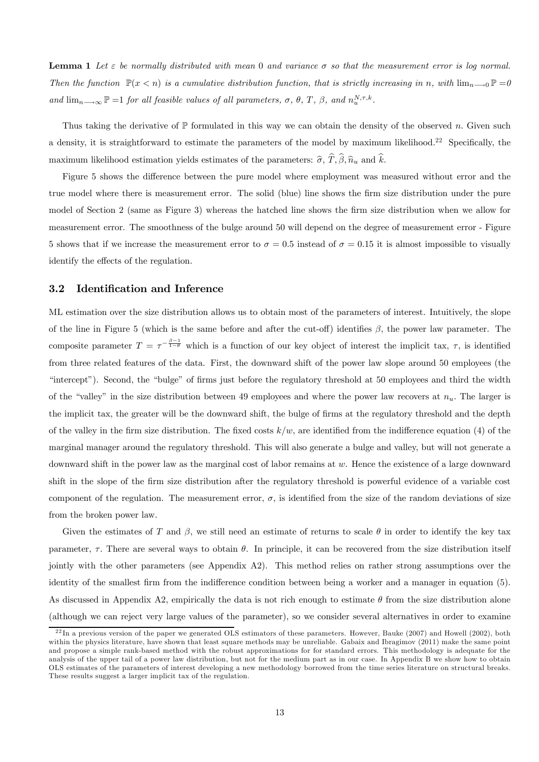**Lemma 1** *Let $\varepsilon$ be normally distributed with mean 0 and variance $\sigma$ so that the measurement error is log normal. Then the function $\mathbb{P}(x < n)$ is a cumulative distribution function, that is strictly increasing in $n$, with $\lim_{n \longrightarrow 0} \mathbb{P} = 0$ and $\lim_{n \longrightarrow \infty} \mathbb{P} = 1$ for all feasible values of all parameters, $\sigma$, $\theta$, $T$, $\beta$, and $n_u^{N,\tau,k}$.*

Thus taking the derivative of $\mathbb{P}$ formulated in this way we can obtain the density of the observed $n$. Given such a density, it is straightforward to estimate the parameters of the model by maximum likelihood.[22] Specifically, the maximum likelihood estimation yields estimates of the parameters: $\widehat{\sigma}$, $\widehat{T}, \widehat{\beta}, \widehat{n}_u$ and $\widehat{k}$.

Figure 5 shows the difference between the pure model where employment was measured without error and the true model where there is measurement error. The solid (blue) line shows the firm size distribution under the pure model of Section 2 (same as Figure 3) whereas the hatched line shows the firm size distribution when we allow for measurement error. The smoothness of the bulge around 50 will depend on the degree of measurement error - Figure 5 shows that if we increase the measurement error to $\sigma = 0.5$ instead of $\sigma = 0.15$ it is almost impossible to visually identify the effects of the regulation.

### 3.2 Identification and Inference

ML estimation over the size distribution allows us to obtain most of the parameters of interest. Intuitively, the slope of the line in Figure 5 (which is the same before and after the cut-off) identifies $\beta$, the power law parameter. The composite parameter $T = \tau^{-\frac{\beta-1}{1-\theta}}$ which is a function of our key object of interest the implicit tax, $\tau$, is identified from three related features of the data. First, the downward shift of the power law slope around 50 employees (the "intercept"). Second, the "bulge" of firms just before the regulatory threshold at 50 employees and third the width of the "valley" in the size distribution between 49 employees and where the power law recovers at $n_u$. The larger is the implicit tax, the greater will be the downward shift, the bulge of firms at the regulatory threshold and the depth of the valley in the firm size distribution. The fixed costs $k/w$, are identified from the indifference equation (4) of the marginal manager around the regulatory threshold. This will also generate a bulge and valley, but will not generate a downward shift in the power law as the marginal cost of labor remains at $w$. Hence the existence of a large downward shift in the slope of the firm size distribution after the regulatory threshold is powerful evidence of a variable cost component of the regulation. The measurement error, $\sigma$, is identified from the size of the random deviations of size from the broken power law.

Given the estimates of $T$ and $\beta$, we still need an estimate of returns to scale $\theta$ in order to identify the key tax parameter, $\tau$. There are several ways to obtain $\theta$. In principle, it can be recovered from the size distribution itself jointly with the other parameters (see Appendix A2). This method relies on rather strong assumptions over the identity of the smallest firm from the indifference condition between being a worker and a manager in equation (5). As discussed in Appendix A2, empirically the data is not rich enough to estimate $\theta$ from the size distribution alone (although we can reject very large values of the parameter), so we consider several alternatives in order to examine

[22] In a previous version of the paper we generated OLS estimators of these parameters. However, Bauke (2007) and Howell (2002), both within the physics literature, have shown that least square methods may be unreliable. Gabaix and Ibragimov (2011) make the same point and propose a simple rank-based method with the robust approximations to for standard errors. This methodology is adequate for the analysis of the upper tail of a power law distribution, but not for the medium part as in our case. In Appendix B we show how to obtain OLS estimates of the parameters of interest developing a new methodology borrowed from the time series literature on structural breaks. These results suggest a larger implicit tax of the regulation.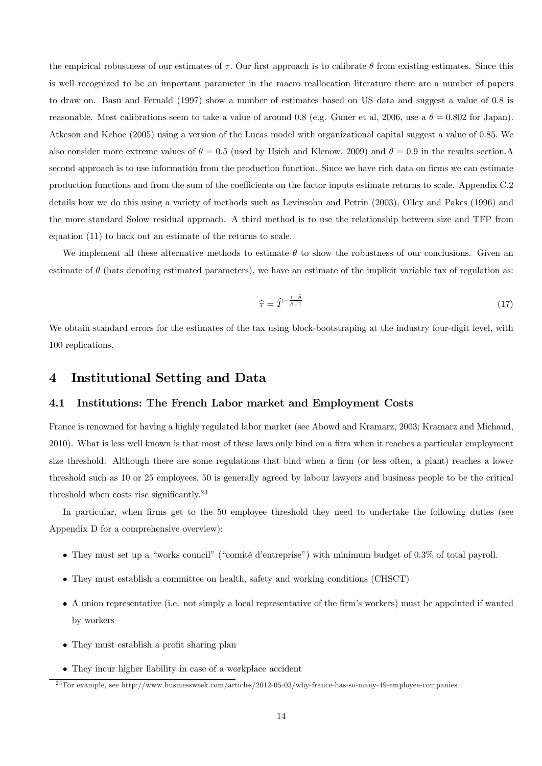the empirical robustness of our estimates of $\tau$. Our first approach is to calibrate $\theta$ from existing estimates. Since this is well recognized to be an important parameter in the macro reallocation literature there are a number of papers to draw on. Basu and Fernald (1997) show a number of estimates based on US data and suggest a value of 0.8 is reasonable. Most calibrations seem to take a value of around 0.8 (e.g. Guner et al, 2006, use a $\theta = 0.802$ for Japan). Atkeson and Kehoe (2005) using a version of the Lucas model with organizational capital suggest a value of 0.85. We also consider more extreme values of $\theta = 0.5$ (used by Hsieh and Klenow, 2009) and $\theta = 0.9$ in the results section.A second approach is to use information from the production function. Since we have rich data on firms we can estimate production functions and from the sum of the coefficients on the factor inputs estimate returns to scale. Appendix C.2 details how we do this using a variety of methods such as Levinsohn and Petrin (2003), Olley and Pakes (1996) and the more standard Solow residual approach. A third method is to use the relationship between size and TFP from equation (11) to back out an estimate of the returns to scale.

We implement all these alternative methods to estimate $\theta$ to show the robustness of our conclusions. Given an estimate of $\theta$ (hats denoting estimated parameters), we have an estimate of the implicit variable tax of regulation as:

$$\widehat{\tau} = \widehat{T}^{-\frac{1-\widehat{\theta}}{\beta-1}} \tag{17}$$

We obtain standard errors for the estimates of the tax using block-bootstraping at the industry four-digit level, with 100 replications.

# 4 Institutional Setting and Data

## 4.1 Institutions: The French Labor market and Employment Costs

France is renowned for having a highly regulated labor market (see Abowd and Kramarz, 2003; Kramarz and Michaud, 2010). What is less well known is that most of these laws only bind on a firm when it reaches a particular employment size threshold. Although there are some regulations that bind when a firm (or less often, a plant) reaches a lower threshold such as 10 or 25 employees, 50 is generally agreed by labour lawyers and business people to be the critical threshold when costs rise significantly.[23]

In particular, when firms get to the 50 employee threshold they need to undertake the following duties (see Appendix D for a comprehensive overview):

- They must set up a "works council" ("comité d'entreprise") with minimum budget of 0.3% of total payroll.
- They must establish a committee on health, safety and working conditions (CHSCT)
- A union representative (i.e. not simply a local representative of the firm's workers) must be appointed if wanted by workers
- They must establish a profit sharing plan
- They incur higher liability in case of a workplace accident

[23] For example, see http://www.businessweek.com/articles/2012-05-03/why-france-has-so-many-49-employee-companies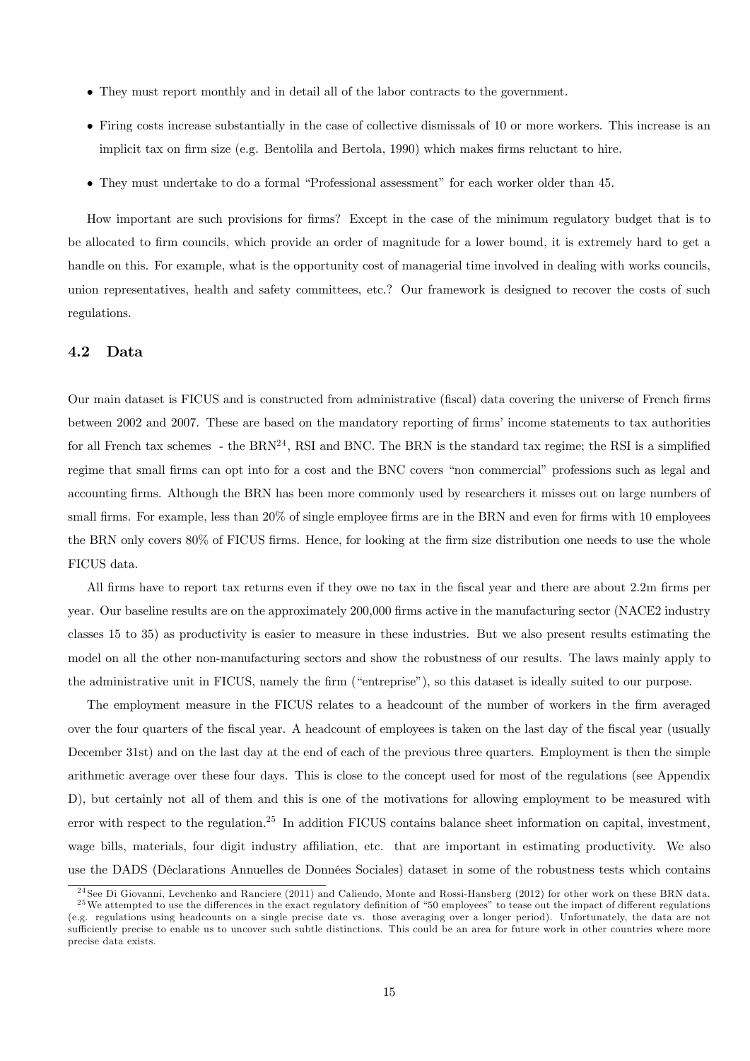- They must report monthly and in detail all of the labor contracts to the government.
- Firing costs increase substantially in the case of collective dismissals of 10 or more workers. This increase is an implicit tax on firm size (e.g. Bentolila and Bertola, 1990) which makes firms reluctant to hire.
- They must undertake to do a formal "Professional assessment" for each worker older than 45.

How important are such provisions for firms? Except in the case of the minimum regulatory budget that is to be allocated to firm councils, which provide an order of magnitude for a lower bound, it is extremely hard to get a handle on this. For example, what is the opportunity cost of managerial time involved in dealing with works councils, union representatives, health and safety committees, etc.? Our framework is designed to recover the costs of such regulations.

## 4.2 Data

Our main dataset is FICUS and is constructed from administrative (fiscal) data covering the universe of French firms between 2002 and 2007. These are based on the mandatory reporting of firms' income statements to tax authorities for all French tax schemes - the BRN[24], RSI and BNC. The BRN is the standard tax regime; the RSI is a simplified regime that small firms can opt into for a cost and the BNC covers "non commercial" professions such as legal and accounting firms. Although the BRN has been more commonly used by researchers it misses out on large numbers of small firms. For example, less than 20% of single employee firms are in the BRN and even for firms with 10 employees the BRN only covers 80% of FICUS firms. Hence, for looking at the firm size distribution one needs to use the whole FICUS data.

All firms have to report tax returns even if they owe no tax in the fiscal year and there are about 2.2m firms per year. Our baseline results are on the approximately 200,000 firms active in the manufacturing sector (NACE2 industry classes 15 to 35) as productivity is easier to measure in these industries. But we also present results estimating the model on all the other non-manufacturing sectors and show the robustness of our results. The laws mainly apply to the administrative unit in FICUS, namely the firm ("entreprise"), so this dataset is ideally suited to our purpose.

The employment measure in the FICUS relates to a headcount of the number of workers in the firm averaged over the four quarters of the fiscal year. A headcount of employees is taken on the last day of the fiscal year (usually December 31st) and on the last day at the end of each of the previous three quarters. Employment is then the simple arithmetic average over these four days. This is close to the concept used for most of the regulations (see Appendix D), but certainly not all of them and this is one of the motivations for allowing employment to be measured with error with respect to the regulation.[25] In addition FICUS contains balance sheet information on capital, investment, wage bills, materials, four digit industry affiliation, etc. that are important in estimating productivity. We also use the DADS (Déclarations Annuelles de Données Sociales) dataset in some of the robustness tests which contains

[24] See Di Giovanni, Levchenko and Ranciere (2011) and Caliendo, Monte and Rossi-Hansberg (2012) for other work on these BRN data.

[25] We attempted to use the differences in the exact regulatory definition of "50 employees" to tease out the impact of different regulations (e.g. regulations using headcounts on a single precise date vs. those averaging over a longer period). Unfortunately, the data are not sufficiently precise to enable us to uncover such subtle distinctions. This could be an area for future work in other countries where more precise data exists.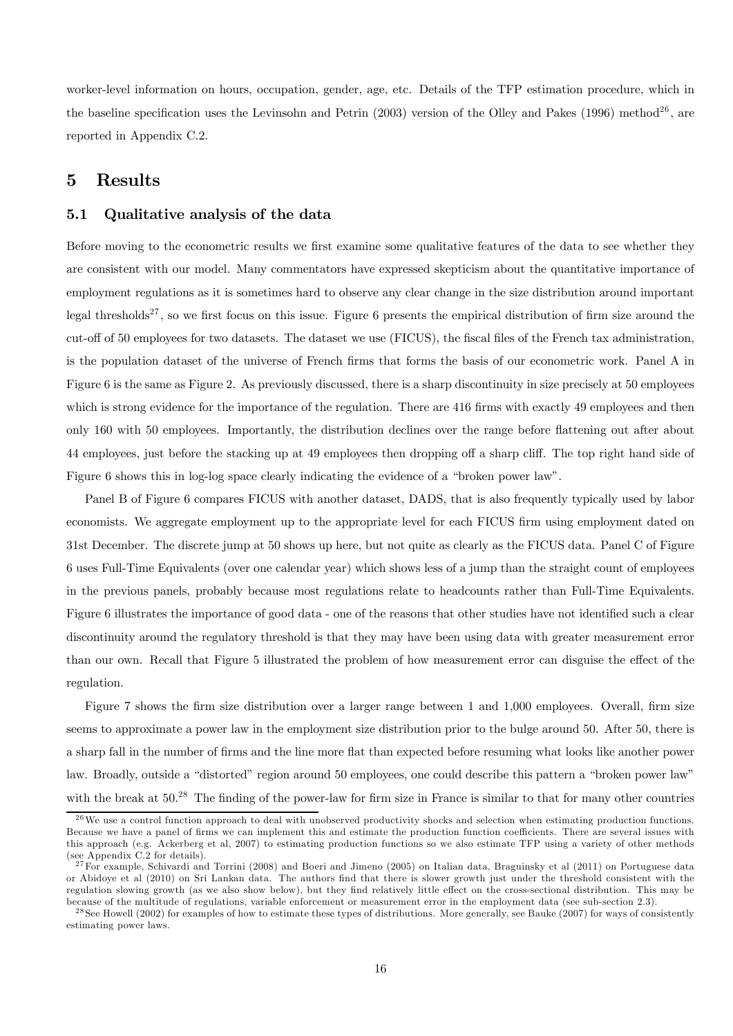worker-level information on hours, occupation, gender, age, etc. Details of the TFP estimation procedure, which in the baseline specification uses the Levinsohn and Petrin (2003) version of the Olley and Pakes (1996) method[26], are reported in Appendix C.2.

# 5 Results

## 5.1 Qualitative analysis of the data

Before moving to the econometric results we first examine some qualitative features of the data to see whether they are consistent with our model. Many commentators have expressed skepticism about the quantitative importance of employment regulations as it is sometimes hard to observe any clear change in the size distribution around important legal thresholds[27], so we first focus on this issue. Figure 6 presents the empirical distribution of firm size around the cut-off of 50 employees for two datasets. The dataset we use (FICUS), the fiscal files of the French tax administration, is the population dataset of the universe of French firms that forms the basis of our econometric work. Panel A in Figure 6 is the same as Figure 2. As previously discussed, there is a sharp discontinuity in size precisely at 50 employees which is strong evidence for the importance of the regulation. There are 416 firms with exactly 49 employees and then only 160 with 50 employees. Importantly, the distribution declines over the range before flattening out after about 44 employees, just before the stacking up at 49 employees then dropping off a sharp cliff. The top right hand side of Figure 6 shows this in log-log space clearly indicating the evidence of a "broken power law".

Panel B of Figure 6 compares FICUS with another dataset, DADS, that is also frequently typically used by labor economists. We aggregate employment up to the appropriate level for each FICUS firm using employment dated on 31st December. The discrete jump at 50 shows up here, but not quite as clearly as the FICUS data. Panel C of Figure 6 uses Full-Time Equivalents (over one calendar year) which shows less of a jump than the straight count of employees in the previous panels, probably because most regulations relate to headcounts rather than Full-Time Equivalents. Figure 6 illustrates the importance of good data - one of the reasons that other studies have not identified such a clear discontinuity around the regulatory threshold is that they may have been using data with greater measurement error than our own. Recall that Figure 5 illustrated the problem of how measurement error can disguise the effect of the regulation.

Figure 7 shows the firm size distribution over a larger range between 1 and 1,000 employees. Overall, firm size seems to approximate a power law in the employment size distribution prior to the bulge around 50. After 50, there is a sharp fall in the number of firms and the line more flat than expected before resuming what looks like another power law. Broadly, outside a "distorted" region around 50 employees, one could describe this pattern a "broken power law" with the break at 50.[28] The finding of the power-law for firm size in France is similar to that for many other countries

[26] We use a control function approach to deal with unobserved productivity shocks and selection when estimating production functions. Because we have a panel of firms we can implement this and estimate the production function coefficients. There are several issues with this approach (e.g. Ackerberg et al, 2007) to estimating production functions so we also estimate TFP using a variety of other methods (see Appendix C.2 for details).

[27] For example, Schivardi and Torrini (2008) and Boeri and Jimeno (2005) on Italian data, Braguinsky et al (2011) on Portuguese data or Abidoye et al (2010) on Sri Lankan data. The authors find that there is slower growth just under the threshold consistent with the regulation slowing growth (as we also show below), but they find relatively little effect on the cross-sectional distribution. This may be because of the multitude of regulations, variable enforcement or measurement error in the employment data (see sub-section 2.3).

[28] See Howell (2002) for examples of how to estimate these types of distributions. More generally, see Bauke (2007) for ways of consistently estimating power laws.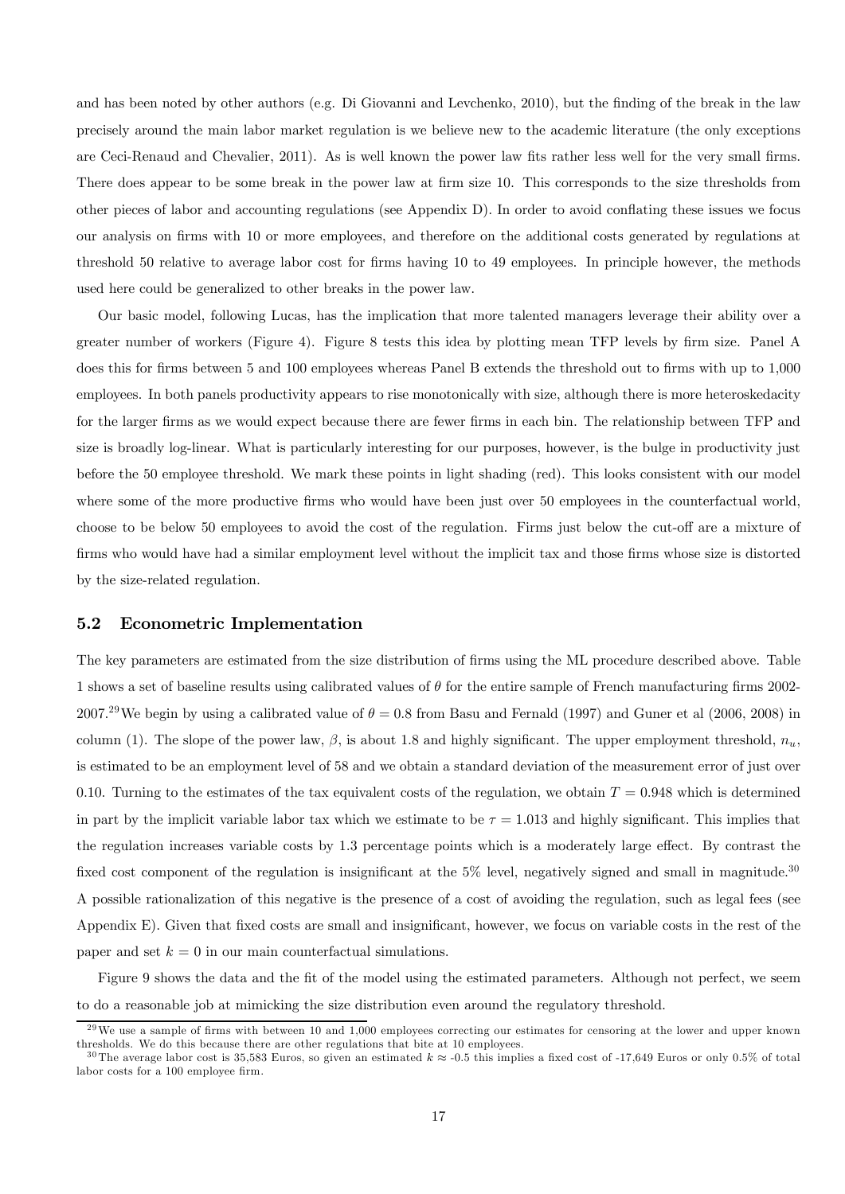and has been noted by other authors (e.g. Di Giovanni and Levchenko, 2010), but the finding of the break in the law precisely around the main labor market regulation is we believe new to the academic literature (the only exceptions are Ceci-Renaud and Chevalier, 2011). As is well known the power law fits rather less well for the very small firms. There does appear to be some break in the power law at firm size 10. This corresponds to the size thresholds from other pieces of labor and accounting regulations (see Appendix D). In order to avoid conflating these issues we focus our analysis on firms with 10 or more employees, and therefore on the additional costs generated by regulations at threshold 50 relative to average labor cost for firms having 10 to 49 employees. In principle however, the methods used here could be generalized to other breaks in the power law.

Our basic model, following Lucas, has the implication that more talented managers leverage their ability over a greater number of workers (Figure 4). Figure 8 tests this idea by plotting mean TFP levels by firm size. Panel A does this for firms between 5 and 100 employees whereas Panel B extends the threshold out to firms with up to 1,000 employees. In both panels productivity appears to rise monotonically with size, although there is more heteroskedacity for the larger firms as we would expect because there are fewer firms in each bin. The relationship between TFP and size is broadly log-linear. What is particularly interesting for our purposes, however, is the bulge in productivity just before the 50 employee threshold. We mark these points in light shading (red). This looks consistent with our model where some of the more productive firms who would have been just over 50 employees in the counterfactual world, choose to be below 50 employees to avoid the cost of the regulation. Firms just below the cut-off are a mixture of firms who would have had a similar employment level without the implicit tax and those firms whose size is distorted by the size-related regulation.

### 5.2 Econometric Implementation

The key parameters are estimated from the size distribution of firms using the ML procedure described above. Table 1 shows a set of baseline results using calibrated values of $\theta$ for the entire sample of French manufacturing firms 2002-2007.[29] We begin by using a calibrated value of $\theta = 0.8$ from Basu and Fernald (1997) and Guner et al (2006, 2008) in column (1). The slope of the power law, $\beta$, is about 1.8 and highly significant. The upper employment threshold, $n_u$, is estimated to be an employment level of 58 and we obtain a standard deviation of the measurement error of just over 0.10. Turning to the estimates of the tax equivalent costs of the regulation, we obtain $T = 0.948$ which is determined in part by the implicit variable labor tax which we estimate to be $\tau = 1.013$ and highly significant. This implies that the regulation increases variable costs by 1.3 percentage points which is a moderately large effect. By contrast the fixed cost component of the regulation is insignificant at the 5% level, negatively signed and small in magnitude.[30] A possible rationalization of this negative is the presence of a cost of avoiding the regulation, such as legal fees (see Appendix E). Given that fixed costs are small and insignificant, however, we focus on variable costs in the rest of the paper and set $k = 0$ in our main counterfactual simulations.

Figure 9 shows the data and the fit of the model using the estimated parameters. Although not perfect, we seem to do a reasonable job at mimicking the size distribution even around the regulatory threshold.

[29] We use a sample of firms with between 10 and 1,000 employees correcting our estimates for censoring at the lower and upper known thresholds. We do this because there are other regulations that bite at 10 employees.

[30] The average labor cost is 35,583 Euros, so given an estimated $k \approx$ -0.5 this implies a fixed cost of -17,649 Euros or only 0.5% of total labor costs for a 100 employee firm.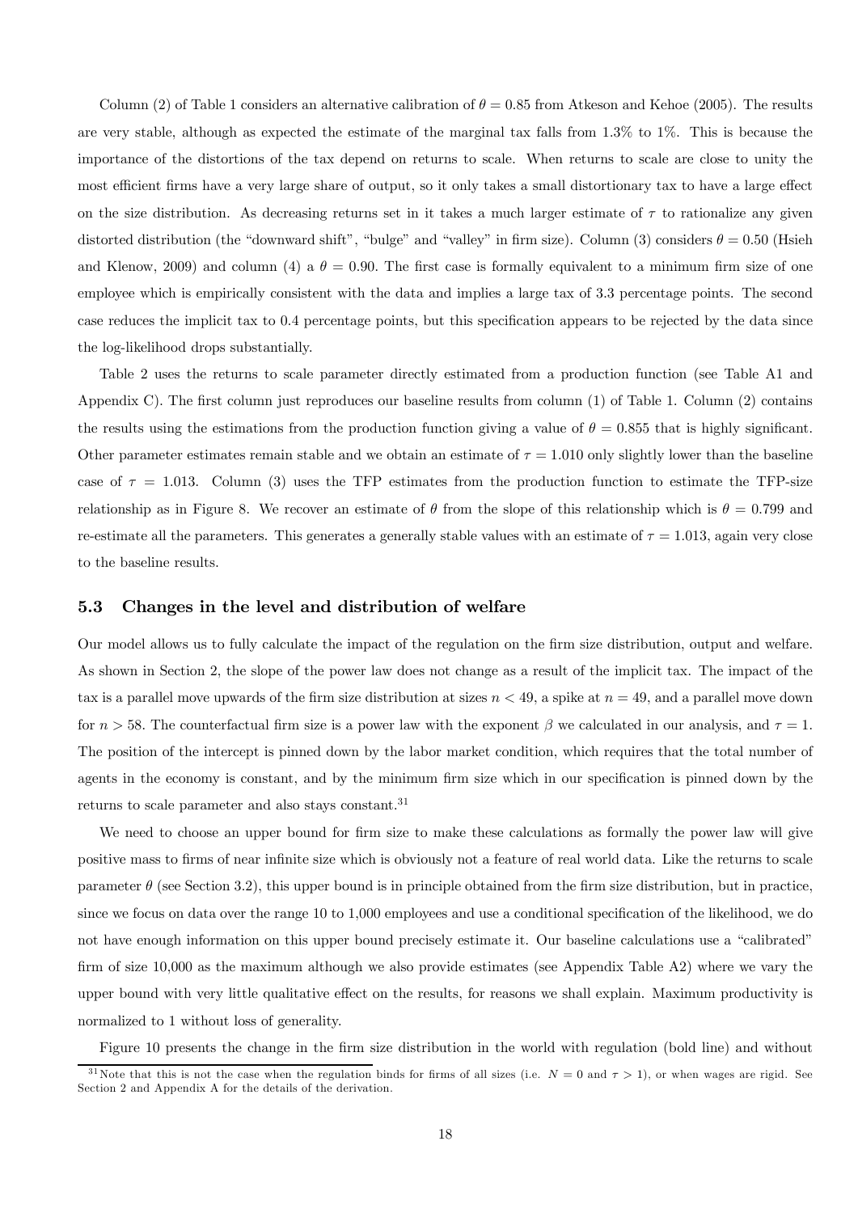Column (2) of Table 1 considers an alternative calibration of $\theta = 0.85$ from Atkeson and Kehoe (2005). The results are very stable, although as expected the estimate of the marginal tax falls from 1.3% to 1%. This is because the importance of the distortions of the tax depend on returns to scale. When returns to scale are close to unity the most efficient firms have a very large share of output, so it only takes a small distortionary tax to have a large effect on the size distribution. As decreasing returns set in it takes a much larger estimate of $\tau$ to rationalize any given distorted distribution (the "downward shift", "bulge" and "valley" in firm size). Column (3) considers $\theta = 0.50$ (Hsieh and Klenow, 2009) and column (4) a $\theta = 0.90$. The first case is formally equivalent to a minimum firm size of one employee which is empirically consistent with the data and implies a large tax of 3.3 percentage points. The second case reduces the implicit tax to 0.4 percentage points, but this specification appears to be rejected by the data since the log-likelihood drops substantially.

Table 2 uses the returns to scale parameter directly estimated from a production function (see Table A1 and Appendix C). The first column just reproduces our baseline results from column (1) of Table 1. Column (2) contains the results using the estimations from the production function giving a value of $\theta = 0.855$ that is highly significant. Other parameter estimates remain stable and we obtain an estimate of $\tau = 1.010$ only slightly lower than the baseline case of $\tau = 1.013$. Column (3) uses the TFP estimates from the production function to estimate the TFP-size relationship as in Figure 8. We recover an estimate of $\theta$ from the slope of this relationship which is $\theta = 0.799$ and re-estimate all the parameters. This generates a generally stable values with an estimate of $\tau = 1.013$, again very close to the baseline results.

### 5.3 Changes in the level and distribution of welfare

Our model allows us to fully calculate the impact of the regulation on the firm size distribution, output and welfare. As shown in Section 2, the slope of the power law does not change as a result of the implicit tax. The impact of the tax is a parallel move upwards of the firm size distribution at sizes $n < 49$, a spike at $n = 49$, and a parallel move down for $n > 58$. The counterfactual firm size is a power law with the exponent $\beta$ we calculated in our analysis, and $\tau = 1$. The position of the intercept is pinned down by the labor market condition, which requires that the total number of agents in the economy is constant, and by the minimum firm size which in our specification is pinned down by the returns to scale parameter and also stays constant.[31]

We need to choose an upper bound for firm size to make these calculations as formally the power law will give positive mass to firms of near infinite size which is obviously not a feature of real world data. Like the returns to scale parameter $\theta$ (see Section 3.2), this upper bound is in principle obtained from the firm size distribution, but in practice, since we focus on data over the range 10 to 1,000 employees and use a conditional specification of the likelihood, we do not have enough information on this upper bound precisely estimate it. Our baseline calculations use a "calibrated" firm of size 10,000 as the maximum although we also provide estimates (see Appendix Table A2) where we vary the upper bound with very little qualitative effect on the results, for reasons we shall explain. Maximum productivity is normalized to 1 without loss of generality.

Figure 10 presents the change in the firm size distribution in the world with regulation (bold line) and without

[31] Note that this is not the case when the regulation binds for firms of all sizes (i.e. $N = 0$ and $\tau > 1$), or when wages are rigid. See Section 2 and Appendix A for the details of the derivation.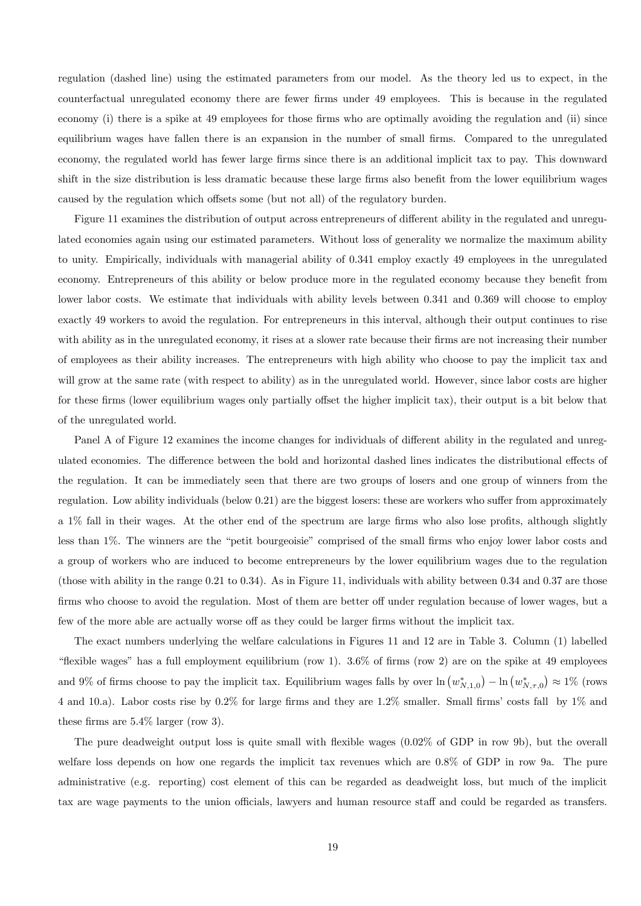regulation (dashed line) using the estimated parameters from our model. As the theory led us to expect, in the counterfactual unregulated economy there are fewer firms under 49 employees. This is because in the regulated economy (i) there is a spike at 49 employees for those firms who are optimally avoiding the regulation and (ii) since equilibrium wages have fallen there is an expansion in the number of small firms. Compared to the unregulated economy, the regulated world has fewer large firms since there is an additional implicit tax to pay. This downward shift in the size distribution is less dramatic because these large firms also benefit from the lower equilibrium wages caused by the regulation which offsets some (but not all) of the regulatory burden.

Figure 11 examines the distribution of output across entrepreneurs of different ability in the regulated and unregulated economies again using our estimated parameters. Without loss of generality we normalize the maximum ability to unity. Empirically, individuals with managerial ability of 0.341 employ exactly 49 employees in the unregulated economy. Entrepreneurs of this ability or below produce more in the regulated economy because they benefit from lower labor costs. We estimate that individuals with ability levels between 0.341 and 0.369 will choose to employ exactly 49 workers to avoid the regulation. For entrepreneurs in this interval, although their output continues to rise with ability as in the unregulated economy, it rises at a slower rate because their firms are not increasing their number of employees as their ability increases. The entrepreneurs with high ability who choose to pay the implicit tax and will grow at the same rate (with respect to ability) as in the unregulated world. However, since labor costs are higher for these firms (lower equilibrium wages only partially offset the higher implicit tax), their output is a bit below that of the unregulated world.

Panel A of Figure 12 examines the income changes for individuals of different ability in the regulated and unregulated economies. The difference between the bold and horizontal dashed lines indicates the distributional effects of the regulation. It can be immediately seen that there are two groups of losers and one group of winners from the regulation. Low ability individuals (below 0.21) are the biggest losers: these are workers who suffer from approximately a 1% fall in their wages. At the other end of the spectrum are large firms who also lose profits, although slightly less than 1%. The winners are the "petit bourgeoisie" comprised of the small firms who enjoy lower labor costs and a group of workers who are induced to become entrepreneurs by the lower equilibrium wages due to the regulation (those with ability in the range 0.21 to 0.34). As in Figure 11, individuals with ability between 0.34 and 0.37 are those firms who choose to avoid the regulation. Most of them are better off under regulation because of lower wages, but a few of the more able are actually worse off as they could be larger firms without the implicit tax.

The exact numbers underlying the welfare calculations in Figures 11 and 12 are in Table 3. Column (1) labelled "flexible wages" has a full employment equilibrium (row 1). 3.6% of firms (row 2) are on the spike at 49 employees and 9% of firms choose to pay the implicit tax. Equilibrium wages falls by over $\ln\left(w^*_{N,1,0}\right) - \ln\left(w^*_{N,\tau,0}\right) \approx 1\%$ (rows 4 and 10.a). Labor costs rise by 0.2% for large firms and they are 1.2% smaller. Small firms' costs fall by 1% and these firms are 5.4% larger (row 3).

The pure deadweight output loss is quite small with flexible wages (0.02% of GDP in row 9b), but the overall welfare loss depends on how one regards the implicit tax revenues which are 0.8% of GDP in row 9a. The pure administrative (e.g. reporting) cost element of this can be regarded as deadweight loss, but much of the implicit tax are wage payments to the union officials, lawyers and human resource staff and could be regarded as transfers.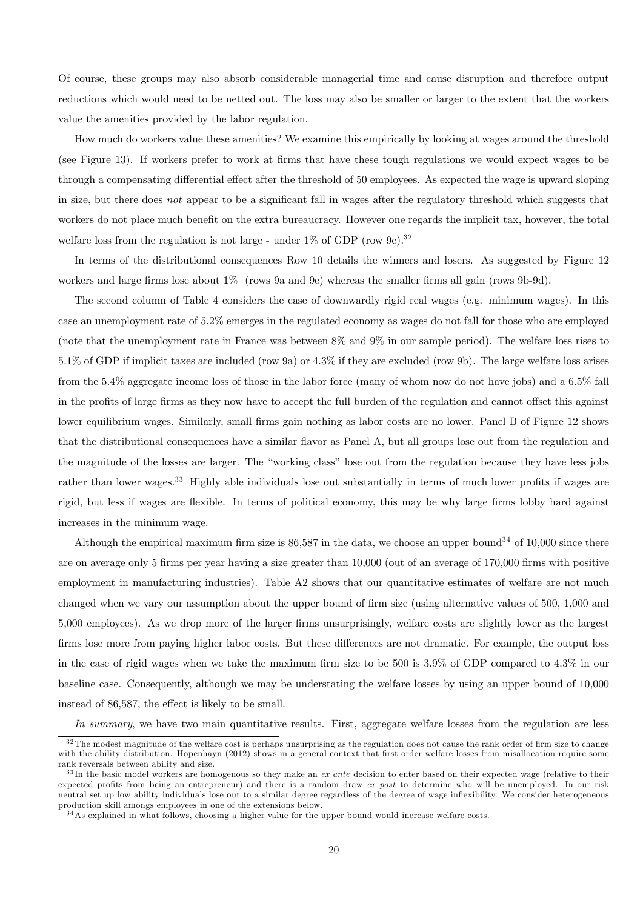Of course, these groups may also absorb considerable managerial time and cause disruption and therefore output reductions which would need to be netted out. The loss may also be smaller or larger to the extent that the workers value the amenities provided by the labor regulation.

How much do workers value these amenities? We examine this empirically by looking at wages around the threshold (see Figure 13). If workers prefer to work at firms that have these tough regulations we would expect wages to be through a compensating differential effect after the threshold of 50 employees. As expected the wage is upward sloping in size, but there does *not* appear to be a significant fall in wages after the regulatory threshold which suggests that workers do not place much benefit on the extra bureaucracy. However one regards the implicit tax, however, the total welfare loss from the regulation is not large - under 1% of GDP (row 9c).[32]

In terms of the distributional consequences Row 10 details the winners and losers. As suggested by Figure 12 workers and large firms lose about 1% (rows 9a and 9e) whereas the smaller firms all gain (rows 9b-9d).

The second column of Table 4 considers the case of downwardly rigid real wages (e.g. minimum wages). In this case an unemployment rate of 5.2% emerges in the regulated economy as wages do not fall for those who are employed (note that the unemployment rate in France was between 8% and 9% in our sample period). The welfare loss rises to 5.1% of GDP if implicit taxes are included (row 9a) or 4.3% if they are excluded (row 9b). The large welfare loss arises from the 5.4% aggregate income loss of those in the labor force (many of whom now do not have jobs) and a 6.5% fall in the profits of large firms as they now have to accept the full burden of the regulation and cannot offset this against lower equilibrium wages. Similarly, small firms gain nothing as labor costs are no lower. Panel B of Figure 12 shows that the distributional consequences have a similar flavor as Panel A, but all groups lose out from the regulation and the magnitude of the losses are larger. The "working class" lose out from the regulation because they have less jobs rather than lower wages.[33] Highly able individuals lose out substantially in terms of much lower profits if wages are rigid, but less if wages are flexible. In terms of political economy, this may be why large firms lobby hard against increases in the minimum wage.

Although the empirical maximum firm size is 86,587 in the data, we choose an upper bound[34] of 10,000 since there are on average only 5 firms per year having a size greater than 10,000 (out of an average of 170,000 firms with positive employment in manufacturing industries). Table A2 shows that our quantitative estimates of welfare are not much changed when we vary our assumption about the upper bound of firm size (using alternative values of 500, 1,000 and 5,000 employees). As we drop more of the larger firms unsurprisingly, welfare costs are slightly lower as the largest firms lose more from paying higher labor costs. But these differences are not dramatic. For example, the output loss in the case of rigid wages when we take the maximum firm size to be 500 is 3.9% of GDP compared to 4.3% in our baseline case. Consequently, although we may be understating the welfare losses by using an upper bound of 10,000 instead of 86,587, the effect is likely to be small.

*In summary*, we have two main quantitative results. First, aggregate welfare losses from the regulation are less

---

[32] The modest magnitude of the welfare cost is perhaps unsurprising as the regulation does not cause the rank order of firm size to change with the ability distribution. Hopenhayn (2012) shows in a general context that first order welfare losses from misallocation require some rank reversals between ability and size.

[33] In the basic model workers are homogenous so they make an *ex ante* decision to enter based on their expected wage (relative to their expected profits from being an entrepreneur) and there is a random draw *ex post* to determine who will be unemployed. In our risk neutral set up low ability individuals lose out to a similar degree regardless of the degree of wage inflexibility. We consider heterogeneous production skill amongs employees in one of the extensions below.

[34] As explained in what follows, choosing a higher value for the upper bound would increase welfare costs.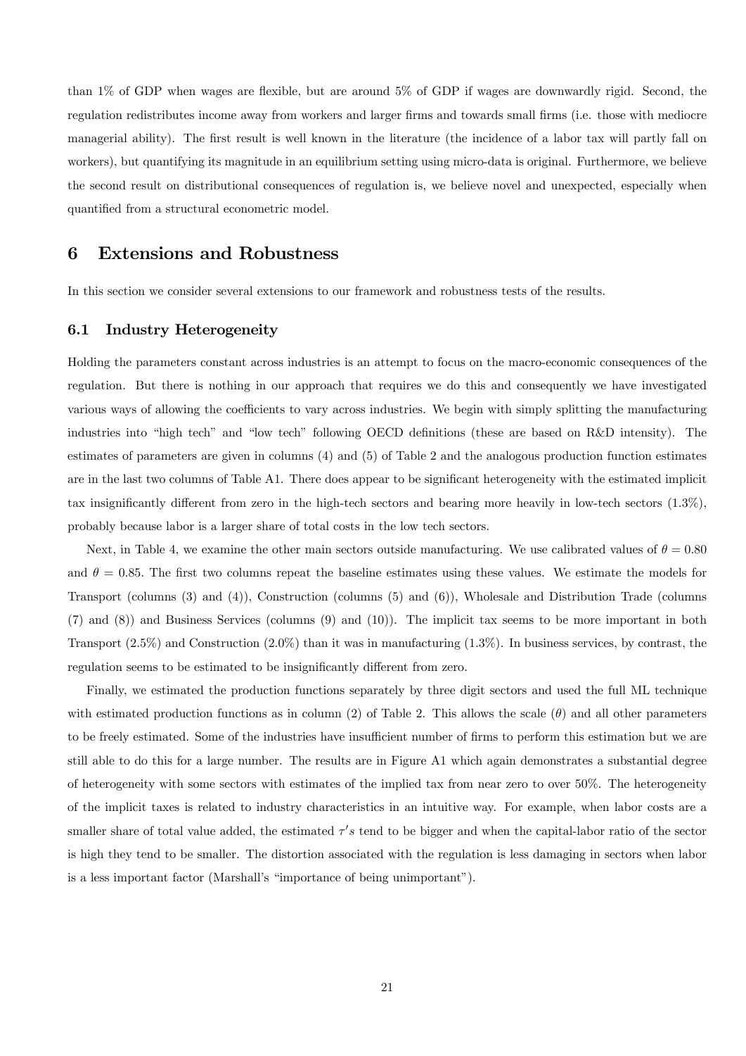than 1% of GDP when wages are flexible, but are around 5% of GDP if wages are downwardly rigid. Second, the regulation redistributes income away from workers and larger firms and towards small firms (i.e. those with mediocre managerial ability). The first result is well known in the literature (the incidence of a labor tax will partly fall on workers), but quantifying its magnitude in an equilibrium setting using micro-data is original. Furthermore, we believe the second result on distributional consequences of regulation is, we believe novel and unexpected, especially when quantified from a structural econometric model.

# 6 Extensions and Robustness

In this section we consider several extensions to our framework and robustness tests of the results.

## 6.1 Industry Heterogeneity

Holding the parameters constant across industries is an attempt to focus on the macro-economic consequences of the regulation. But there is nothing in our approach that requires we do this and consequently we have investigated various ways of allowing the coefficients to vary across industries. We begin with simply splitting the manufacturing industries into "high tech" and "low tech" following OECD definitions (these are based on R&D intensity). The estimates of parameters are given in columns (4) and (5) of Table 2 and the analogous production function estimates are in the last two columns of Table A1. There does appear to be significant heterogeneity with the estimated implicit tax insignificantly different from zero in the high-tech sectors and bearing more heavily in low-tech sectors (1.3%), probably because labor is a larger share of total costs in the low tech sectors.

Next, in Table 4, we examine the other main sectors outside manufacturing. We use calibrated values of $\theta = 0.80$ and $\theta = 0.85$. The first two columns repeat the baseline estimates using these values. We estimate the models for Transport (columns (3) and (4)), Construction (columns (5) and (6)), Wholesale and Distribution Trade (columns (7) and (8)) and Business Services (columns (9) and (10)). The implicit tax seems to be more important in both Transport (2.5%) and Construction (2.0%) than it was in manufacturing (1.3%). In business services, by contrast, the regulation seems to be estimated to be insignificantly different from zero.

Finally, we estimated the production functions separately by three digit sectors and used the full ML technique with estimated production functions as in column (2) of Table 2. This allows the scale ($\theta$) and all other parameters to be freely estimated. Some of the industries have insufficient number of firms to perform this estimation but we are still able to do this for a large number. The results are in Figure A1 which again demonstrates a substantial degree of heterogeneity with some sectors with estimates of the implied tax from near zero to over 50%. The heterogeneity of the implicit taxes is related to industry characteristics in an intuitive way. For example, when labor costs are a smaller share of total value added, the estimated $\tau' s$ tend to be bigger and when the capital-labor ratio of the sector is high they tend to be smaller. The distortion associated with the regulation is less damaging in sectors when labor is a less important factor (Marshall's "importance of being unimportant").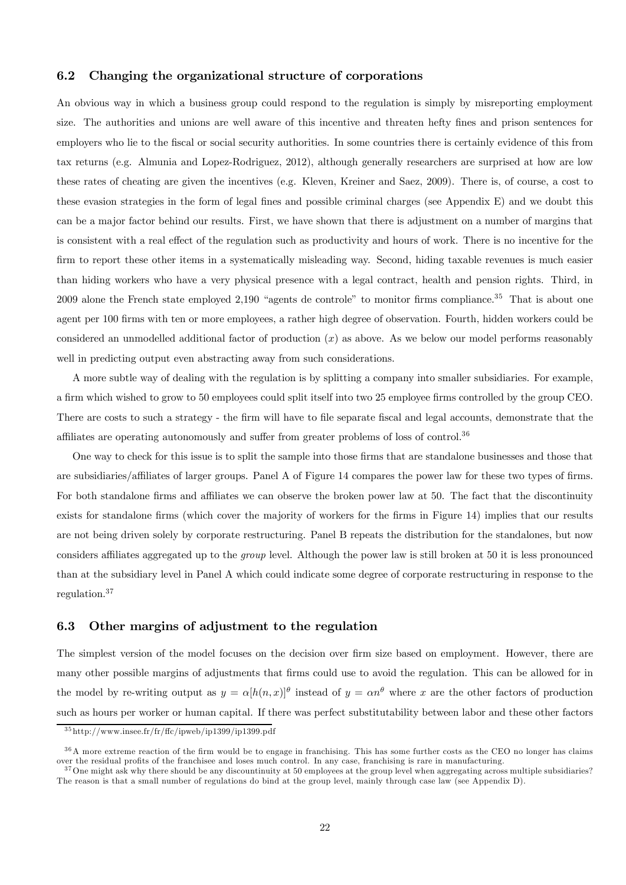## 6.2 Changing the organizational structure of corporations

An obvious way in which a business group could respond to the regulation is simply by misreporting employment size. The authorities and unions are well aware of this incentive and threaten hefty fines and prison sentences for employers who lie to the fiscal or social security authorities. In some countries there is certainly evidence of this from tax returns (e.g. Almunia and Lopez-Rodriguez, 2012), although generally researchers are surprised at how are low these rates of cheating are given the incentives (e.g. Kleven, Kreiner and Saez, 2009). There is, of course, a cost to these evasion strategies in the form of legal fines and possible criminal charges (see Appendix E) and we doubt this can be a major factor behind our results. First, we have shown that there is adjustment on a number of margins that is consistent with a real effect of the regulation such as productivity and hours of work. There is no incentive for the firm to report these other items in a systematically misleading way. Second, hiding taxable revenues is much easier than hiding workers who have a very physical presence with a legal contract, health and pension rights. Third, in 2009 alone the French state employed 2,190 "agents de controle" to monitor firms compliance.[35] That is about one agent per 100 firms with ten or more employees, a rather high degree of observation. Fourth, hidden workers could be considered an unmodelled additional factor of production ($x$) as above. As we below our model performs reasonably well in predicting output even abstracting away from such considerations.

A more subtle way of dealing with the regulation is by splitting a company into smaller subsidiaries. For example, a firm which wished to grow to 50 employees could split itself into two 25 employee firms controlled by the group CEO. There are costs to such a strategy - the firm will have to file separate fiscal and legal accounts, demonstrate that the affiliates are operating autonomously and suffer from greater problems of loss of control.[36]

One way to check for this issue is to split the sample into those firms that are standalone businesses and those that are subsidiaries/affiliates of larger groups. Panel A of Figure 14 compares the power law for these two types of firms. For both standalone firms and affiliates we can observe the broken power law at 50. The fact that the discontinuity exists for standalone firms (which cover the majority of workers for the firms in Figure 14) implies that our results are not being driven solely by corporate restructuring. Panel B repeats the distribution for the standalones, but now considers affiliates aggregated up to the *group* level. Although the power law is still broken at 50 it is less pronounced than at the subsidiary level in Panel A which could indicate some degree of corporate restructuring in response to the regulation.[37]

## 6.3 Other margins of adjustment to the regulation

The simplest version of the model focuses on the decision over firm size based on employment. However, there are many other possible margins of adjustments that firms could use to avoid the regulation. This can be allowed for in the model by re-writing output as $y = \alpha[h(n,x)]^{\theta}$ instead of $y = \alpha n^{\theta}$ where $x$ are the other factors of production such as hours per worker or human capital. If there was perfect substitutability between labor and these other factors

[35] http://www.insee.fr/fr/ffc/ipweb/ip1399/ip1399.pdf

[36] A more extreme reaction of the firm would be to engage in franchising. This has some further costs as the CEO no longer has claims over the residual profits of the franchisee and loses much control. In any case, franchising is rare in manufacturing.

[37] One might ask why there should be any discontinuity at 50 employees at the group level when aggregating across multiple subsidiaries? The reason is that a small number of regulations do bind at the group level, mainly through case law (see Appendix D).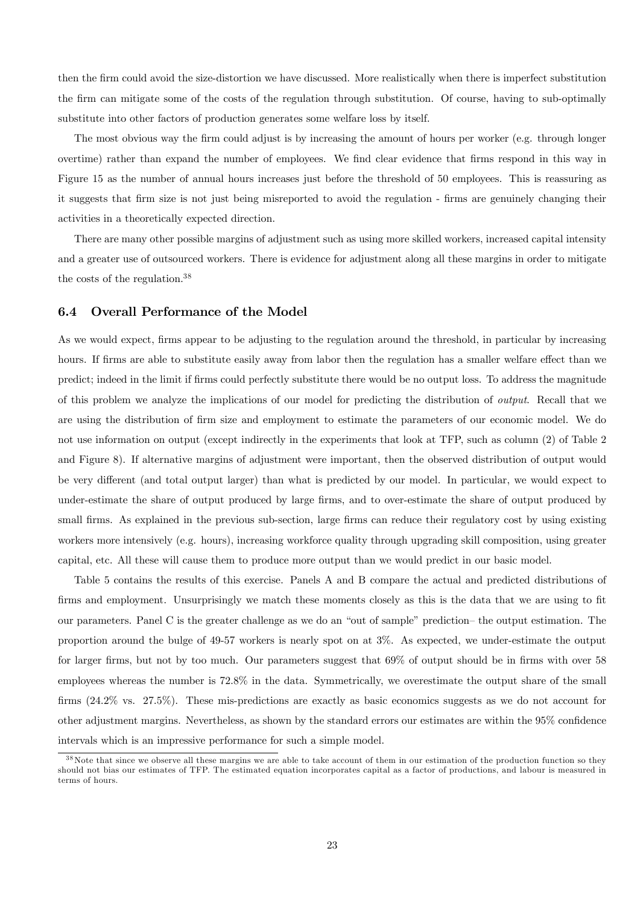then the firm could avoid the size-distortion we have discussed. More realistically when there is imperfect substitution the firm can mitigate some of the costs of the regulation through substitution. Of course, having to sub-optimally substitute into other factors of production generates some welfare loss by itself.

The most obvious way the firm could adjust is by increasing the amount of hours per worker (e.g. through longer overtime) rather than expand the number of employees. We find clear evidence that firms respond in this way in Figure 15 as the number of annual hours increases just before the threshold of 50 employees. This is reassuring as it suggests that firm size is not just being misreported to avoid the regulation - firms are genuinely changing their activities in a theoretically expected direction.

There are many other possible margins of adjustment such as using more skilled workers, increased capital intensity and a greater use of outsourced workers. There is evidence for adjustment along all these margins in order to mitigate the costs of the regulation.[38]

### 6.4 Overall Performance of the Model

As we would expect, firms appear to be adjusting to the regulation around the threshold, in particular by increasing hours. If firms are able to substitute easily away from labor then the regulation has a smaller welfare effect than we predict; indeed in the limit if firms could perfectly substitute there would be no output loss. To address the magnitude of this problem we analyze the implications of our model for predicting the distribution of *output*. Recall that we are using the distribution of firm size and employment to estimate the parameters of our economic model. We do not use information on output (except indirectly in the experiments that look at TFP, such as column (2) of Table 2 and Figure 8). If alternative margins of adjustment were important, then the observed distribution of output would be very different (and total output larger) than what is predicted by our model. In particular, we would expect to under-estimate the share of output produced by large firms, and to over-estimate the share of output produced by small firms. As explained in the previous sub-section, large firms can reduce their regulatory cost by using existing workers more intensively (e.g. hours), increasing workforce quality through upgrading skill composition, using greater capital, etc. All these will cause them to produce more output than we would predict in our basic model.

Table 5 contains the results of this exercise. Panels A and B compare the actual and predicted distributions of firms and employment. Unsurprisingly we match these moments closely as this is the data that we are using to fit our parameters. Panel C is the greater challenge as we do an "out of sample" prediction– the output estimation. The proportion around the bulge of 49-57 workers is nearly spot on at 3%. As expected, we under-estimate the output for larger firms, but not by too much. Our parameters suggest that 69% of output should be in firms with over 58 employees whereas the number is 72.8% in the data. Symmetrically, we overestimate the output share of the small firms (24.2% vs. 27.5%). These mis-predictions are exactly as basic economics suggests as we do not account for other adjustment margins. Nevertheless, as shown by the standard errors our estimates are within the 95% confidence intervals which is an impressive performance for such a simple model.

[38] Note that since we observe all these margins we are able to take account of them in our estimation of the production function so they should not bias our estimates of TFP. The estimated equation incorporates capital as a factor of productions, and labour is measured in terms of hours.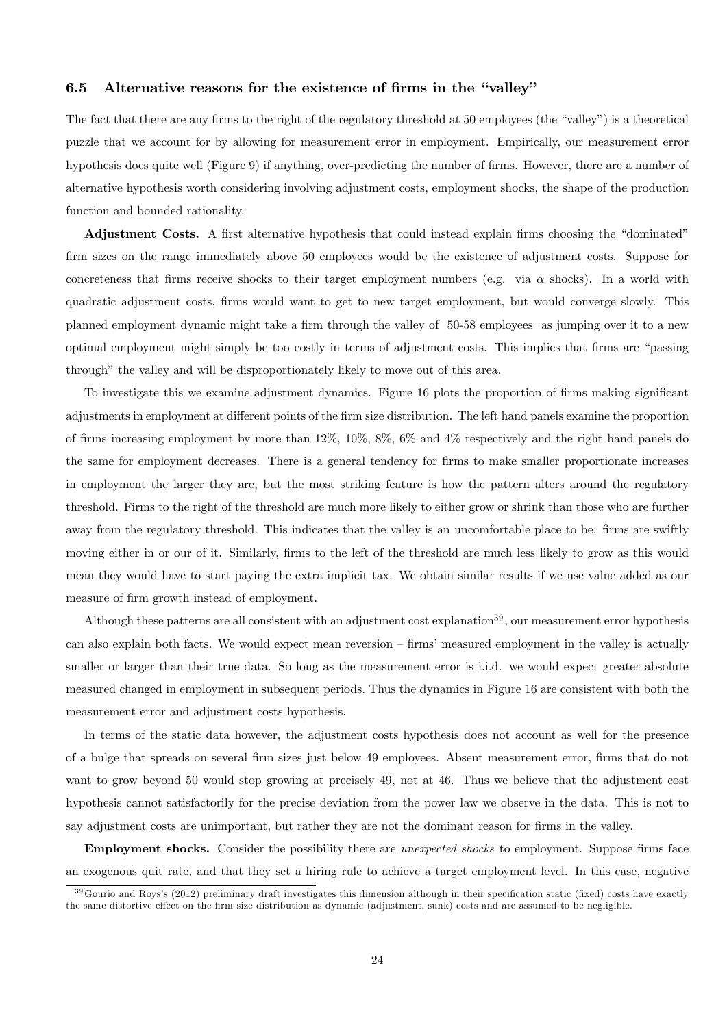### 6.5 Alternative reasons for the existence of firms in the "valley"

The fact that there are any firms to the right of the regulatory threshold at 50 employees (the "valley") is a theoretical puzzle that we account for by allowing for measurement error in employment. Empirically, our measurement error hypothesis does quite well (Figure 9) if anything, over-predicting the number of firms. However, there are a number of alternative hypothesis worth considering involving adjustment costs, employment shocks, the shape of the production function and bounded rationality.

**Adjustment Costs.** A first alternative hypothesis that could instead explain firms choosing the "dominated" firm sizes on the range immediately above 50 employees would be the existence of adjustment costs. Suppose for concreteness that firms receive shocks to their target employment numbers (e.g. via $\alpha$ shocks). In a world with quadratic adjustment costs, firms would want to get to new target employment, but would converge slowly. This planned employment dynamic might take a firm through the valley of 50-58 employees as jumping over it to a new optimal employment might simply be too costly in terms of adjustment costs. This implies that firms are "passing through" the valley and will be disproportionately likely to move out of this area.

To investigate this we examine adjustment dynamics. Figure 16 plots the proportion of firms making significant adjustments in employment at different points of the firm size distribution. The left hand panels examine the proportion of firms increasing employment by more than 12%, 10%, 8%, 6% and 4% respectively and the right hand panels do the same for employment decreases. There is a general tendency for firms to make smaller proportionate increases in employment the larger they are, but the most striking feature is how the pattern alters around the regulatory threshold. Firms to the right of the threshold are much more likely to either grow or shrink than those who are further away from the regulatory threshold. This indicates that the valley is an uncomfortable place to be: firms are swiftly moving either in or our of it. Similarly, firms to the left of the threshold are much less likely to grow as this would mean they would have to start paying the extra implicit tax. We obtain similar results if we use value added as our measure of firm growth instead of employment.

Although these patterns are all consistent with an adjustment cost explanation[39], our measurement error hypothesis can also explain both facts. We would expect mean reversion – firms' measured employment in the valley is actually smaller or larger than their true data. So long as the measurement error is i.i.d. we would expect greater absolute measured changed in employment in subsequent periods. Thus the dynamics in Figure 16 are consistent with both the measurement error and adjustment costs hypothesis.

In terms of the static data however, the adjustment costs hypothesis does not account as well for the presence of a bulge that spreads on several firm sizes just below 49 employees. Absent measurement error, firms that do not want to grow beyond 50 would stop growing at precisely 49, not at 46. Thus we believe that the adjustment cost hypothesis cannot satisfactorily for the precise deviation from the power law we observe in the data. This is not to say adjustment costs are unimportant, but rather they are not the dominant reason for firms in the valley.

**Employment shocks.** Consider the possibility there are *unexpected shocks* to employment. Suppose firms face an exogenous quit rate, and that they set a hiring rule to achieve a target employment level. In this case, negative

[39] Gourio and Roys's (2012) preliminary draft investigates this dimension although in their specification static (fixed) costs have exactly the same distortive effect on the firm size distribution as dynamic (adjustment, sunk) costs and are assumed to be negligible.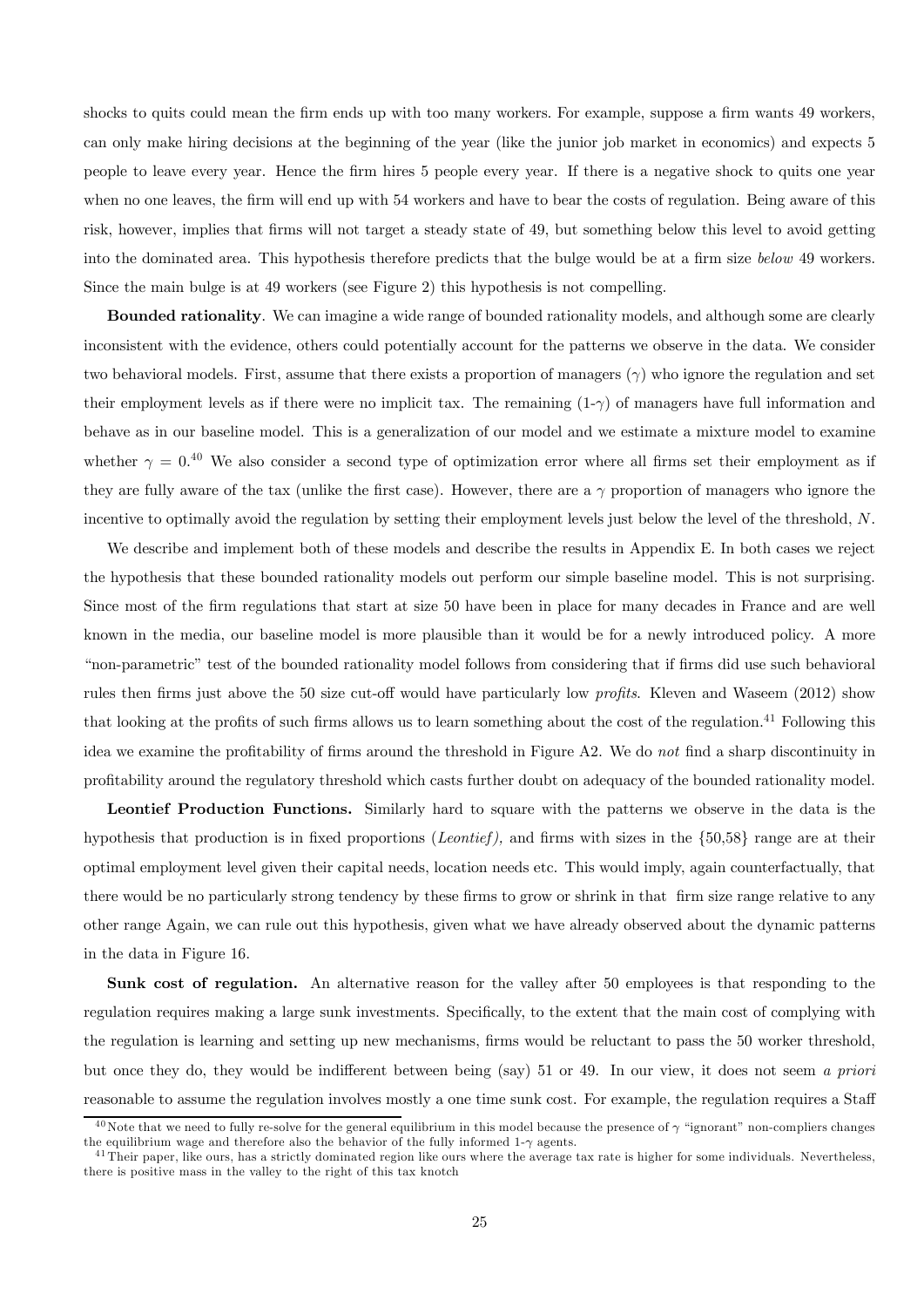shocks to quits could mean the firm ends up with too many workers. For example, suppose a firm wants 49 workers, can only make hiring decisions at the beginning of the year (like the junior job market in economics) and expects 5 people to leave every year. Hence the firm hires 5 people every year. If there is a negative shock to quits one year when no one leaves, the firm will end up with 54 workers and have to bear the costs of regulation. Being aware of this risk, however, implies that firms will not target a steady state of 49, but something below this level to avoid getting into the dominated area. This hypothesis therefore predicts that the bulge would be at a firm size *below* 49 workers. Since the main bulge is at 49 workers (see Figure 2) this hypothesis is not compelling.

**Bounded rationality**. We can imagine a wide range of bounded rationality models, and although some are clearly inconsistent with the evidence, others could potentially account for the patterns we observe in the data. We consider two behavioral models. First, assume that there exists a proportion of managers ($\gamma$) who ignore the regulation and set their employment levels as if there were no implicit tax. The remaining (1-$\gamma$) of managers have full information and behave as in our baseline model. This is a generalization of our model and we estimate a mixture model to examine whether $\gamma = 0$.[40] We also consider a second type of optimization error where all firms set their employment as if they are fully aware of the tax (unlike the first case). However, there are a $\gamma$ proportion of managers who ignore the incentive to optimally avoid the regulation by setting their employment levels just below the level of the threshold, $N$.

We describe and implement both of these models and describe the results in Appendix E. In both cases we reject the hypothesis that these bounded rationality models out perform our simple baseline model. This is not surprising. Since most of the firm regulations that start at size 50 have been in place for many decades in France and are well known in the media, our baseline model is more plausible than it would be for a newly introduced policy. A more "non-parametric" test of the bounded rationality model follows from considering that if firms did use such behavioral rules then firms just above the 50 size cut-off would have particularly low *profits*. Kleven and Waseem (2012) show that looking at the profits of such firms allows us to learn something about the cost of the regulation.[41] Following this idea we examine the profitability of firms around the threshold in Figure A2. We do *not* find a sharp discontinuity in profitability around the regulatory threshold which casts further doubt on adequacy of the bounded rationality model.

**Leontief Production Functions.** Similarly hard to square with the patterns we observe in the data is the hypothesis that production is in fixed proportions (*Leontief),* and firms with sizes in the {50,58} range are at their optimal employment level given their capital needs, location needs etc. This would imply, again counterfactually, that there would be no particularly strong tendency by these firms to grow or shrink in that firm size range relative to any other range Again, we can rule out this hypothesis, given what we have already observed about the dynamic patterns in the data in Figure 16.

**Sunk cost of regulation.** An alternative reason for the valley after 50 employees is that responding to the regulation requires making a large sunk investments. Specifically, to the extent that the main cost of complying with the regulation is learning and setting up new mechanisms, firms would be reluctant to pass the 50 worker threshold, but once they do, they would be indifferent between being (say) 51 or 49. In our view, it does not seem *a priori* reasonable to assume the regulation involves mostly a one time sunk cost. For example, the regulation requires a Staff

[40] Note that we need to fully re-solve for the general equilibrium in this model because the presence of $\gamma$ "ignorant" non-compliers changes the equilibrium wage and therefore also the behavior of the fully informed 1-$\gamma$ agents.

[41] Their paper, like ours, has a strictly dominated region like ours where the average tax rate is higher for some individuals. Nevertheless, there is positive mass in the valley to the right of this tax knotch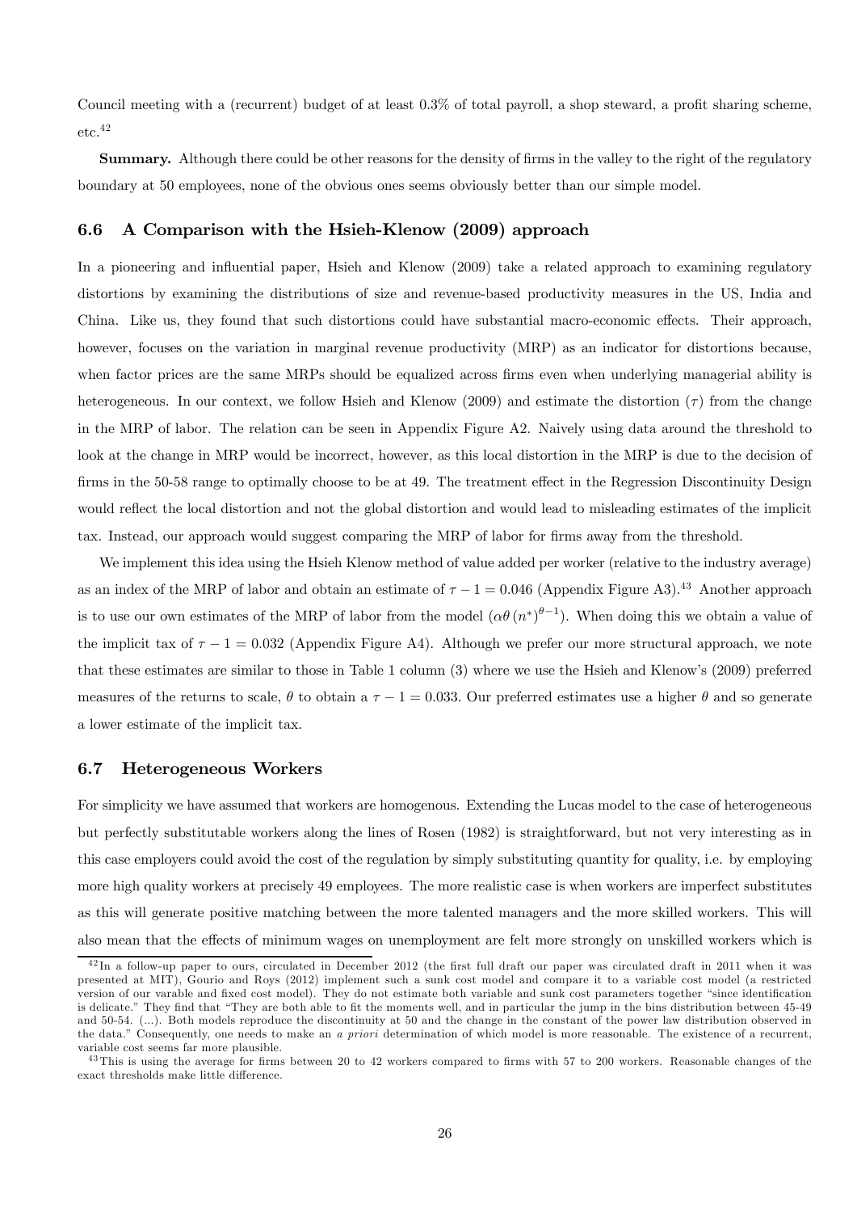Council meeting with a (recurrent) budget of at least 0.3% of total payroll, a shop steward, a profit sharing scheme, etc.[42]

**Summary.** Although there could be other reasons for the density of firms in the valley to the right of the regulatory boundary at 50 employees, none of the obvious ones seems obviously better than our simple model.

### 6.6 A Comparison with the Hsieh-Klenow (2009) approach

In a pioneering and influential paper, Hsieh and Klenow (2009) take a related approach to examining regulatory distortions by examining the distributions of size and revenue-based productivity measures in the US, India and China. Like us, they found that such distortions could have substantial macro-economic effects. Their approach, however, focuses on the variation in marginal revenue productivity (MRP) as an indicator for distortions because, when factor prices are the same MRPs should be equalized across firms even when underlying managerial ability is heterogeneous. In our context, we follow Hsieh and Klenow (2009) and estimate the distortion ($\tau$) from the change in the MRP of labor. The relation can be seen in Appendix Figure A2. Naively using data around the threshold to look at the change in MRP would be incorrect, however, as this local distortion in the MRP is due to the decision of firms in the 50-58 range to optimally choose to be at 49. The treatment effect in the Regression Discontinuity Design would reflect the local distortion and not the global distortion and would lead to misleading estimates of the implicit tax. Instead, our approach would suggest comparing the MRP of labor for firms away from the threshold.

We implement this idea using the Hsieh Klenow method of value added per worker (relative to the industry average) as an index of the MRP of labor and obtain an estimate of $\tau - 1 = 0.046$ (Appendix Figure A3).[43] Another approach is to use our own estimates of the MRP of labor from the model ($\alpha\theta\left(n^{*}\right)^{\theta-1}$). When doing this we obtain a value of the implicit tax of $\tau - 1 = 0.032$ (Appendix Figure A4). Although we prefer our more structural approach, we note that these estimates are similar to those in Table 1 column (3) where we use the Hsieh and Klenow's (2009) preferred measures of the returns to scale, $\theta$ to obtain a $\tau - 1 = 0.033$. Our preferred estimates use a higher $\theta$ and so generate a lower estimate of the implicit tax.

### 6.7 Heterogeneous Workers

For simplicity we have assumed that workers are homogenous. Extending the Lucas model to the case of heterogeneous but perfectly substitutable workers along the lines of Rosen (1982) is straightforward, but not very interesting as in this case employers could avoid the cost of the regulation by simply substituting quantity for quality, i.e. by employing more high quality workers at precisely 49 employees. The more realistic case is when workers are imperfect substitutes as this will generate positive matching between the more talented managers and the more skilled workers. This will also mean that the effects of minimum wages on unemployment are felt more strongly on unskilled workers which is

---

[42] In a follow-up paper to ours, circulated in December 2012 (the first full draft our paper was circulated draft in 2011 when it was presented at MIT), Gourio and Roys (2012) implement such a sunk cost model and compare it to a variable cost model (a restricted version of our varable and fixed cost model). They do not estimate both variable and sunk cost parameters together "since identification is delicate." They find that "They are both able to fit the moments well, and in particular the jump in the bins distribution between 45-49 and 50-54. (...). Both models reproduce the discontinuity at 50 and the change in the constant of the power law distribution observed in the data." Consequently, one needs to make an *a priori* determination of which model is more reasonable. The existence of a recurrent, variable cost seems far more plausible.

[43] This is using the average for firms between 20 to 42 workers compared to firms with 57 to 200 workers. Reasonable changes of the exact thresholds make little difference.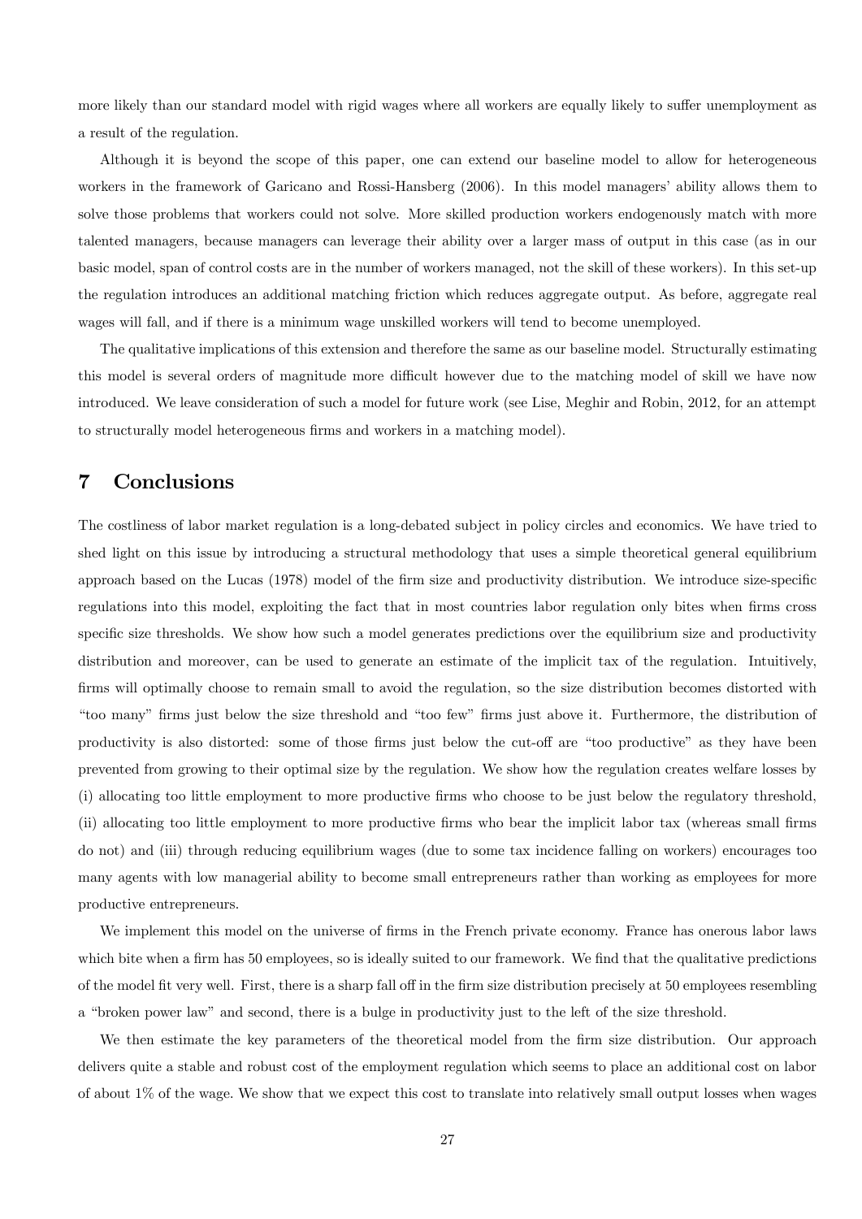more likely than our standard model with rigid wages where all workers are equally likely to suffer unemployment as a result of the regulation.

Although it is beyond the scope of this paper, one can extend our baseline model to allow for heterogeneous workers in the framework of Garicano and Rossi-Hansberg (2006). In this model managers' ability allows them to solve those problems that workers could not solve. More skilled production workers endogenously match with more talented managers, because managers can leverage their ability over a larger mass of output in this case (as in our basic model, span of control costs are in the number of workers managed, not the skill of these workers). In this set-up the regulation introduces an additional matching friction which reduces aggregate output. As before, aggregate real wages will fall, and if there is a minimum wage unskilled workers will tend to become unemployed.

The qualitative implications of this extension and therefore the same as our baseline model. Structurally estimating this model is several orders of magnitude more difficult however due to the matching model of skill we have now introduced. We leave consideration of such a model for future work (see Lise, Meghir and Robin, 2012, for an attempt to structurally model heterogeneous firms and workers in a matching model).

# 7 Conclusions

The costliness of labor market regulation is a long-debated subject in policy circles and economics. We have tried to shed light on this issue by introducing a structural methodology that uses a simple theoretical general equilibrium approach based on the Lucas (1978) model of the firm size and productivity distribution. We introduce size-specific regulations into this model, exploiting the fact that in most countries labor regulation only bites when firms cross specific size thresholds. We show how such a model generates predictions over the equilibrium size and productivity distribution and moreover, can be used to generate an estimate of the implicit tax of the regulation. Intuitively, firms will optimally choose to remain small to avoid the regulation, so the size distribution becomes distorted with "too many" firms just below the size threshold and "too few" firms just above it. Furthermore, the distribution of productivity is also distorted: some of those firms just below the cut-off are "too productive" as they have been prevented from growing to their optimal size by the regulation. We show how the regulation creates welfare losses by (i) allocating too little employment to more productive firms who choose to be just below the regulatory threshold, (ii) allocating too little employment to more productive firms who bear the implicit labor tax (whereas small firms do not) and (iii) through reducing equilibrium wages (due to some tax incidence falling on workers) encourages too many agents with low managerial ability to become small entrepreneurs rather than working as employees for more productive entrepreneurs.

We implement this model on the universe of firms in the French private economy. France has onerous labor laws which bite when a firm has 50 employees, so is ideally suited to our framework. We find that the qualitative predictions of the model fit very well. First, there is a sharp fall off in the firm size distribution precisely at 50 employees resembling a "broken power law" and second, there is a bulge in productivity just to the left of the size threshold.

We then estimate the key parameters of the theoretical model from the firm size distribution. Our approach delivers quite a stable and robust cost of the employment regulation which seems to place an additional cost on labor of about 1% of the wage. We show that we expect this cost to translate into relatively small output losses when wages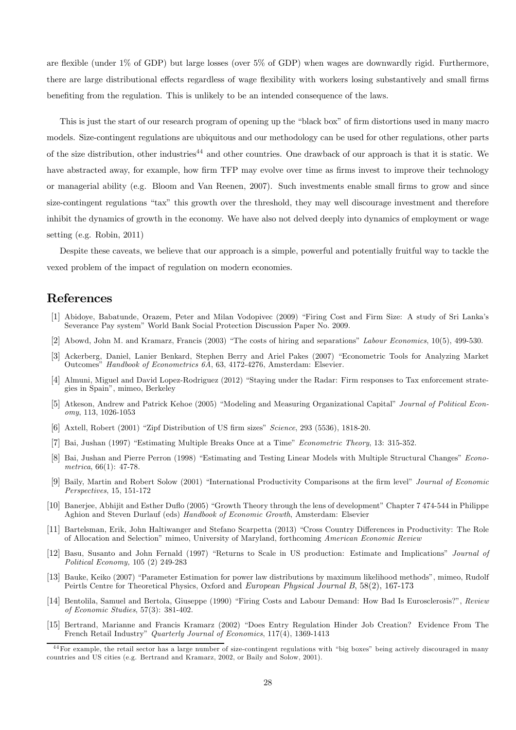are flexible (under 1% of GDP) but large losses (over 5% of GDP) when wages are downwardly rigid. Furthermore, there are large distributional effects regardless of wage flexibility with workers losing substantively and small firms benefiting from the regulation. This is unlikely to be an intended consequence of the laws.

This is just the start of our research program of opening up the "black box" of firm distortions used in many macro models. Size-contingent regulations are ubiquitous and our methodology can be used for other regulations, other parts of the size distribution, other industries[44] and other countries. One drawback of our approach is that it is static. We have abstracted away, for example, how firm TFP may evolve over time as firms invest to improve their technology or managerial ability (e.g. Bloom and Van Reenen, 2007). Such investments enable small firms to grow and since size-contingent regulations "tax" this growth over the threshold, they may well discourage investment and therefore inhibit the dynamics of growth in the economy. We have also not delved deeply into dynamics of employment or wage setting (e.g. Robin, 2011)

Despite these caveats, we believe that our approach is a simple, powerful and potentially fruitful way to tackle the vexed problem of the impact of regulation on modern economies.

# References

[1] Abidoye, Babatunde, Orazem, Peter and Milan Vodopivec (2009) "Firing Cost and Firm Size: A study of Sri Lanka's Severance Pay system" World Bank Social Protection Discussion Paper No. 2009.

[2] Abowd, John M. and Kramarz, Francis (2003) "The costs of hiring and separations" *Labour Economics*, 10(5), 499-530.

[3] Ackerberg, Daniel, Lanier Benkard, Stephen Berry and Ariel Pakes (2007) "Econometric Tools for Analyzing Market Outcomes" *Handbook of Econometrics 6A*, 63, 4172-4276, Amsterdam: Elsevier.

[4] Almuni, Miguel and David Lopez-Rodriguez (2012) "Staying under the Radar: Firm responses to Tax enforcement strategies in Spain", mimeo, Berkeley

[5] Atkeson, Andrew and Patrick Kehoe (2005) "Modeling and Measuring Organizational Capital" *Journal of Political Economy*, 113, 1026-1053

[6] Axtell, Robert (2001) "Zipf Distribution of US firm sizes" *Science*, 293 (5536), 1818-20.

[7] Bai, Jushan (1997) "Estimating Multiple Breaks Once at a Time" *Econometric Theory*, 13: 315-352.

[8] Bai, Jushan and Pierre Perron (1998) "Estimating and Testing Linear Models with Multiple Structural Changes" *Econometrica*, 66(1): 47-78.

[9] Baily, Martin and Robert Solow (2001) "International Productivity Comparisons at the firm level" *Journal of Economic Perspectives*, 15, 151-172

[10] Banerjee, Abhijit and Esther Duflo (2005) "Growth Theory through the lens of development" Chapter 7 474-544 in Philippe Aghion and Steven Durlauf (eds) *Handbook of Economic Growth*, Amsterdam: Elsevier

[11] Bartelsman, Erik, John Haltiwanger and Stefano Scarpetta (2013) "Cross Country Differences in Productivity: The Role of Allocation and Selection" mimeo, University of Maryland, forthcoming *American Economic Review*

[12] Basu, Susanto and John Fernald (1997) "Returns to Scale in US production: Estimate and Implications" *Journal of Political Economy,* 105 (2) 249-283

[13] Bauke, Keiko (2007) "Parameter Estimation for power law distributions by maximum likelihood methods", mimeo, Rudolf Peirtls Centre for Theoretical Physics, Oxford and *European Physical Journal B*, 58(2), 167-173

[14] Bentolila, Samuel and Bertola, Giuseppe (1990) "Firing Costs and Labour Demand: How Bad Is Eurosclerosis?", *Review of Economic Studies*, 57(3): 381-402.

[15] Bertrand, Marianne and Francis Kramarz (2002) "Does Entry Regulation Hinder Job Creation? Evidence From The French Retail Industry" *Quarterly Journal of Economics*, 117(4), 1369-1413

[44] For example, the retail sector has a large number of size-contingent regulations with "big boxes" being actively discouraged in many countries and US cities (e.g. Bertrand and Kramarz, 2002, or Baily and Solow, 2001).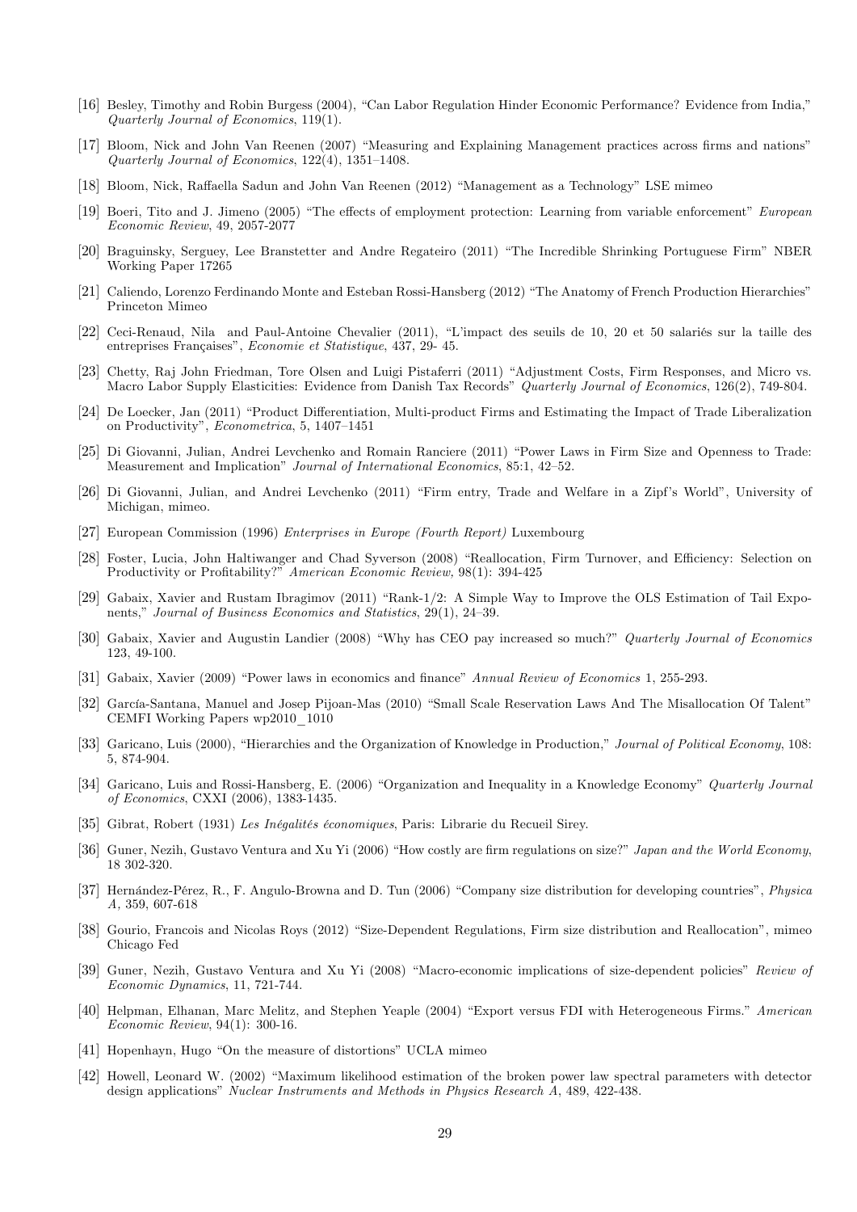[16] Besley, Timothy and Robin Burgess (2004), "Can Labor Regulation Hinder Economic Performance? Evidence from India," *Quarterly Journal of Economics*, 119(1).

[17] Bloom, Nick and John Van Reenen (2007) "Measuring and Explaining Management practices across firms and nations" *Quarterly Journal of Economics*, 122(4), 1351–1408.

[18] Bloom, Nick, Raffaella Sadun and John Van Reenen (2012) "Management as a Technology" LSE mimeo

[19] Boeri, Tito and J. Jimeno (2005) "The effects of employment protection: Learning from variable enforcement" *European Economic Review*, 49, 2057-2077

[20] Braguinsky, Serguey, Lee Branstetter and Andre Regateiro (2011) "The Incredible Shrinking Portuguese Firm" NBER Working Paper 17265

[21] Caliendo, Lorenzo Ferdinando Monte and Esteban Rossi-Hansberg (2012) "The Anatomy of French Production Hierarchies" Princeton Mimeo

[22] Ceci-Renaud, Nila and Paul-Antoine Chevalier (2011), "L'impact des seuils de 10, 20 et 50 salariés sur la taille des entreprises Françaises", *Economie et Statistique*, 437, 29- 45.

[23] Chetty, Raj John Friedman, Tore Olsen and Luigi Pistaferri (2011) "Adjustment Costs, Firm Responses, and Micro vs. Macro Labor Supply Elasticities: Evidence from Danish Tax Records" *Quarterly Journal of Economics*, 126(2), 749-804.

[24] De Loecker, Jan (2011) "Product Differentiation, Multi-product Firms and Estimating the Impact of Trade Liberalization on Productivity", *Econometrica*, 5, 1407–1451

[25] Di Giovanni, Julian, Andrei Levchenko and Romain Ranciere (2011) "Power Laws in Firm Size and Openness to Trade: Measurement and Implication" *Journal of International Economics*, 85:1, 42–52.

[26] Di Giovanni, Julian, and Andrei Levchenko (2011) "Firm entry, Trade and Welfare in a Zipf's World", University of Michigan, mimeo.

[27] European Commission (1996) *Enterprises in Europe (Fourth Report)* Luxembourg

[28] Foster, Lucia, John Haltiwanger and Chad Syverson (2008) "Reallocation, Firm Turnover, and Efficiency: Selection on Productivity or Profitability?" *American Economic Review,* 98(1): 394-425

[29] Gabaix, Xavier and Rustam Ibragimov (2011) "Rank-1/2: A Simple Way to Improve the OLS Estimation of Tail Exponents," *Journal of Business Economics and Statistics*, 29(1), 24–39.

[30] Gabaix, Xavier and Augustin Landier (2008) "Why has CEO pay increased so much?" *Quarterly Journal of Economics* 123, 49-100.

[31] Gabaix, Xavier (2009) "Power laws in economics and finance" *Annual Review of Economics* 1, 255-293.

[32] García-Santana, Manuel and Josep Pijoan-Mas (2010) "Small Scale Reservation Laws And The Misallocation Of Talent" CEMFI Working Papers wp2010_1010

[33] Garicano, Luis (2000), "Hierarchies and the Organization of Knowledge in Production," *Journal of Political Economy*, 108: 5, 874-904.

[34] Garicano, Luis and Rossi-Hansberg, E. (2006) "Organization and Inequality in a Knowledge Economy" *Quarterly Journal of Economics*, CXXI (2006), 1383-1435.

[35] Gibrat, Robert (1931) *Les Inégalités économiques*, Paris: Librarie du Recueil Sirey.

[36] Guner, Nezih, Gustavo Ventura and Xu Yi (2006) "How costly are firm regulations on size?" *Japan and the World Economy*, 18 302-320.

[37] Hernández-Pérez, R., F. Angulo-Browna and D. Tun (2006) "Company size distribution for developing countries", *Physica A,* 359, 607-618

[38] Gourio, Francois and Nicolas Roys (2012) "Size-Dependent Regulations, Firm size distribution and Reallocation", mimeo Chicago Fed

[39] Guner, Nezih, Gustavo Ventura and Xu Yi (2008) "Macro-economic implications of size-dependent policies" *Review of Economic Dynamics*, 11, 721-744.

[40] Helpman, Elhanan, Marc Melitz, and Stephen Yeaple (2004) "Export versus FDI with Heterogeneous Firms." *American Economic Review*, 94(1): 300-16.

[41] Hopenhayn, Hugo "On the measure of distortions" UCLA mimeo

[42] Howell, Leonard W. (2002) "Maximum likelihood estimation of the broken power law spectral parameters with detector design applications" *Nuclear Instruments and Methods in Physics Research A*, 489, 422-438.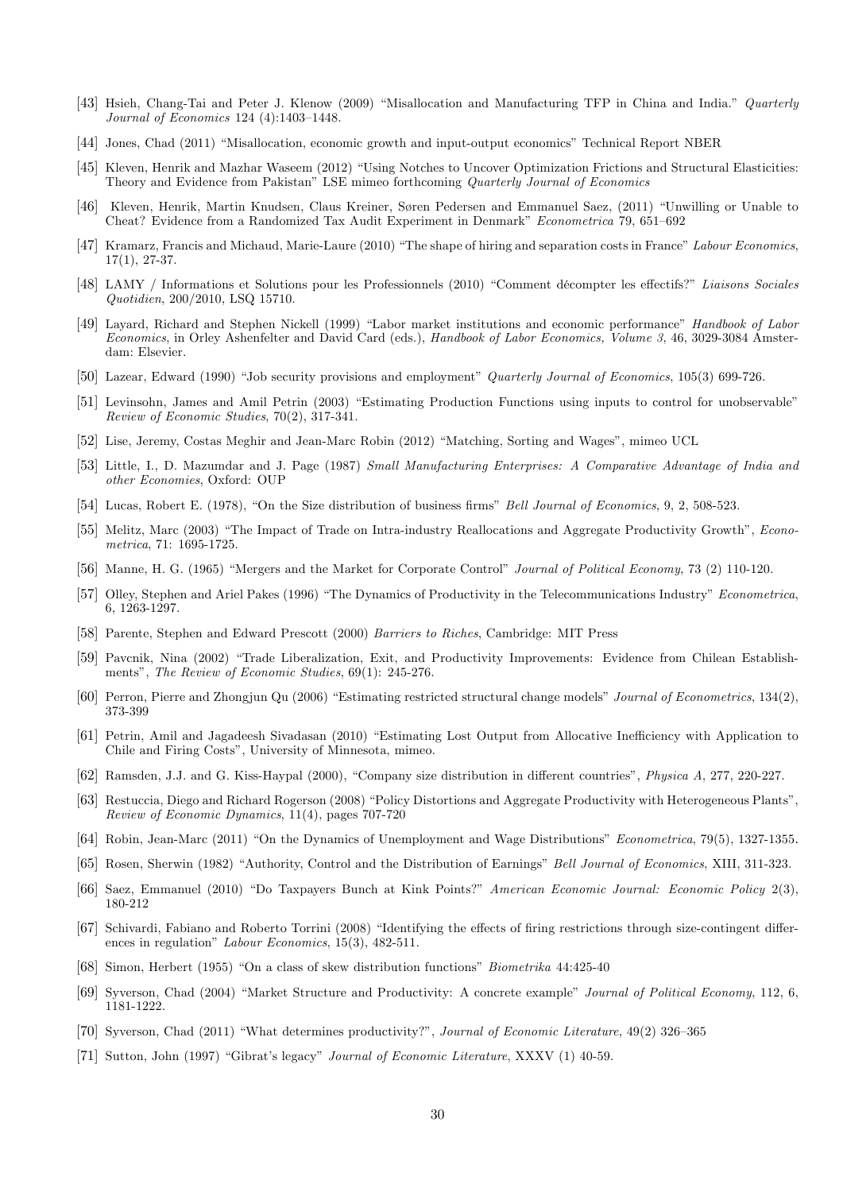[43] Hsieh, Chang-Tai and Peter J. Klenow (2009) "Misallocation and Manufacturing TFP in China and India." *Quarterly Journal of Economics* 124 (4):1403–1448.

[44] Jones, Chad (2011) "Misallocation, economic growth and input-output economics" Technical Report NBER

[45] Kleven, Henrik and Mazhar Waseem (2012) "Using Notches to Uncover Optimization Frictions and Structural Elasticities: Theory and Evidence from Pakistan" LSE mimeo forthcoming *Quarterly Journal of Economics*

[46] Kleven, Henrik, Martin Knudsen, Claus Kreiner, Søren Pedersen and Emmanuel Saez, (2011) "Unwilling or Unable to Cheat? Evidence from a Randomized Tax Audit Experiment in Denmark" *Econometrica* 79, 651–692

[47] Kramarz, Francis and Michaud, Marie-Laure (2010) "The shape of hiring and separation costs in France" *Labour Economics*, 17(1), 27-37.

[48] LAMY / Informations et Solutions pour les Professionnels (2010) "Comment décompter les effectifs?" *Liaisons Sociales Quotidien*, 200/2010, LSQ 15710.

[49] Layard, Richard and Stephen Nickell (1999) "Labor market institutions and economic performance" *Handbook of Labor Economics*, in Orley Ashenfelter and David Card (eds.), *Handbook of Labor Economics, Volume 3*, 46, 3029-3084 Amsterdam: Elsevier.

[50] Lazear, Edward (1990) "Job security provisions and employment" *Quarterly Journal of Economics*, 105(3) 699-726.

[51] Levinsohn, James and Amil Petrin (2003) "Estimating Production Functions using inputs to control for unobservable" *Review of Economic Studies*, 70(2), 317-341.

[52] Lise, Jeremy, Costas Meghir and Jean-Marc Robin (2012) "Matching, Sorting and Wages", mimeo UCL

[53] Little, I., D. Mazumdar and J. Page (1987) *Small Manufacturing Enterprises: A Comparative Advantage of India and other Economies*, Oxford: OUP

[54] Lucas, Robert E. (1978), "On the Size distribution of business firms" *Bell Journal of Economics*, 9, 2, 508-523.

[55] Melitz, Marc (2003) "The Impact of Trade on Intra-industry Reallocations and Aggregate Productivity Growth", *Econometrica*, 71: 1695-1725.

[56] Manne, H. G. (1965) "Mergers and the Market for Corporate Control" *Journal of Political Economy*, 73 (2) 110-120.

[57] Olley, Stephen and Ariel Pakes (1996) "The Dynamics of Productivity in the Telecommunications Industry" *Econometrica*, 6, 1263-1297.

[58] Parente, Stephen and Edward Prescott (2000) *Barriers to Riches*, Cambridge: MIT Press

[59] Pavcnik, Nina (2002) "Trade Liberalization, Exit, and Productivity Improvements: Evidence from Chilean Establishments", *The Review of Economic Studies*, 69(1): 245-276.

[60] Perron, Pierre and Zhongjun Qu (2006) "Estimating restricted structural change models" *Journal of Econometrics*, 134(2), 373-399

[61] Petrin, Amil and Jagadeesh Sivadasan (2010) "Estimating Lost Output from Allocative Inefficiency with Application to Chile and Firing Costs", University of Minnesota, mimeo.

[62] Ramsden, J.J. and G. Kiss-Haypal (2000), "Company size distribution in different countries", *Physica A*, 277, 220-227.

[63] Restuccia, Diego and Richard Rogerson (2008) "Policy Distortions and Aggregate Productivity with Heterogeneous Plants", *Review of Economic Dynamics*, 11(4), pages 707-720

[64] Robin, Jean-Marc (2011) "On the Dynamics of Unemployment and Wage Distributions" *Econometrica*, 79(5), 1327-1355.

[65] Rosen, Sherwin (1982) "Authority, Control and the Distribution of Earnings" *Bell Journal of Economics*, XIII, 311-323.

[66] Saez, Emmanuel (2010) "Do Taxpayers Bunch at Kink Points?" *American Economic Journal: Economic Policy* 2(3), 180-212

[67] Schivardi, Fabiano and Roberto Torrini (2008) "Identifying the effects of firing restrictions through size-contingent differences in regulation" *Labour Economics*, 15(3), 482-511.

[68] Simon, Herbert (1955) "On a class of skew distribution functions" *Biometrika* 44:425-40

[69] Syverson, Chad (2004) "Market Structure and Productivity: A concrete example" *Journal of Political Economy*, 112, 6, 1181-1222.

[70] Syverson, Chad (2011) "What determines productivity?", *Journal of Economic Literature*, 49(2) 326–365

[71] Sutton, John (1997) "Gibrat's legacy" *Journal of Economic Literature*, XXXV (1) 40-59.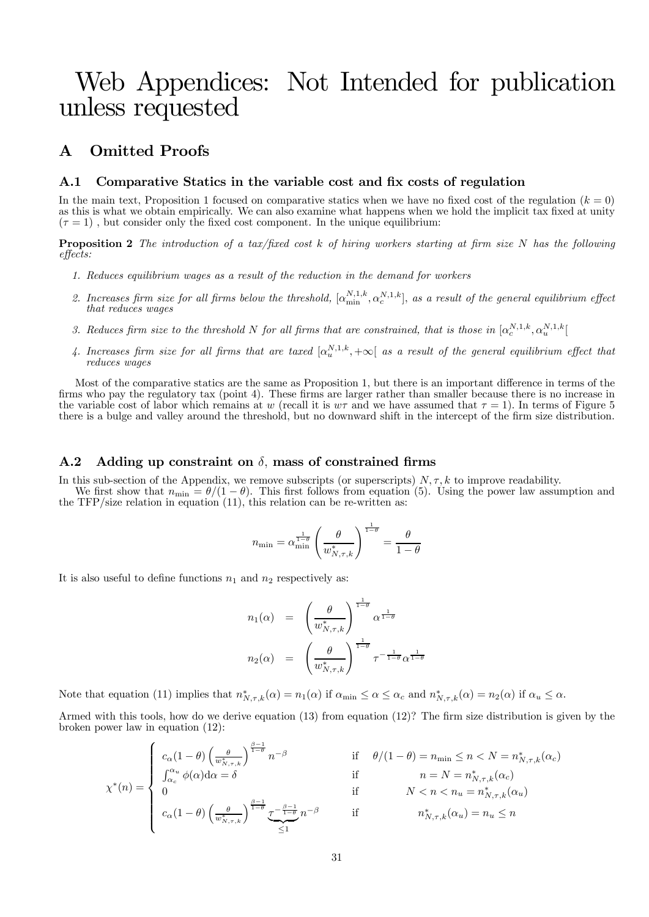# Web Appendices: Not Intended for publication unless requested

## A Omitted Proofs

### A.1 Comparative Statics in the variable cost and fix costs of regulation

In the main text, Proposition 1 focused on comparative statics when we have no fixed cost of the regulation ($k = 0$) as this is what we obtain empirically. We can also examine what happens when we hold the implicit tax fixed at unity ($\tau = 1$) , but consider only the fixed cost component. In the unique equilibrium:

**Proposition 2** *The introduction of a tax/fixed cost $k$ of hiring workers starting at firm size $N$ has the following effects:*

1. *Reduces equilibrium wages as a result of the reduction in the demand for workers*
2. *Increases firm size for all firms below the threshold, $[\alpha_{\min}^{N,1,k}, \alpha_c^{N,1,k}]$, as a result of the general equilibrium effect that reduces wages*
3. *Reduces firm size to the threshold $N$ for all firms that are constrained, that is those in $[\alpha_c^{N,1,k}, \alpha_u^{N,1,k}[$*
4. *Increases firm size for all firms that are taxed $[\alpha_u^{N,1,k}, +\infty[$ as a result of the general equilibrium effect that reduces wages*

Most of the comparative statics are the same as Proposition 1, but there is an important difference in terms of the firms who pay the regulatory tax (point 4). These firms are larger rather than smaller because there is no increase in the variable cost of labor which remains at $w$ (recall it is $w\tau$ and we have assumed that $\tau = 1$). In terms of Figure 5 there is a bulge and valley around the threshold, but no downward shift in the intercept of the firm size distribution.

### A.2 Adding up constraint on $\delta$, mass of constrained firms

In this sub-section of the Appendix, we remove subscripts (or superscripts) $N, \tau, k$ to improve readability.

We first show that $n_{\min} = \theta/(1-\theta)$. This first follows from equation (5). Using the power law assumption and the TFP/size relation in equation (11), this relation can be re-written as:

$$n_{\min} = \alpha_{\min}^{\frac{1}{1-\theta}} \left( \frac{\theta}{w^*_{N,\tau,k}} \right)^{\frac{1}{1-\theta}} = \frac{\theta}{1-\theta}$$

It is also useful to define functions $n_1$ and $n_2$ respectively as:

$$\begin{aligned} n_1(\alpha) &= \left( \frac{\theta}{w^*_{N,\tau,k}} \right)^{\frac{1}{1-\theta}} \alpha^{\frac{1}{1-\theta}} \\ n_2(\alpha) &= \left( \frac{\theta}{w^*_{N,\tau,k}} \right)^{\frac{1}{1-\theta}} \tau^{-\frac{1}{1-\theta}} \alpha^{\frac{1}{1-\theta}} \end{aligned}$$

Note that equation (11) implies that $n^*_{N,\tau,k}(\alpha) = n_1(\alpha)$ if $\alpha_{\min} \leq \alpha \leq \alpha_c$ and $n^*_{N,\tau,k}(\alpha) = n_2(\alpha)$ if $\alpha_u \leq \alpha$.

Armed with this tools, how do we derive equation (13) from equation (12)? The firm size distribution is given by the broken power law in equation (12):

$$\chi^*(n) = \begin{cases} c_\alpha(1-\theta)\left(\frac{\theta}{w^*_{N,\tau,k}}\right)^{\frac{\beta-1}{1-\theta}} n^{-\beta} & \text{if} \quad \theta/(1-\theta) = n_{\min} \leq n < N = n^*_{N,\tau,k}(\alpha_c) \\ \int_{\alpha_c}^{\alpha_u} \phi(\alpha) \mathrm{d}\alpha = \delta & \text{if} \quad n = N = n^*_{N,\tau,k}(\alpha_c) \\ 0 & \text{if} \quad N < n < n_u = n^*_{N,\tau,k}(\alpha_u) \\ c_\alpha(1-\theta)\left(\frac{\theta}{w^*_{N,\tau,k}}\right)^{\frac{\beta-1}{1-\theta}} \underbrace{\tau^{-\frac{\beta-1}{1-\theta}}}_{\leq 1} n^{-\beta} & \text{if} \quad n^*_{N,\tau,k}(\alpha_u) = n_u \leq n \end{cases}$$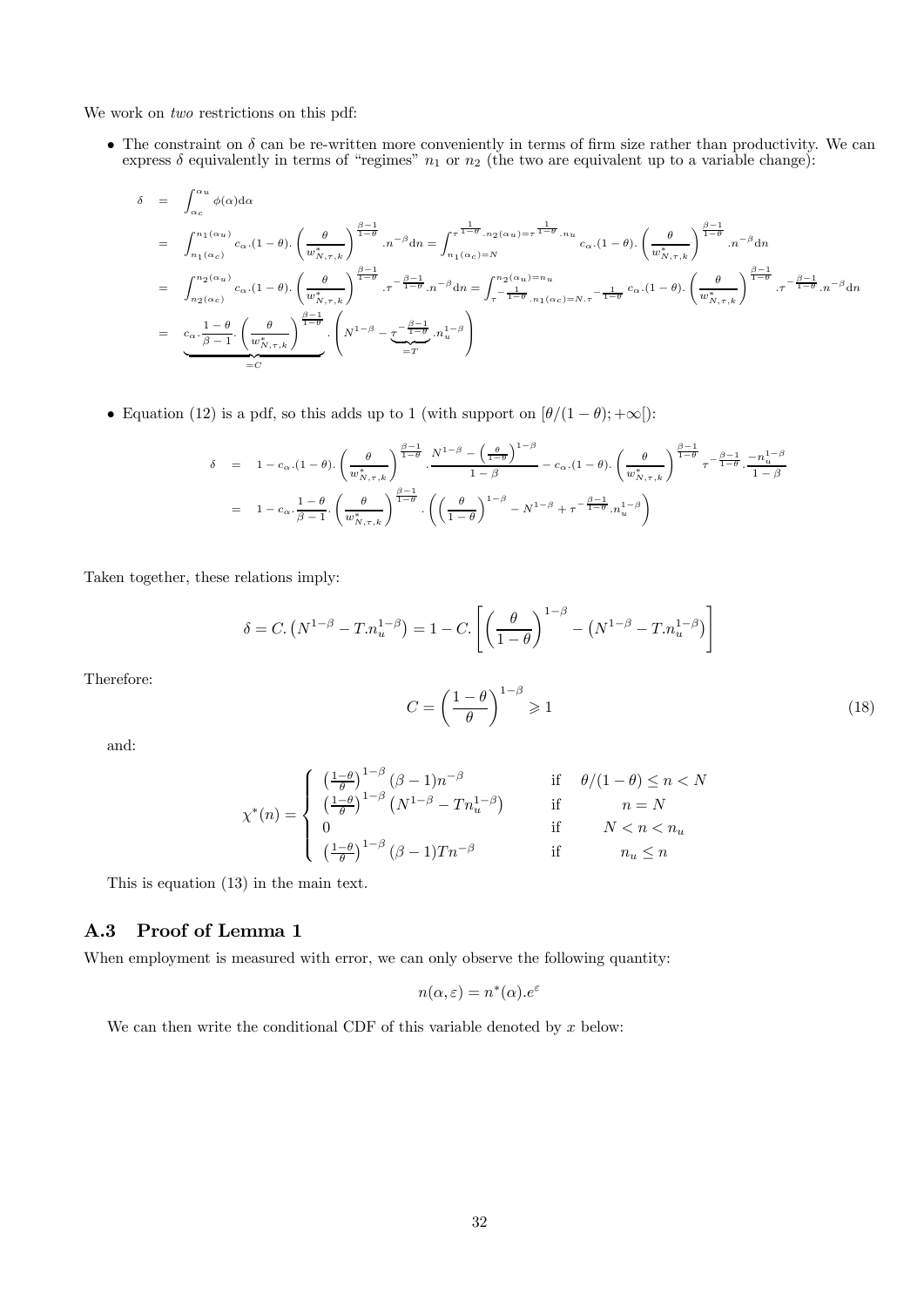We work on *two* restrictions on this pdf:

- The constraint on $\delta$ can be re-written more conveniently in terms of firm size rather than productivity. We can express $\delta$ equivalently in terms of "regimes" $n_1$ or $n_2$ (the two are equivalent up to a variable change):

$$
\begin{aligned}
\delta &= \int_{\alpha_c}^{\alpha_u} \phi(\alpha)\mathrm{d}\alpha \\
&= \int_{n_1(\alpha_c)}^{n_1(\alpha_u)} c_\alpha.(1-\theta).\left(\frac{\theta}{w^*_{N,\tau,k}}\right)^{\frac{\beta-1}{1-\theta}}.n^{-\beta}\mathrm{d}n = \int_{n_1(\alpha_c)=N}^{\tau^{\frac{1}{1-\theta}}.n_2(\alpha_u)=\tau^{\frac{1}{1-\theta}}.n_u} c_\alpha.(1-\theta).\left(\frac{\theta}{w^*_{N,\tau,k}}\right)^{\frac{\beta-1}{1-\theta}}.n^{-\beta}\mathrm{d}n \\
&= \int_{n_2(\alpha_c)}^{n_2(\alpha_u)} c_\alpha.(1-\theta).\left(\frac{\theta}{w^*_{N,\tau,k}}\right)^{\frac{\beta-1}{1-\theta}}.\tau^{-\frac{\beta-1}{1-\theta}}.n^{-\beta}\mathrm{d}n = \int_{\tau^{-\frac{1}{1-\theta}}.n_1(\alpha_c)=N.\tau^{-\frac{1}{1-\theta}}}^{n_2(\alpha_u)=n_u} c_\alpha.(1-\theta).\left(\frac{\theta}{w^*_{N,\tau,k}}\right)^{\frac{\beta-1}{1-\theta}}.\tau^{-\frac{\beta-1}{1-\theta}}.n^{-\beta}\mathrm{d}n \\
&= \underbrace{c_\alpha.\frac{1-\theta}{\beta-1}.\left(\frac{\theta}{w^*_{N,\tau,k}}\right)^{\frac{\beta-1}{1-\theta}}}_{=C}.\left(N^{1-\beta} - \underbrace{\tau^{-\frac{\beta-1}{1-\theta}}}_{=T}.n_u^{1-\beta}\right)
\end{aligned}
$$

- Equation (12) is a pdf, so this adds up to 1 (with support on $[\theta/(1-\theta); +\infty[$):

$$
\begin{aligned}
\delta &= 1 - c_\alpha.(1-\theta).\left(\frac{\theta}{w^*_{N,\tau,k}}\right)^{\frac{\beta-1}{1-\theta}}.\frac{N^{1-\beta} - \left(\frac{\theta}{1-\theta}\right)^{1-\beta}}{1-\beta} - c_\alpha.(1-\theta).\left(\frac{\theta}{w^*_{N,\tau,k}}\right)^{\frac{\beta-1}{1-\theta}}\tau^{-\frac{\beta-1}{1-\theta}}.\frac{-n_u^{1-\beta}}{1-\beta} \\
&= 1 - c_\alpha.\frac{1-\theta}{\beta-1}.\left(\frac{\theta}{w^*_{N,\tau,k}}\right)^{\frac{\beta-1}{1-\theta}}.\left(\left(\frac{\theta}{1-\theta}\right)^{1-\beta} - N^{1-\beta} + \tau^{-\frac{\beta-1}{1-\theta}}.n_u^{1-\beta}\right)
\end{aligned}
$$

Taken together, these relations imply:

$$
\delta = C.\left(N^{1-\beta} - T.n_u^{1-\beta}\right) = 1 - C.\left[\left(\frac{\theta}{1-\theta}\right)^{1-\beta} - \left(N^{1-\beta} - T.n_u^{1-\beta}\right)\right]
$$

Therefore:

$$
C = \left(\frac{1-\theta}{\theta}\right)^{1-\beta} \geqslant 1 \tag{18}
$$

and:

$$
\chi^*(n) = \begin{cases}
\left(\frac{1-\theta}{\theta}\right)^{1-\beta}(\beta-1)n^{-\beta} & \text{if} \quad \theta/(1-\theta) \leq n < N \\
\left(\frac{1-\theta}{\theta}\right)^{1-\beta}\left(N^{1-\beta} - Tn_u^{1-\beta}\right) & \text{if} \quad n = N \\
0 & \text{if} \quad N < n < n_u \\
\left(\frac{1-\theta}{\theta}\right)^{1-\beta}(\beta-1)Tn^{-\beta} & \text{if} \quad n_u \leq n
\end{cases}
$$

This is equation (13) in the main text.

### A.3 Proof of Lemma 1

When employment is measured with error, we can only observe the following quantity:

$$
n(\alpha, \varepsilon) = n^*(\alpha).e^{\varepsilon}
$$

We can then write the conditional CDF of this variable denoted by $x$ below: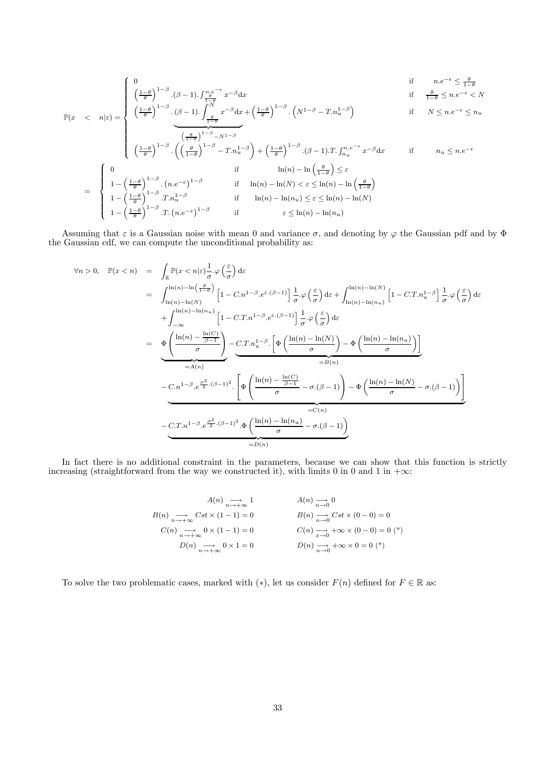$$
\mathbb{P}(x < n|\varepsilon) = \begin{cases} 0 & \text{if} \quad n.e^{-\epsilon} \leq \frac{\theta}{1-\theta} \\ \left(\frac{1-\theta}{\theta}\right)^{1-\beta}.(\beta-1).\int_{\frac{\theta}{1-\theta}}^{n.e^{-\epsilon}} x^{-\beta}\mathrm{d}x & \text{if} \quad \frac{\theta}{1-\theta} \leq n.e^{-\epsilon} < N \\ \left(\frac{1-\theta}{\theta}\right)^{1-\beta}.(\beta-1).\underbrace{\int_{\frac{\theta}{1-\theta}}^{N} x^{-\beta}\mathrm{d}x}_{\left(\frac{\theta}{1-\theta}\right)^{1-\beta}-N^{1-\beta}} + \left(\frac{1-\theta}{\theta}\right)^{1-\beta}.\left(N^{1-\beta} - T.n_u^{1-\beta}\right) & \text{if} \quad N \leq n.e^{-\epsilon} \leq n_u \\ \left(\frac{1-\theta}{\theta}\right)^{1-\beta}.\left(\left(\frac{\theta}{1-\theta}\right)^{1-\beta} - T.n_u^{1-\beta}\right) + \left(\frac{1-\theta}{\theta}\right)^{1-\beta}.(\beta-1).T.\int_{n_u}^{n.e^{-\epsilon}} x^{-\beta}\mathrm{d}x & \text{if} \quad n_u \leq n.e^{-\epsilon} \end{cases}
$$

$$
= \begin{cases} 0 & \text{if} \quad \ln(n) - \ln\left(\frac{\theta}{1-\theta}\right) \leq \varepsilon \\ 1 - \left(\frac{1-\theta}{\theta}\right)^{1-\beta}.\left(n.e^{-\varepsilon}\right)^{1-\beta} & \text{if} \quad \ln(n) - \ln(N) < \varepsilon \leq \ln(n) - \ln\left(\frac{\theta}{1-\theta}\right) \\ 1 - \left(\frac{1-\theta}{\theta}\right)^{1-\beta}.T.n_u^{1-\beta} & \text{if} \quad \ln(n) - \ln(n_u) \leq \varepsilon \leq \ln(n) - \ln(N) \\ 1 - \left(\frac{1-\theta}{\theta}\right)^{1-\beta}.T.\left(n.e^{-\varepsilon}\right)^{1-\beta} & \text{if} \quad \varepsilon \leq \ln(n) - \ln(n_u) \end{cases}
$$

Assuming that $\varepsilon$ is a Gaussian noise with mean 0 and variance $\sigma$, and denoting by $\varphi$ the Gaussian pdf and by $\Phi$ the Gaussian cdf, we can compute the unconditional probability as:

$$
\begin{aligned}
\forall n > 0, \quad \mathbb{P}(x < n) &= \int_{\mathbb{R}} \mathbb{P}(x < n|\varepsilon)\frac{1}{\sigma}.\varphi\left(\frac{\varepsilon}{\sigma}\right)\mathrm{d}\varepsilon \\
&= \int_{\ln(n)-\ln(N)}^{\ln(n)-\ln\left(\frac{\theta}{1-\theta}\right)} \left[1 - C.n^{1-\beta}.e^{\varepsilon.(\beta-1)}\right]\frac{1}{\sigma}.\varphi\left(\frac{\varepsilon}{\sigma}\right)\mathrm{d}\varepsilon + \int_{\ln(n)-\ln(n_u)}^{\ln(n)-\ln(N)} \left[1 - C.T.n_u^{1-\beta}\right]\frac{1}{\sigma}.\varphi\left(\frac{\varepsilon}{\sigma}\right)\mathrm{d}\varepsilon \\
&\quad + \int_{-\infty}^{\ln(n)-\ln(n_u)} \left[1 - C.T.n^{1-\beta}.e^{\varepsilon.(\beta-1)}\right]\frac{1}{\sigma}.\varphi\left(\frac{\varepsilon}{\sigma}\right)\mathrm{d}\varepsilon \\
&= \underbrace{\Phi\left(\frac{\ln(n) - \frac{\ln(C)}{\beta-1}}{\sigma}\right)}_{=A(n)} - \underbrace{C.T.n_u^{1-\beta}.\left[\Phi\left(\frac{\ln(n)-\ln(N)}{\sigma}\right) - \Phi\left(\frac{\ln(n)-\ln(n_u)}{\sigma}\right)\right]}_{=B(n)} \\
&\quad \underbrace{- C.n^{1-\beta}.e^{\frac{\sigma^2}{2}.(\beta-1)^2}.\left[\Phi\left(\frac{\ln(n) - \frac{\ln(C)}{\beta-1}}{\sigma} - \sigma.(\beta-1)\right) - \Phi\left(\frac{\ln(n)-\ln(N)}{\sigma} - \sigma.(\beta-1)\right)\right]}_{=C(n)} \\
&\quad \underbrace{- C.T.n^{1-\beta}.e^{\frac{\sigma^2}{2}.(\beta-1)^2}.\Phi\left(\frac{\ln(n)-\ln(n_u)}{\sigma} - \sigma.(\beta-1)\right)}_{=D(n)}
\end{aligned}
$$

In fact there is no additional constraint in the parameters, because we can show that this function is strictly increasing (straightforward from the way we constructed it), with limits 0 in 0 and 1 in $+\infty$:

$$
\begin{aligned}
A(n) &\underset{n\to+\infty}{\longrightarrow} 1 & A(n) &\underset{n\to 0}{\longrightarrow} 0 \\
B(n) &\underset{n\to+\infty}{\longrightarrow} Cst \times (1-1) = 0 & B(n) &\underset{n\to 0}{\longrightarrow} Cst \times (0-0) = 0 \\
C(n) &\underset{n\to+\infty}{\longrightarrow} 0 \times (1-1) = 0 & C(n) &\underset{x\to 0}{\longrightarrow} +\infty \times (0-0) = 0 \ (*) \\
D(n) &\underset{n\to+\infty}{\longrightarrow} 0 \times 1 = 0 & D(n) &\underset{n\to 0}{\longrightarrow} +\infty \times 0 = 0 \ (*)
\end{aligned}
$$

To solve the two problematic cases, marked with $(*)$, let us consider $F(n)$ defined for $F \in \mathbb{R}$ as: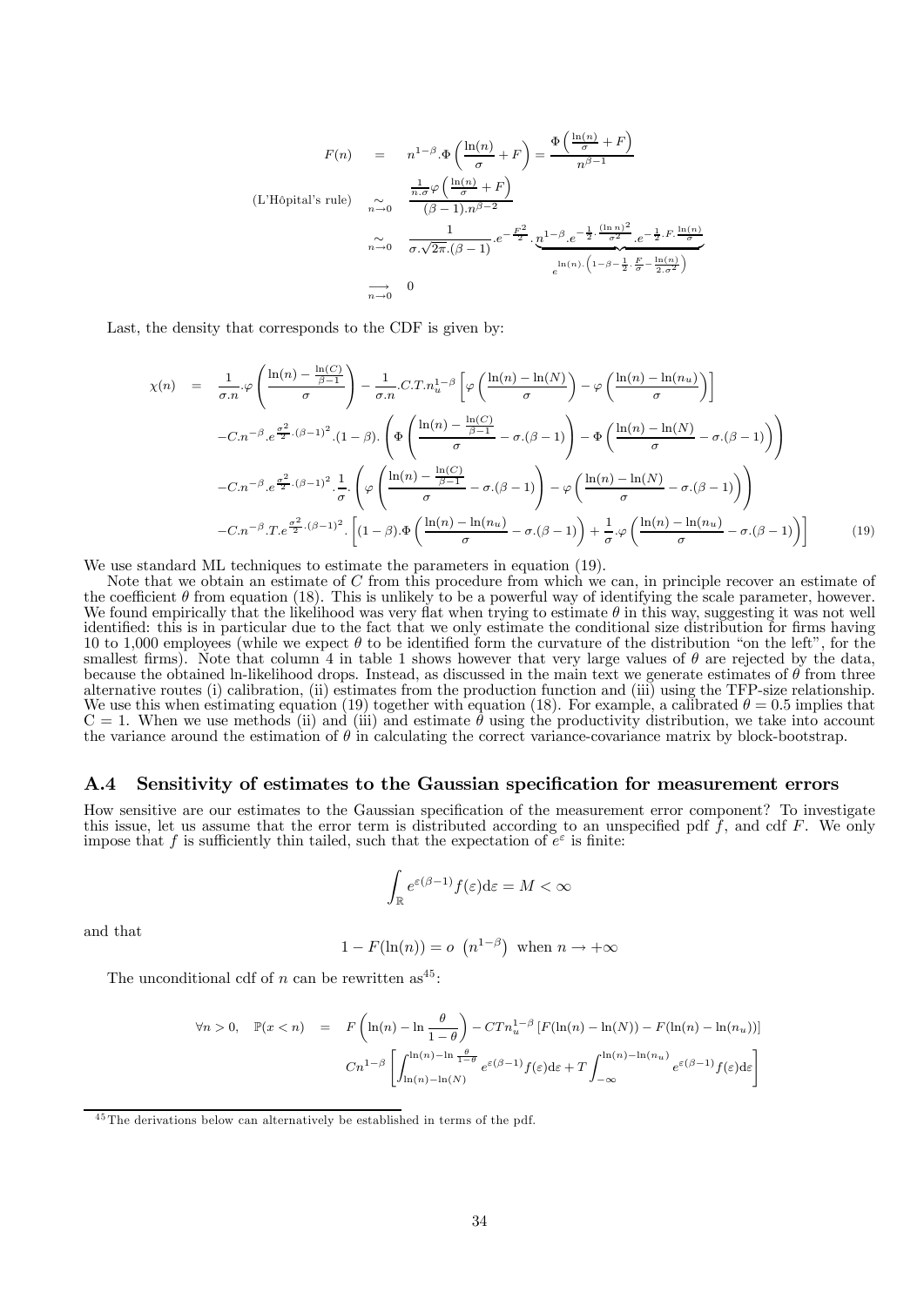$$
\begin{aligned}
F(n) &= n^{1-\beta}.\Phi\left(\frac{\ln(n)}{\sigma}+F\right) = \frac{\Phi\left(\frac{\ln(n)}{\sigma}+F\right)}{n^{\beta-1}} \\
\text{(L'Hôpital's rule)} \quad &\underset{n\to 0}{\sim} \frac{\frac{1}{n.\sigma}\varphi\left(\frac{\ln(n)}{\sigma}+F\right)}{(\beta-1).n^{\beta-2}} \\
&\underset{n\to 0}{\sim} \frac{1}{\sigma.\sqrt{2\pi}.(\beta-1)}.e^{-\frac{F^2}{2}}.\underbrace{n^{1-\beta}.e^{-\frac{1}{2}.\frac{(\ln n)^2}{\sigma^2}}.e^{-\frac{1}{2}.F.\frac{\ln(n)}{\sigma}}}_{e^{\ln(n).\left(1-\beta-\frac{1}{2}.\frac{F}{\sigma}-\frac{\ln(n)}{2.\sigma^2}\right)}} \\
&\underset{n\to 0}{\longrightarrow} 0
\end{aligned}
$$

Last, the density that corresponds to the CDF is given by:

$$
\begin{aligned}
\chi(n) = &\; \frac{1}{\sigma.n}.\varphi\left(\frac{\ln(n)-\frac{\ln(C)}{\beta-1}}{\sigma}\right) - \frac{1}{\sigma.n}.C.T.n_u^{1-\beta}\left[\varphi\left(\frac{\ln(n)-\ln(N)}{\sigma}\right) - \varphi\left(\frac{\ln(n)-\ln(n_u)}{\sigma}\right)\right] \\
&-C.n^{-\beta}.e^{\frac{\sigma^2}{2}.(\beta-1)^2}.(1-\beta).\left(\Phi\left(\frac{\ln(n)-\frac{\ln(C)}{\beta-1}}{\sigma}-\sigma.(\beta-1)\right) - \Phi\left(\frac{\ln(n)-\ln(N)}{\sigma}-\sigma.(\beta-1)\right)\right) \\
&-C.n^{-\beta}.e^{\frac{\sigma^2}{2}.(\beta-1)^2}.\frac{1}{\sigma}.\left(\varphi\left(\frac{\ln(n)-\frac{\ln(C)}{\beta-1}}{\sigma}-\sigma.(\beta-1)\right) - \varphi\left(\frac{\ln(n)-\ln(N)}{\sigma}-\sigma.(\beta-1)\right)\right) \\
&-C.n^{-\beta}.T.e^{\frac{\sigma^2}{2}.(\beta-1)^2}.\left[(1-\beta).\Phi\left(\frac{\ln(n)-\ln(n_u)}{\sigma}-\sigma.(\beta-1)\right) + \frac{1}{\sigma}.\varphi\left(\frac{\ln(n)-\ln(n_u)}{\sigma}-\sigma.(\beta-1)\right)\right] \qquad (19)
\end{aligned}
$$

We use standard ML techniques to estimate the parameters in equation (19).

Note that we obtain an estimate of $C$ from this procedure from which we can, in principle recover an estimate of the coefficient $\theta$ from equation (18). This is unlikely to be a powerful way of identifying the scale parameter, however. We found empirically that the likelihood was very flat when trying to estimate $\theta$ in this way, suggesting it was not well identified: this is in particular due to the fact that we only estimate the conditional size distribution for firms having 10 to 1,000 employees (while we expect $\theta$ to be identified form the curvature of the distribution "on the left", for the smallest firms). Note that column 4 in table 1 shows however that very large values of $\theta$ are rejected by the data, because the obtained ln-likelihood drops. Instead, as discussed in the main text we generate estimates of $\theta$ from three alternative routes (i) calibration, (ii) estimates from the production function and (iii) using the TFP-size relationship. We use this when estimating equation (19) together with equation (18). For example, a calibrated $\theta = 0.5$ implies that $C = 1$. When we use methods (ii) and (iii) and estimate $\theta$ using the productivity distribution, we take into account the variance around the estimation of $\theta$ in calculating the correct variance-covariance matrix by block-bootstrap.

## A.4 Sensitivity of estimates to the Gaussian specification for measurement errors

How sensitive are our estimates to the Gaussian specification of the measurement error component? To investigate this issue, let us assume that the error term is distributed according to an unspecified pdf $f$, and cdf $F$. We only impose that $f$ is sufficiently thin tailed, such that the expectation of $e^{\varepsilon}$ is finite:

$$
\int_{\mathbb{R}} e^{\varepsilon(\beta-1)} f(\varepsilon)\mathrm{d}\varepsilon = M < \infty
$$

and that

$$
1 - F(\ln(n)) = o\left(n^{1-\beta}\right) \text{ when } n \to +\infty
$$

The unconditional cdf of $n$ can be rewritten as[45]:

$$
\begin{aligned}
\forall n > 0, \quad \mathbb{P}(x < n) = &\; F\left(\ln(n) - \ln\frac{\theta}{1-\theta}\right) - CTn_u^{1-\beta}\left[F(\ln(n)-\ln(N)) - F(\ln(n)-\ln(n_u))\right] \\
&Cn^{1-\beta}\left[\int_{\ln(n)-\ln(N)}^{\ln(n)-\ln\frac{\theta}{1-\theta}} e^{\varepsilon(\beta-1)} f(\varepsilon)\mathrm{d}\varepsilon + T\int_{-\infty}^{\ln(n)-\ln(n_u)} e^{\varepsilon(\beta-1)} f(\varepsilon)\mathrm{d}\varepsilon\right]
\end{aligned}
$$

[45] The derivations below can alternatively be established in terms of the pdf.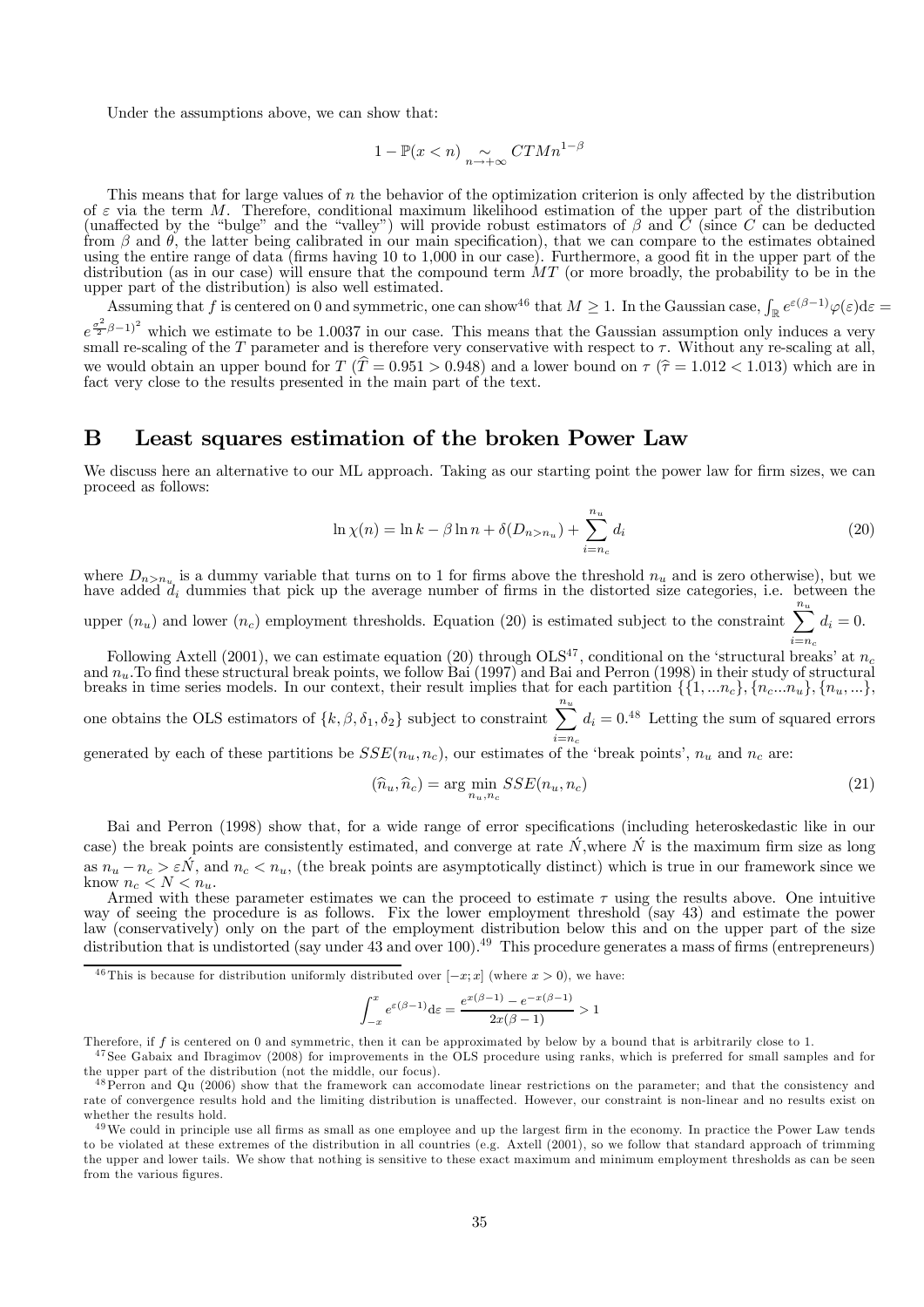Under the assumptions above, we can show that:

$$1 - \mathbb{P}(x < n) \underset{n \to +\infty}{\sim} CTMn^{1-\beta}$$

This means that for large values of $n$ the behavior of the optimization criterion is only affected by the distribution of $\varepsilon$ via the term $M$. Therefore, conditional maximum likelihood estimation of the upper part of the distribution (unaffected by the "bulge" and the "valley") will provide robust estimators of $\beta$ and $C$ (since $C$ can be deducted from $\beta$ and $\theta$, the latter being calibrated in our main specification), that we can compare to the estimates obtained using the entire range of data (firms having 10 to 1,000 in our case). Furthermore, a good fit in the upper part of the distribution (as in our case) will ensure that the compound term $MT$ (or more broadly, the probability to be in the upper part of the distribution) is also well estimated.

Assuming that $f$ is centered on 0 and symmetric, one can show[46] that $M \geq 1$. In the Gaussian case, $\int_{\mathbb{R}} e^{\varepsilon(\beta-1)}\varphi(\varepsilon)\mathrm{d}\varepsilon = e^{\frac{\sigma^2}{2}\beta-1)^2}$ which we estimate to be 1.0037 in our case. This means that the Gaussian assumption only induces a very small re-scaling of the $T$ parameter and is therefore very conservative with respect to $\tau$. Without any re-scaling at all, we would obtain an upper bound for $T$ ($\widehat{T} = 0.951 > 0.948$) and a lower bound on $\tau$ ($\widehat{\tau} = 1.012 < 1.013$) which are in fact very close to the results presented in the main part of the text.

# B Least squares estimation of the broken Power Law

We discuss here an alternative to our ML approach. Taking as our starting point the power law for firm sizes, we can proceed as follows:

$$\ln \chi(n) = \ln k - \beta \ln n + \delta(D_{n>n_u}) + \sum_{i=n_c}^{n_u} d_i \tag{20}$$

where $D_{n>n_u}$ is a dummy variable that turns on to 1 for firms above the threshold $n_u$ and is zero otherwise), but we have added $d_i$ dummies that pick up the average number of firms in the distorted size categories, i.e. between the upper ($n_u$) and lower ($n_c$) employment thresholds. Equation (20) is estimated subject to the constraint $\sum_{i=n_c}^{n_u} d_i = 0$.

Following Axtell (2001), we can estimate equation (20) through OLS[47], conditional on the 'structural breaks' at $n_c$ and $n_u$.To find these structural break points, we follow Bai (1997) and Bai and Perron (1998) in their study of structural breaks in time series models. In our context, their result implies that for each partition $\{\{1, ...n_c\}, \{n_c...n_u\}, \{n_u, ...\}$, one obtains the OLS estimators of $\{k, \beta, \delta_1, \delta_2\}$ subject to constraint $\sum_{i=n_c}^{n_u} d_i = 0$.[48] Letting the sum of squared errors generated by each of these partitions be $SSE(n_u, n_c)$, our estimates of the 'break points', $n_u$ and $n_c$ are:

$$(\widehat{n}_u, \widehat{n}_c) = \arg\min_{n_u, n_c} SSE(n_u, n_c) \tag{21}$$

Bai and Perron (1998) show that, for a wide range of error specifications (including heteroskedastic like in our case) the break points are consistently estimated, and converge at rate $\acute{N}$,where $\acute{N}$ is the maximum firm size as long as $n_u - n_c > \varepsilon\acute{N}$, and $n_c < n_u$, (the break points are asymptotically distinct) which is true in our framework since we know $n_c < N < n_u$.

Armed with these parameter estimates we can the proceed to estimate $\tau$ using the results above. One intuitive way of seeing the procedure is as follows. Fix the lower employment threshold (say 43) and estimate the power law (conservatively) only on the part of the employment distribution below this and on the upper part of the size distribution that is undistorted (say under 43 and over 100).[49] This procedure generates a mass of firms (entrepreneurs)

---

[46] This is because for distribution uniformly distributed over $[-x; x]$ (where $x > 0$), we have:

$$\int_{-x}^{x} e^{\varepsilon(\beta-1)}\mathrm{d}\varepsilon = \frac{e^{x(\beta-1)} - e^{-x(\beta-1)}}{2x(\beta-1)} > 1$$

Therefore, if $f$ is centered on 0 and symmetric, then it can be approximated by below by a bound that is arbitrarily close to 1.

[47] See Gabaix and Ibragimov (2008) for improvements in the OLS procedure using ranks, which is preferred for small samples and for the upper part of the distribution (not the middle, our focus).

[48] Perron and Qu (2006) show that the framework can accomodate linear restrictions on the parameter; and that the consistency and rate of convergence results hold and the limiting distribution is unaffected. However, our constraint is non-linear and no results exist on whether the results hold.

[49] We could in principle use all firms as small as one employee and up the largest firm in the economy. In practice the Power Law tends to be violated at these extremes of the distribution in all countries (e.g. Axtell (2001), so we follow that standard approach of trimming the upper and lower tails. We show that nothing is sensitive to these exact maximum and minimum employment thresholds as can be seen from the various figures.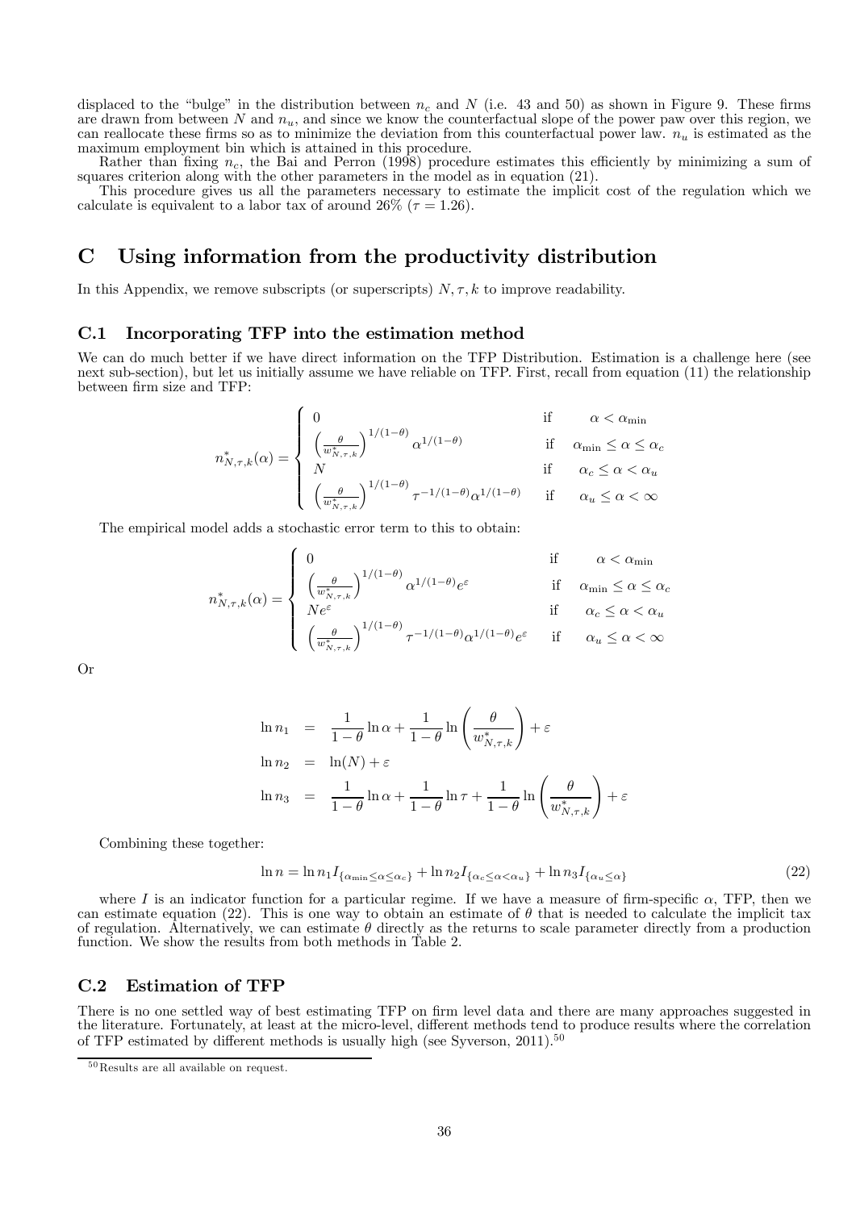displaced to the "bulge" in the distribution between $n_c$ and $N$ (i.e. 43 and 50) as shown in Figure 9. These firms are drawn from between $N$ and $n_u$, and since we know the counterfactual slope of the power paw over this region, we can reallocate these firms so as to minimize the deviation from this counterfactual power law. $n_u$ is estimated as the maximum employment bin which is attained in this procedure.

Rather than fixing $n_c$, the Bai and Perron (1998) procedure estimates this efficiently by minimizing a sum of squares criterion along with the other parameters in the model as in equation (21).

This procedure gives us all the parameters necessary to estimate the implicit cost of the regulation which we calculate is equivalent to a labor tax of around 26% ($\tau = 1.26$).

# C Using information from the productivity distribution

In this Appendix, we remove subscripts (or superscripts) $N, \tau, k$ to improve readability.

## C.1 Incorporating TFP into the estimation method

We can do much better if we have direct information on the TFP Distribution. Estimation is a challenge here (see next sub-section), but let us initially assume we have reliable on TFP. First, recall from equation (11) the relationship between firm size and TFP:

$$n^*_{N,\tau,k}(\alpha) = \begin{cases} 0 & \text{if} \quad \alpha < \alpha_{\min} \\ \left(\frac{\theta}{w^*_{N,\tau,k}}\right)^{1/(1-\theta)} \alpha^{1/(1-\theta)} & \text{if} \quad \alpha_{\min} \leq \alpha \leq \alpha_c \\ N & \text{if} \quad \alpha_c \leq \alpha < \alpha_u \\ \left(\frac{\theta}{w^*_{N,\tau,k}}\right)^{1/(1-\theta)} \tau^{-1/(1-\theta)} \alpha^{1/(1-\theta)} & \text{if} \quad \alpha_u \leq \alpha < \infty \end{cases}$$

The empirical model adds a stochastic error term to this to obtain:

$$n^*_{N,\tau,k}(\alpha) = \begin{cases} 0 & \text{if} \quad \alpha < \alpha_{\min} \\ \left(\frac{\theta}{w^*_{N,\tau,k}}\right)^{1/(1-\theta)} \alpha^{1/(1-\theta)} e^{\varepsilon} & \text{if} \quad \alpha_{\min} \leq \alpha \leq \alpha_c \\ N e^{\varepsilon} & \text{if} \quad \alpha_c \leq \alpha < \alpha_u \\ \left(\frac{\theta}{w^*_{N,\tau,k}}\right)^{1/(1-\theta)} \tau^{-1/(1-\theta)} \alpha^{1/(1-\theta)} e^{\varepsilon} & \text{if} \quad \alpha_u \leq \alpha < \infty \end{cases}$$

Or

$$\begin{aligned} \ln n_1 &= \frac{1}{1-\theta} \ln \alpha + \frac{1}{1-\theta} \ln \left( \frac{\theta}{w^*_{N,\tau,k}} \right) + \varepsilon \\ \ln n_2 &= \ln(N) + \varepsilon \\ \ln n_3 &= \frac{1}{1-\theta} \ln \alpha + \frac{1}{1-\theta} \ln \tau + \frac{1}{1-\theta} \ln \left( \frac{\theta}{w^*_{N,\tau,k}} \right) + \varepsilon \end{aligned}$$

Combining these together:

$$\ln n = \ln n_1 I_{\{\alpha_{\min} \leq \alpha \leq \alpha_c\}} + \ln n_2 I_{\{\alpha_c \leq \alpha < \alpha_u\}} + \ln n_3 I_{\{\alpha_u \leq \alpha\}} \tag{22}$$

where $I$ is an indicator function for a particular regime. If we have a measure of firm-specific $\alpha$, TFP, then we can estimate equation (22). This is one way to obtain an estimate of $\theta$ that is needed to calculate the implicit tax of regulation. Alternatively, we can estimate $\theta$ directly as the returns to scale parameter directly from a production function. We show the results from both methods in Table 2.

## C.2 Estimation of TFP

There is no one settled way of best estimating TFP on firm level data and there are many approaches suggested in the literature. Fortunately, at least at the micro-level, different methods tend to produce results where the correlation of TFP estimated by different methods is usually high (see Syverson, 2011).[50]

[50] Results are all available on request.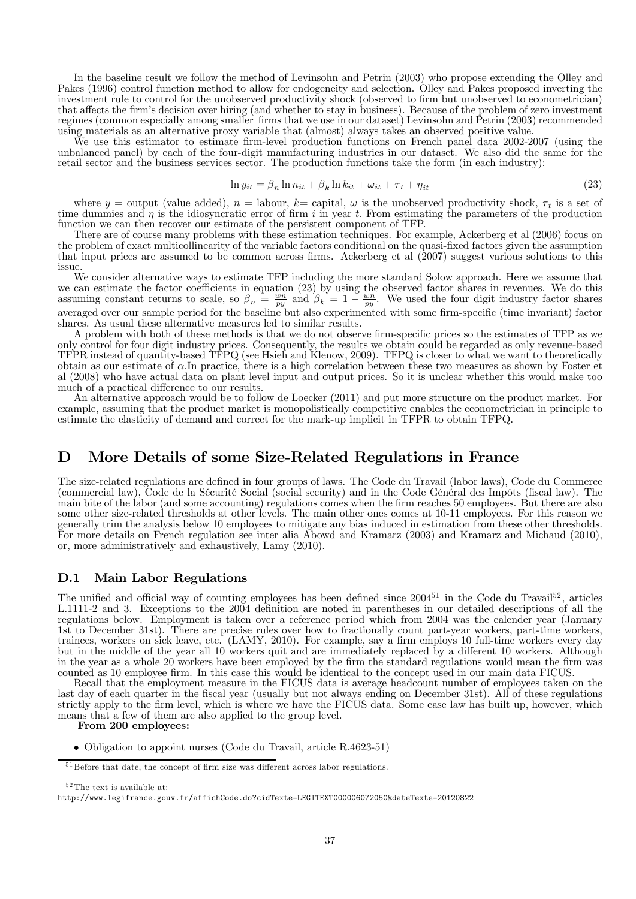In the baseline result we follow the method of Levinsohn and Petrin (2003) who propose extending the Olley and Pakes (1996) control function method to allow for endogeneity and selection. Olley and Pakes proposed inverting the investment rule to control for the unobserved productivity shock (observed to firm but unobserved to econometrician) that affects the firm's decision over hiring (and whether to stay in business). Because of the problem of zero investment regimes (common especially among smaller firms that we use in our dataset) Levinsohn and Petrin (2003) recommended using materials as an alternative proxy variable that (almost) always takes an observed positive value.

We use this estimator to estimate firm-level production functions on French panel data 2002-2007 (using the unbalanced panel) by each of the four-digit manufacturing industries in our dataset. We also did the same for the retail sector and the business services sector. The production functions take the form (in each industry):

$$\ln y_{it} = \beta_n \ln n_{it} + \beta_k \ln k_{it} + \omega_{it} + \tau_t + \eta_{it} \tag{23}$$

where $y$ = output (value added), $n$ = labour, $k$= capital, $\omega$ is the unobserved productivity shock, $\tau_t$ is a set of time dummies and $\eta$ is the idiosyncratic error of firm $i$ in year $t$. From estimating the parameters of the production function we can then recover our estimate of the persistent component of TFP.

There are of course many problems with these estimation techniques. For example, Ackerberg et al (2006) focus on the problem of exact multicollinearity of the variable factors conditional on the quasi-fixed factors given the assumption that input prices are assumed to be common across firms. Ackerberg et al (2007) suggest various solutions to this issue.

We consider alternative ways to estimate TFP including the more standard Solow approach. Here we assume that we can estimate the factor coefficients in equation (23) by using the observed factor shares in revenues. We do this assuming constant returns to scale, so $\beta_n = \frac{wn}{py}$ and $\beta_k = 1 - \frac{wn}{py}$. We used the four digit industry factor shares averaged over our sample period for the baseline but also experimented with some firm-specific (time invariant) factor shares. As usual these alternative measures led to similar results.

A problem with both of these methods is that we do not observe firm-specific prices so the estimates of TFP as we only control for four digit industry prices. Consequently, the results we obtain could be regarded as only revenue-based TFPR instead of quantity-based TFPQ (see Hsieh and Klenow, 2009). TFPQ is closer to what we want to theoretically obtain as our estimate of $\alpha$.In practice, there is a high correlation between these two measures as shown by Foster et al (2008) who have actual data on plant level input and output prices. So it is unclear whether this would make too much of a practical difference to our results.

An alternative approach would be to follow de Loecker (2011) and put more structure on the product market. For example, assuming that the product market is monopolistically competitive enables the econometrician in principle to estimate the elasticity of demand and correct for the mark-up implicit in TFPR to obtain TFPQ.

# D More Details of some Size-Related Regulations in France

The size-related regulations are defined in four groups of laws. The Code du Travail (labor laws), Code du Commerce (commercial law), Code de la Sécurité Social (social security) and in the Code Général des Impôts (fiscal law). The main bite of the labor (and some accounting) regulations comes when the firm reaches 50 employees. But there are also some other size-related thresholds at other levels. The main other ones comes at 10-11 employees. For this reason we generally trim the analysis below 10 employees to mitigate any bias induced in estimation from these other thresholds. For more details on French regulation see inter alia Abowd and Kramarz (2003) and Kramarz and Michaud (2010), or, more administratively and exhaustively, Lamy (2010).

## D.1 Main Labor Regulations

The unified and official way of counting employees has been defined since 2004[51] in the Code du Travail[52], articles L.1111-2 and 3. Exceptions to the 2004 definition are noted in parentheses in our detailed descriptions of all the regulations below. Employment is taken over a reference period which from 2004 was the calender year (January 1st to December 31st). There are precise rules over how to fractionally count part-year workers, part-time workers, trainees, workers on sick leave, etc. (LAMY, 2010). For example, say a firm employs 10 full-time workers every day but in the middle of the year all 10 workers quit and are immediately replaced by a different 10 workers. Although in the year as a whole 20 workers have been employed by the firm the standard regulations would mean the firm was counted as 10 employee firm. In this case this would be identical to the concept used in our main data FICUS.

Recall that the employment measure in the FICUS data is average headcount number of employees taken on the last day of each quarter in the fiscal year (usually but not always ending on December 31st). All of these regulations strictly apply to the firm level, which is where we have the FICUS data. Some case law has built up, however, which means that a few of them are also applied to the group level.

**From 200 employees:**

- Obligation to appoint nurses (Code du Travail, article R.4623-51)

[51] Before that date, the concept of firm size was different across labor regulations.

[52] The text is available at:
http://www.legifrance.gouv.fr/affichCode.do?cidTexte=LEGITEXT000006072050&dateTexte=20120822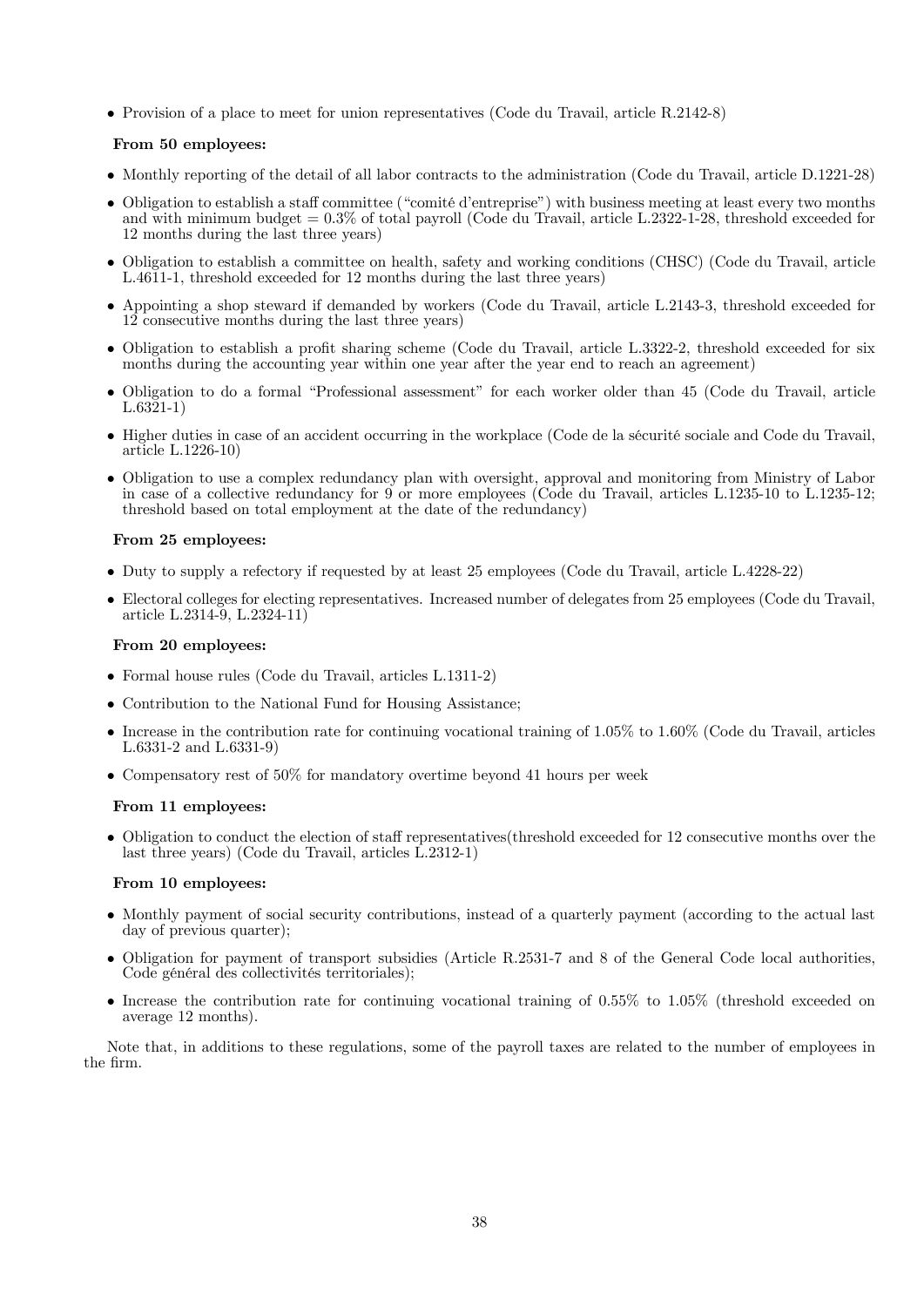- Provision of a place to meet for union representatives (Code du Travail, article R.2142-8)

**From 50 employees:**

- Monthly reporting of the detail of all labor contracts to the administration (Code du Travail, article D.1221-28)
- Obligation to establish a staff committee ("comité d'entreprise") with business meeting at least every two months and with minimum budget = 0.3% of total payroll (Code du Travail, article L.2322-1-28, threshold exceeded for 12 months during the last three years)
- Obligation to establish a committee on health, safety and working conditions (CHSC) (Code du Travail, article L.4611-1, threshold exceeded for 12 months during the last three years)
- Appointing a shop steward if demanded by workers (Code du Travail, article L.2143-3, threshold exceeded for 12 consecutive months during the last three years)
- Obligation to establish a profit sharing scheme (Code du Travail, article L.3322-2, threshold exceeded for six months during the accounting year within one year after the year end to reach an agreement)
- Obligation to do a formal "Professional assessment" for each worker older than 45 (Code du Travail, article L.6321-1)
- Higher duties in case of an accident occurring in the workplace (Code de la sécurité sociale and Code du Travail, article L.1226-10)
- Obligation to use a complex redundancy plan with oversight, approval and monitoring from Ministry of Labor in case of a collective redundancy for 9 or more employees (Code du Travail, articles L.1235-10 to L.1235-12; threshold based on total employment at the date of the redundancy)

**From 25 employees:**

- Duty to supply a refectory if requested by at least 25 employees (Code du Travail, article L.4228-22)
- Electoral colleges for electing representatives. Increased number of delegates from 25 employees (Code du Travail, article L.2314-9, L.2324-11)

**From 20 employees:**

- Formal house rules (Code du Travail, articles L.1311-2)
- Contribution to the National Fund for Housing Assistance;
- Increase in the contribution rate for continuing vocational training of 1.05% to 1.60% (Code du Travail, articles L.6331-2 and L.6331-9)
- Compensatory rest of 50% for mandatory overtime beyond 41 hours per week

**From 11 employees:**

- Obligation to conduct the election of staff representatives(threshold exceeded for 12 consecutive months over the last three years) (Code du Travail, articles L.2312-1)

**From 10 employees:**

- Monthly payment of social security contributions, instead of a quarterly payment (according to the actual last day of previous quarter);
- Obligation for payment of transport subsidies (Article R.2531-7 and 8 of the General Code local authorities, Code général des collectivités territoriales);
- Increase the contribution rate for continuing vocational training of 0.55% to 1.05% (threshold exceeded on average 12 months).

Note that, in additions to these regulations, some of the payroll taxes are related to the number of employees in the firm.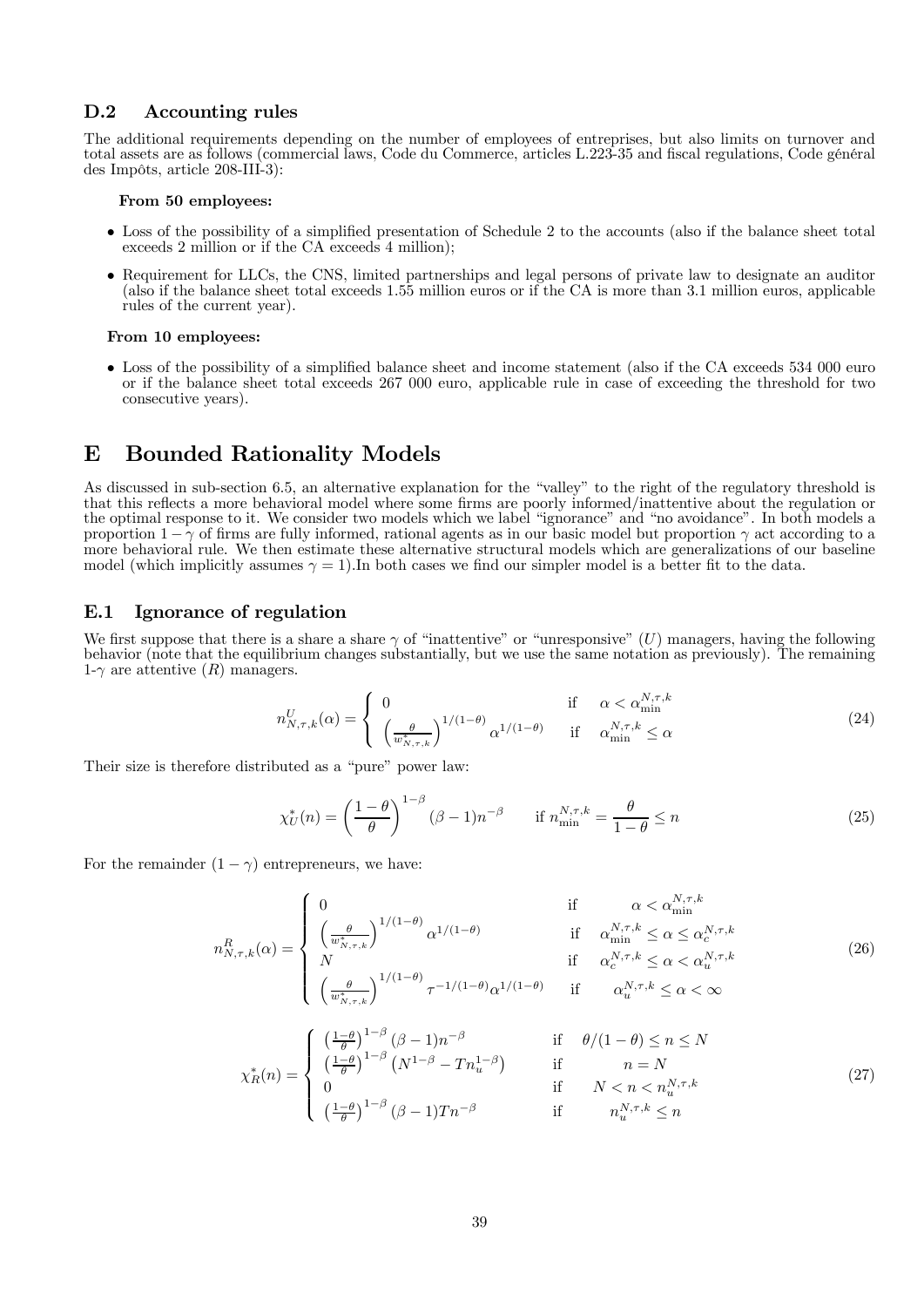## D.2 Accounting rules

The additional requirements depending on the number of employees of entreprises, but also limits on turnover and total assets are as follows (commercial laws, Code du Commerce, articles L.223-35 and fiscal regulations, Code général des Impôts, article 208-III-3):

**From 50 employees:**

- Loss of the possibility of a simplified presentation of Schedule 2 to the accounts (also if the balance sheet total exceeds 2 million or if the CA exceeds 4 million);
- Requirement for LLCs, the CNS, limited partnerships and legal persons of private law to designate an auditor (also if the balance sheet total exceeds 1.55 million euros or if the CA is more than 3.1 million euros, applicable rules of the current year).

**From 10 employees:**

- Loss of the possibility of a simplified balance sheet and income statement (also if the CA exceeds 534 000 euro or if the balance sheet total exceeds 267 000 euro, applicable rule in case of exceeding the threshold for two consecutive years).

# E Bounded Rationality Models

As discussed in sub-section 6.5, an alternative explanation for the "valley" to the right of the regulatory threshold is that this reflects a more behavioral model where some firms are poorly informed/inattentive about the regulation or the optimal response to it. We consider two models which we label "ignorance" and "no avoidance". In both models a proportion $1-\gamma$ of firms are fully informed, rational agents as in our basic model but proportion $\gamma$ act according to a more behavioral rule. We then estimate these alternative structural models which are generalizations of our baseline model (which implicitly assumes $\gamma = 1$).In both cases we find our simpler model is a better fit to the data.

## E.1 Ignorance of regulation

We first suppose that there is a share a share $\gamma$ of "inattentive" or "unresponsive" ($U$) managers, having the following behavior (note that the equilibrium changes substantially, but we use the same notation as previously). The remaining 1-$\gamma$ are attentive ($R$) managers.

$$n^U_{N,\tau,k}(\alpha) = \begin{cases} 0 & \text{if} \quad \alpha < \alpha^{N,\tau,k}_{\min} \\ \left(\frac{\theta}{w^*_{N,\tau,k}}\right)^{1/(1-\theta)} \alpha^{1/(1-\theta)} & \text{if} \quad \alpha^{N,\tau,k}_{\min} \leq \alpha \end{cases} \tag{24}$$

Their size is therefore distributed as a "pure" power law:

$$\chi^*_U(n) = \left(\frac{1-\theta}{\theta}\right)^{1-\beta} (\beta-1)n^{-\beta} \qquad \text{if } n^{N,\tau,k}_{\min} = \frac{\theta}{1-\theta} \leq n \tag{25}$$

For the remainder $(1-\gamma)$ entrepreneurs, we have:

$$n^R_{N,\tau,k}(\alpha) = \begin{cases} 0 & \text{if} \quad \alpha < \alpha^{N,\tau,k}_{\min} \\ \left(\frac{\theta}{w^*_{N,\tau,k}}\right)^{1/(1-\theta)} \alpha^{1/(1-\theta)} & \text{if} \quad \alpha^{N,\tau,k}_{\min} \leq \alpha \leq \alpha^{N,\tau,k}_c \\ N & \text{if} \quad \alpha^{N,\tau,k}_c \leq \alpha < \alpha^{N,\tau,k}_u \\ \left(\frac{\theta}{w^*_{N,\tau,k}}\right)^{1/(1-\theta)} \tau^{-1/(1-\theta)} \alpha^{1/(1-\theta)} & \text{if} \quad \alpha^{N,\tau,k}_u \leq \alpha < \infty \end{cases} \tag{26}$$

$$\chi^*_R(n) = \begin{cases} \left(\frac{1-\theta}{\theta}\right)^{1-\beta} (\beta-1)n^{-\beta} & \text{if} \quad \theta/(1-\theta) \leq n \leq N \\ \left(\frac{1-\theta}{\theta}\right)^{1-\beta} \left(N^{1-\beta} - Tn_u^{1-\beta}\right) & \text{if} \quad n = N \\ 0 & \text{if} \quad N < n < n^{N,\tau,k}_u \\ \left(\frac{1-\theta}{\theta}\right)^{1-\beta} (\beta-1)Tn^{-\beta} & \text{if} \quad n^{N,\tau,k}_u \leq n \end{cases} \tag{27}$$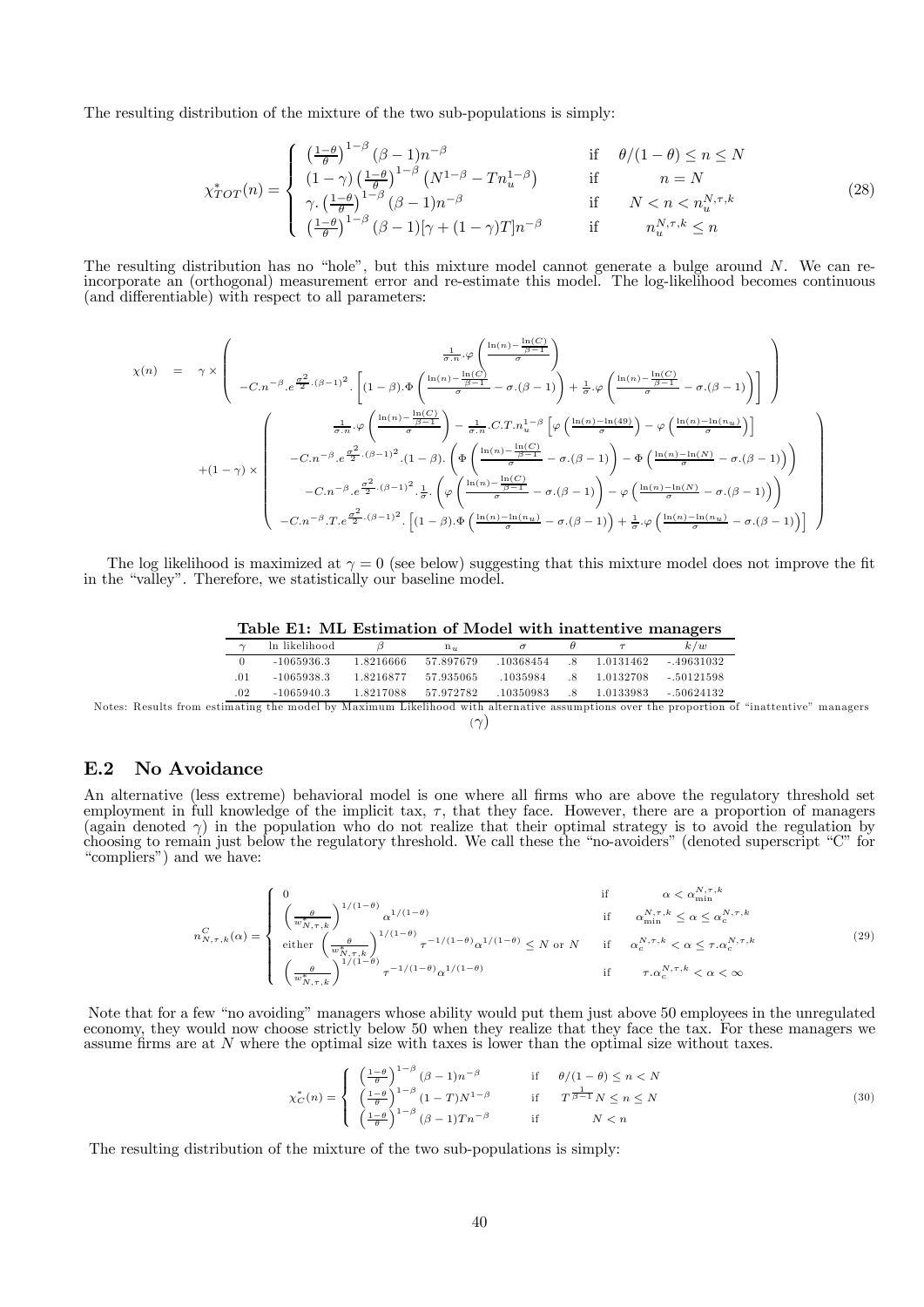The resulting distribution of the mixture of the two sub-populations is simply:

$$
\chi^*_{TOT}(n) = \begin{cases} \left(\frac{1-\theta}{\theta}\right)^{1-\beta}(\beta-1)n^{-\beta} & \text{if} \quad \theta/(1-\theta) \leq n \leq N \\ (1-\gamma)\left(\frac{1-\theta}{\theta}\right)^{1-\beta}\left(N^{1-\beta} - Tn_u^{1-\beta}\right) & \text{if} \quad n = N \\ \gamma.\left(\frac{1-\theta}{\theta}\right)^{1-\beta}(\beta-1)n^{-\beta} & \text{if} \quad N < n < n_u^{N,\tau,k} \\ \left(\frac{1-\theta}{\theta}\right)^{1-\beta}(\beta-1)[\gamma + (1-\gamma)T]n^{-\beta} & \text{if} \quad n_u^{N,\tau,k} \leq n \end{cases} \tag{28}
$$

The resulting distribution has no "hole", but this mixture model cannot generate a bulge around $N$. We can re-incorporate an (orthogonal) measurement error and re-estimate this model. The log-likelihood becomes continuous (and differentiable) with respect to all parameters:

$$
\begin{aligned}
\chi(n) &= \gamma \times \left( \begin{array}{c} \frac{1}{\sigma.n}.\varphi\left(\frac{\ln(n) - \frac{\ln(C)}{\beta-1}}{\sigma}\right) \\ -C.n^{-\beta}.e^{\frac{\sigma^2}{2}.(\beta-1)^2}.\left[(1-\beta).\Phi\left(\frac{\ln(n)-\frac{\ln(C)}{\beta-1}}{\sigma} - \sigma.(\beta-1)\right) + \frac{1}{\sigma}.\varphi\left(\frac{\ln(n)-\frac{\ln(C)}{\beta-1}}{\sigma} - \sigma.(\beta-1)\right)\right] \end{array} \right) \\
&+ (1-\gamma) \times \left( \begin{array}{c} \frac{1}{\sigma.n}.\varphi\left(\frac{\ln(n)-\frac{\ln(C)}{\beta-1}}{\sigma}\right) - \frac{1}{\sigma.n}.C.T.n_u^{1-\beta}\left[\varphi\left(\frac{\ln(n)-\ln(49)}{\sigma}\right) - \varphi\left(\frac{\ln(n)-\ln(n_u)}{\sigma}\right)\right] \\ -C.n^{-\beta}.e^{\frac{\sigma^2}{2}.(\beta-1)^2}.(1-\beta).\left(\Phi\left(\frac{\ln(n)-\frac{\ln(C)}{\beta-1}}{\sigma} - \sigma.(\beta-1)\right) - \Phi\left(\frac{\ln(n)-\ln(N)}{\sigma} - \sigma.(\beta-1)\right)\right) \\ -C.n^{-\beta}.e^{\frac{\sigma^2}{2}.(\beta-1)^2}.\frac{1}{\sigma}.\left(\varphi\left(\frac{\ln(n)-\frac{\ln(C)}{\beta-1}}{\sigma} - \sigma.(\beta-1)\right) - \varphi\left(\frac{\ln(n)-\ln(N)}{\sigma} - \sigma.(\beta-1)\right)\right) \\ -C.n^{-\beta}.T.e^{\frac{\sigma^2}{2}.(\beta-1)^2}.\left[(1-\beta).\Phi\left(\frac{\ln(n)-\ln(n_u)}{\sigma} - \sigma.(\beta-1)\right) + \frac{1}{\sigma}.\varphi\left(\frac{\ln(n)-\ln(n_u)}{\sigma} - \sigma.(\beta-1)\right)\right] \end{array} \right)
\end{aligned}
$$

The log likelihood is maximized at $\gamma = 0$ (see below) suggesting that this mixture model does not improve the fit in the "valley". Therefore, we statistically our baseline model.

**Table E1: ML Estimation of Model with inattentive managers**

| $\gamma$ | ln likelihood | $\beta$ | $n_u$ | $\sigma$ | $\theta$ | $\tau$ | $k/w$ |
|---|---|---|---|---|---|---|---|
| 0 | -1065936.3 | 1.8216666 | 57.897679 | .10368454 | .8 | 1.0131462 | -.49631032 |
| .01 | -1065938.3 | 1.8216877 | 57.935065 | .1035984 | .8 | 1.0132708 | -.50121598 |
| .02 | -1065940.3 | 1.8217088 | 57.972782 | .10350983 | .8 | 1.0133983 | -.50624132 |

Notes: Results from estimating the model by Maximum Likelihood with alternative assumptions over the proportion of "inattentive" managers ($\gamma$)

## E.2 No Avoidance

An alternative (less extreme) behavioral model is one where all firms who are above the regulatory threshold set employment in full knowledge of the implicit tax, $\tau$, that they face. However, there are a proportion of managers (again denoted $\gamma$) in the population who do not realize that their optimal strategy is to avoid the regulation by choosing to remain just below the regulatory threshold. We call these the "no-avoiders" (denoted superscript "C" for "compliers") and we have:

$$
n^C_{N,\tau,k}(\alpha) = \begin{cases} 0 & \text{if} \quad \alpha < \alpha^{N,\tau,k}_{\min} \\ \left(\frac{\theta}{w^*_{N,\tau,k}}\right)^{1/(1-\theta)} \alpha^{1/(1-\theta)} & \text{if} \quad \alpha^{N,\tau,k}_{\min} \leq \alpha \leq \alpha^{N,\tau,k}_c \\ \text{either } \left(\frac{\theta}{w^*_{N,\tau,k}}\right)^{1/(1-\theta)} \tau^{-1/(1-\theta)}\alpha^{1/(1-\theta)} \leq N \text{ or } N & \text{if} \quad \alpha^{N,\tau,k}_c < \alpha \leq \tau.\alpha^{N,\tau,k}_c \\ \left(\frac{\theta}{w^*_{N,\tau,k}}\right)^{1/(1-\theta)} \tau^{-1/(1-\theta)}\alpha^{1/(1-\theta)} & \text{if} \quad \tau.\alpha^{N,\tau,k}_c < \alpha < \infty \end{cases} \tag{29}
$$

Note that for a few "no avoiding" managers whose ability would put them just above 50 employees in the unregulated economy, they would now choose strictly below 50 when they realize that they face the tax. For these managers we assume firms are at $N$ where the optimal size with taxes is lower than the optimal size without taxes.

$$
\chi^*_C(n) = \begin{cases} \left(\frac{1-\theta}{\theta}\right)^{1-\beta}(\beta-1)n^{-\beta} & \text{if} \quad \theta/(1-\theta) \leq n < N \\ \left(\frac{1-\theta}{\theta}\right)^{1-\beta}(1-T)N^{1-\beta} & \text{if} \quad T^{\frac{1}{\beta-1}}N \leq n \leq N \\ \left(\frac{1-\theta}{\theta}\right)^{1-\beta}(\beta-1)Tn^{-\beta} & \text{if} \quad N < n \end{cases} \tag{30}
$$

The resulting distribution of the mixture of the two sub-populations is simply: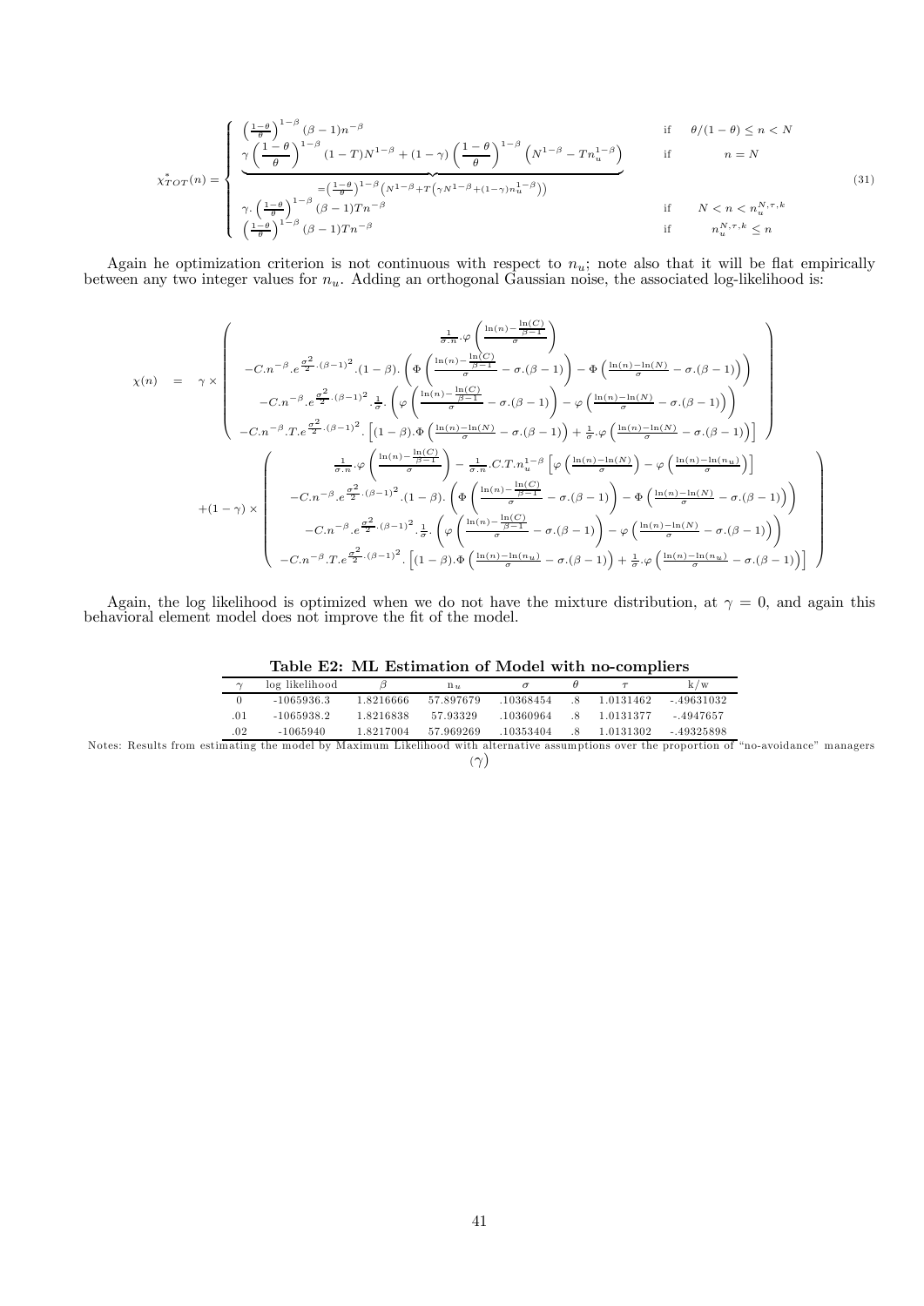$$\chi^*_{TOT}(n) = \begin{cases} \left(\frac{1-\theta}{\theta}\right)^{1-\beta}(\beta-1)n^{-\beta} & \text{if} \quad \theta/(1-\theta) \leq n < N \\ \underbrace{\gamma\left(\frac{1-\theta}{\theta}\right)^{1-\beta}(1-T)N^{1-\beta} + (1-\gamma)\left(\frac{1-\theta}{\theta}\right)^{1-\beta}\left(N^{1-\beta} - Tn_u^{1-\beta}\right)}_{=\left(\frac{1-\theta}{\theta}\right)^{1-\beta}\left(N^{1-\beta}+T\left(\gamma N^{1-\beta}+(1-\gamma)n_u^{1-\beta}\right)\right)} & \text{if} \quad n = N \\ \gamma.\left(\frac{1-\theta}{\theta}\right)^{1-\beta}(\beta-1)Tn^{-\beta} & \text{if} \quad N < n < n_u^{N,\tau,k} \\ \left(\frac{1-\theta}{\theta}\right)^{1-\beta}(\beta-1)Tn^{-\beta} & \text{if} \quad n_u^{N,\tau,k} \leq n \end{cases} \tag{31}$$

Again he optimization criterion is not continuous with respect to $n_u$; note also that it will be flat empirically between any two integer values for $n_u$. Adding an orthogonal Gaussian noise, the associated log-likelihood is:

$$\begin{aligned} \chi(n) &= \gamma \times \left( \begin{array}{c} \frac{1}{\sigma.n}.\varphi\left(\frac{\ln(n)-\frac{\ln(C)}{\beta-1}}{\sigma}\right) \\ -C.n^{-\beta}.e^{\frac{\sigma^2}{2}.(\beta-1)^2}.(1-\beta).\left(\Phi\left(\frac{\ln(n)-\frac{\ln(C)}{\beta-1}}{\sigma}-\sigma.(\beta-1)\right)-\Phi\left(\frac{\ln(n)-\ln(N)}{\sigma}-\sigma.(\beta-1)\right)\right) \\ -C.n^{-\beta}.e^{\frac{\sigma^2}{2}.(\beta-1)^2}.\frac{1}{\sigma}.\left(\varphi\left(\frac{\ln(n)-\frac{\ln(C)}{\beta-1}}{\sigma}-\sigma.(\beta-1)\right)-\varphi\left(\frac{\ln(n)-\ln(N)}{\sigma}-\sigma.(\beta-1)\right)\right) \\ -C.n^{-\beta}.T.e^{\frac{\sigma^2}{2}.(\beta-1)^2}.\left[(1-\beta).\Phi\left(\frac{\ln(n)-\ln(N)}{\sigma}-\sigma.(\beta-1)\right)+\frac{1}{\sigma}.\varphi\left(\frac{\ln(n)-\ln(N)}{\sigma}-\sigma.(\beta-1)\right)\right] \end{array} \right) \\ &+(1-\gamma) \times \left( \begin{array}{c} \frac{1}{\sigma.n}.\varphi\left(\frac{\ln(n)-\frac{\ln(C)}{\beta-1}}{\sigma}\right)-\frac{1}{\sigma.n}.C.T.n_u^{1-\beta}\left[\varphi\left(\frac{\ln(n)-\ln(N)}{\sigma}\right)-\varphi\left(\frac{\ln(n)-\ln(n_u)}{\sigma}\right)\right] \\ -C.n^{-\beta}.e^{\frac{\sigma^2}{2}.(\beta-1)^2}.(1-\beta).\left(\Phi\left(\frac{\ln(n)-\frac{\ln(C)}{\beta-1}}{\sigma}-\sigma.(\beta-1)\right)-\Phi\left(\frac{\ln(n)-\ln(N)}{\sigma}-\sigma.(\beta-1)\right)\right) \\ -C.n^{-\beta}.e^{\frac{\sigma^2}{2}.(\beta-1)^2}.\frac{1}{\sigma}.\left(\varphi\left(\frac{\ln(n)-\frac{\ln(C)}{\beta-1}}{\sigma}-\sigma.(\beta-1)\right)-\varphi\left(\frac{\ln(n)-\ln(N)}{\sigma}-\sigma.(\beta-1)\right)\right) \\ -C.n^{-\beta}.T.e^{\frac{\sigma^2}{2}.(\beta-1)^2}.\left[(1-\beta).\Phi\left(\frac{\ln(n)-\ln(n_u)}{\sigma}-\sigma.(\beta-1)\right)+\frac{1}{\sigma}.\varphi\left(\frac{\ln(n)-\ln(n_u)}{\sigma}-\sigma.(\beta-1)\right)\right] \end{array} \right) \end{aligned}$$

Again, the log likelihood is optimized when we do not have the mixture distribution, at $\gamma = 0$, and again this behavioral element model does not improve the fit of the model.

**Table E2: ML Estimation of Model with no-compliers**

| $\gamma$ | log likelihood | $\beta$ | $n_u$ | $\sigma$ | $\theta$ | $\tau$ | k/w |
|---|---|---|---|---|---|---|---|
| 0 | -1065936.3 | 1.8216666 | 57.897679 | .10368454 | .8 | 1.0131462 | -.49631032 |
| .01 | -1065938.2 | 1.8216838 | 57.93329 | .10360964 | .8 | 1.0131377 | -.4947657 |
| .02 | -1065940 | 1.8217004 | 57.969269 | .10353404 | .8 | 1.0131302 | -.49325898 |

Notes: Results from estimating the model by Maximum Likelihood with alternative assumptions over the proportion of "no-avoidance" managers ($\gamma$)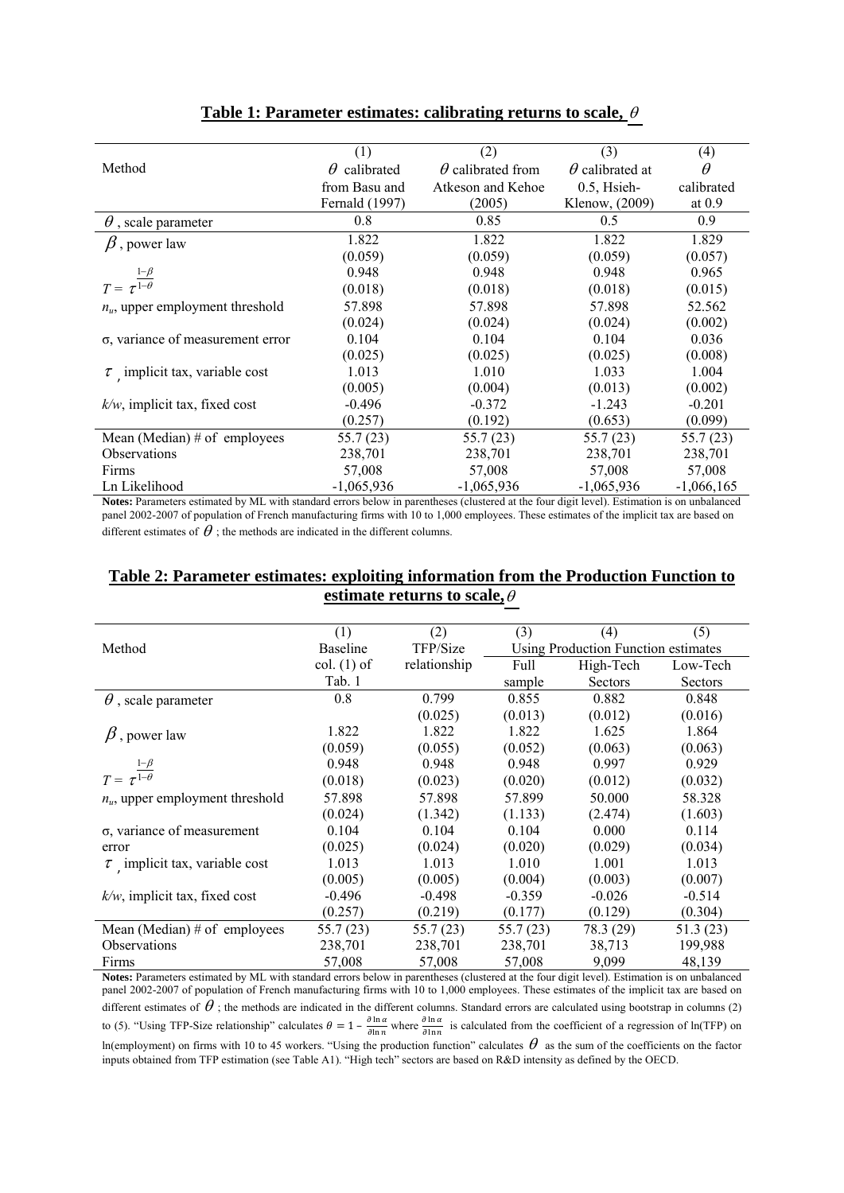**Table 1: Parameter estimates: calibrating returns to scale, $\theta$**

| | (1) | (2) | (3) | (4) |
|---|---|---|---|---|
| Method | $\theta$ calibrated from Basu and Fernald (1997) | $\theta$ calibrated from Atkeson and Kehoe (2005) | $\theta$ calibrated at 0.5, Hsieh-Klenow, (2009) | $\theta$ calibrated at 0.9 |
| $\theta$ , scale parameter | 0.8 | 0.85 | 0.5 | 0.9 |
| $\beta$ , power law | 1.822 | 1.822 | 1.822 | 1.829 |
| | (0.059) | (0.059) | (0.059) | (0.057) |
| $T = \tau^{\frac{1-\beta}{1-\theta}}$ | 0.948 | 0.948 | 0.948 | 0.965 |
| | (0.018) | (0.018) | (0.018) | (0.015) |
| $n_u$, upper employment threshold | 57.898 | 57.898 | 57.898 | 52.562 |
| | (0.024) | (0.024) | (0.024) | (0.002) |
| σ, variance of measurement error | 0.104 | 0.104 | 0.104 | 0.036 |
| | (0.025) | (0.025) | (0.025) | (0.008) |
| $\tau$ , implicit tax, variable cost | 1.013 | 1.010 | 1.033 | 1.004 |
| | (0.005) | (0.004) | (0.013) | (0.002) |
| $k/w$, implicit tax, fixed cost | -0.496 | -0.372 | -1.243 | -0.201 |
| | (0.257) | (0.192) | (0.653) | (0.099) |
| Mean (Median) # of employees | 55.7 (23) | 55.7 (23) | 55.7 (23) | 55.7 (23) |
| Observations | 238,701 | 238,701 | 238,701 | 238,701 |
| Firms | 57,008 | 57,008 | 57,008 | 57,008 |
| Ln Likelihood | -1,065,936 | -1,065,936 | -1,065,936 | -1,066,165 |

**Notes:** Parameters estimated by ML with standard errors below in parentheses (clustered at the four digit level). Estimation is on unbalanced panel 2002-2007 of population of French manufacturing firms with 10 to 1,000 employees. These estimates of the implicit tax are based on different estimates of $\theta$ ; the methods are indicated in the different columns.

**Table 2: Parameter estimates: exploiting information from the Production Function to estimate returns to scale, $\theta$**

| | (1) | (2) | (3) | (4) | (5) |
|---|---|---|---|---|---|
| Method | Baseline col. (1) of Tab. 1 | TFP/Size relationship | Using Production Function estimates | | |
| | | | Full sample | High-Tech Sectors | Low-Tech Sectors |
| $\theta$ , scale parameter | 0.8 | 0.799 | 0.855 | 0.882 | 0.848 |
| | | (0.025) | (0.013) | (0.012) | (0.016) |
| $\beta$ , power law | 1.822 | 1.822 | 1.822 | 1.625 | 1.864 |
| | (0.059) | (0.055) | (0.052) | (0.063) | (0.063) |
| $T = \tau^{\frac{1-\beta}{1-\theta}}$ | 0.948 | 0.948 | 0.948 | 0.997 | 0.929 |
| | (0.018) | (0.023) | (0.020) | (0.012) | (0.032) |
| $n_u$, upper employment threshold | 57.898 | 57.898 | 57.899 | 50.000 | 58.328 |
| | (0.024) | (1.342) | (1.133) | (2.474) | (1.603) |
| σ, variance of measurement error | 0.104 | 0.104 | 0.104 | 0.000 | 0.114 |
| | (0.025) | (0.024) | (0.020) | (0.029) | (0.034) |
| $\tau$ , implicit tax, variable cost | 1.013 | 1.013 | 1.010 | 1.001 | 1.013 |
| | (0.005) | (0.005) | (0.004) | (0.003) | (0.007) |
| $k/w$, implicit tax, fixed cost | -0.496 | -0.498 | -0.359 | -0.026 | -0.514 |
| | (0.257) | (0.219) | (0.177) | (0.129) | (0.304) |
| Mean (Median) # of employees | 55.7 (23) | 55.7 (23) | 55.7 (23) | 78.3 (29) | 51.3 (23) |
| Observations | 238,701 | 238,701 | 238,701 | 38,713 | 199,988 |
| Firms | 57,008 | 57,008 | 57,008 | 9,099 | 48,139 |

**Notes:** Parameters estimated by ML with standard errors below in parentheses (clustered at the four digit level). Estimation is on unbalanced panel 2002-2007 of population of French manufacturing firms with 10 to 1,000 employees. These estimates of the implicit tax are based on different estimates of $\theta$ ; the methods are indicated in the different columns. Standard errors are calculated using bootstrap in columns (2) to (5). "Using TFP-Size relationship" calculates $\theta = 1 - \frac{\partial \ln \alpha}{\partial \ln n}$ where $\frac{\partial \ln \alpha}{\partial \ln n}$ is calculated from the coefficient of a regression of ln(TFP) on ln(employment) on firms with 10 to 45 workers. "Using the production function" calculates $\theta$ as the sum of the coefficients on the factor inputs obtained from TFP estimation (see Table A1). "High tech" sectors are based on R&D intensity as defined by the OECD.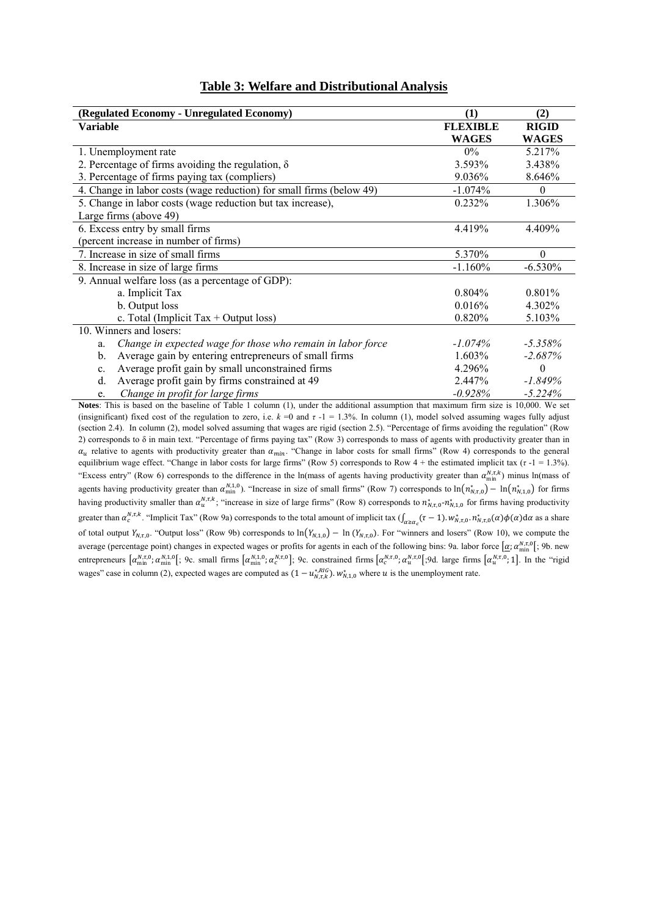## Table 3: Welfare and Distributional Analysis

| (Regulated Economy - Unregulated Economy) | (1) | (2) |
|---|---|---|
| **Variable** | **FLEXIBLE WAGES** | **RIGID WAGES** |
| 1. Unemployment rate | 0% | 5.217% |
| 2. Percentage of firms avoiding the regulation, δ | 3.593% | 3.438% |
| 3. Percentage of firms paying tax (compliers) | 9.036% | 8.646% |
| 4. Change in labor costs (wage reduction) for small firms (below 49) | -1.074% | 0 |
| 5. Change in labor costs (wage reduction but tax increase), Large firms (above 49) | 0.232% | 1.306% |
| 6. Excess entry by small firms (percent increase in number of firms) | 4.419% | 4.409% |
| 7. Increase in size of small firms | 5.370% | 0 |
| 8. Increase in size of large firms | -1.160% | -6.530% |
| 9. Annual welfare loss (as a percentage of GDP): | | |
| a. Implicit Tax | 0.804% | 0.801% |
| b. Output loss | 0.016% | 4.302% |
| c. Total (Implicit Tax + Output loss) | 0.820% | 5.103% |
| 10. Winners and losers: | | |
| a. *Change in expected wage for those who remain in labor force* | *-1.074%* | *-5.358%* |
| b. Average gain by entering entrepreneurs of small firms | 1.603% | *-2.687%* |
| c. Average profit gain by small unconstrained firms | 4.296% | 0 |
| d. Average profit gain by firms constrained at 49 | 2.447% | *-1.849%* |
| e. *Change in profit for large firms* | *-0.928%* | *-5.224%* |

**Notes**: This is based on the baseline of Table 1 column (1), under the additional assumption that maximum firm size is 10,000. We set (insignificant) fixed cost of the regulation to zero, i.e. $k$ =0 and $\tau$ -1 = 1.3%. In column (1), model solved assuming wages fully adjust (section 2.4). In column (2), model solved assuming that wages are rigid (section 2.5). "Percentage of firms avoiding the regulation" (Row 2) corresponds to δ in main text. "Percentage of firms paying tax" (Row 3) corresponds to mass of agents with productivity greater than $\alpha_u$ relative to agents with productivity greater than $\alpha_{min}$. "Change in labor costs for small firms" (Row 4) corresponds to the general equilibrium wage effect. "Change in labor costs for large firms" (Row 5) corresponds to Row 4 + the estimated implicit tax ($\tau$ -1 = 1.3%). "Excess entry" (Row 6) corresponds to the difference in the ln(mass of agents having productivity greater than $\alpha_{\min}^{N,\tau,k}$) minus ln(mass of agents having productivity greater than $\alpha_{\min}^{N,1,0}$). "Increase in size of small firms" (Row 7) corresponds to $\ln(n^*_{N,\tau,0}) - \ln(n^*_{N,1,0})$ for firms having productivity smaller than $\alpha_u^{N,\tau,k}$; "increase in size of large firms" (Row 8) corresponds to $n^*_{N,\tau,0}$-$n^*_{N,1,0}$ for firms having productivity greater than $\alpha_c^{N,\tau,k}$. "Implicit Tax" (Row 9a) corresponds to the total amount of implicit tax ($\int_{\alpha\geq\alpha_c}(\tau-1).w^*_{N,\tau,0}.n^*_{N,\tau,0}(\alpha)\phi(\alpha)\mathrm{d}\alpha$ as a share of total output $Y_{N,\tau,0}$. "Output loss" (Row 9b) corresponds to $\ln(Y_{N,1,0}) - \ln(Y_{N,\tau,0})$. For "winners and losers" (Row 10), we compute the average (percentage point) changes in expected wages or profits for agents in each of the following bins: 9a. labor force $[\underline{\alpha};\alpha_{\min}^{N,\tau,0}[$; 9b. new entrepreneurs $[\alpha_{\min}^{N,\tau,0};\alpha_{\min}^{N,1,0}[$; 9c. small firms $[\alpha_{\min}^{N,1,0};\alpha_c^{N,\tau,0}]$; 9c. constrained firms $[\alpha_c^{N,\tau,0};\alpha_u^{N,\tau,0}[$;9d. large firms $[\alpha_u^{N,\tau,0};1]$. In the "rigid wages" case in column (2), expected wages are computed as $(1-u^{*,RIG}_{N,\tau,k}).w^*_{N,1,0}$ where $u$ is the unemployment rate.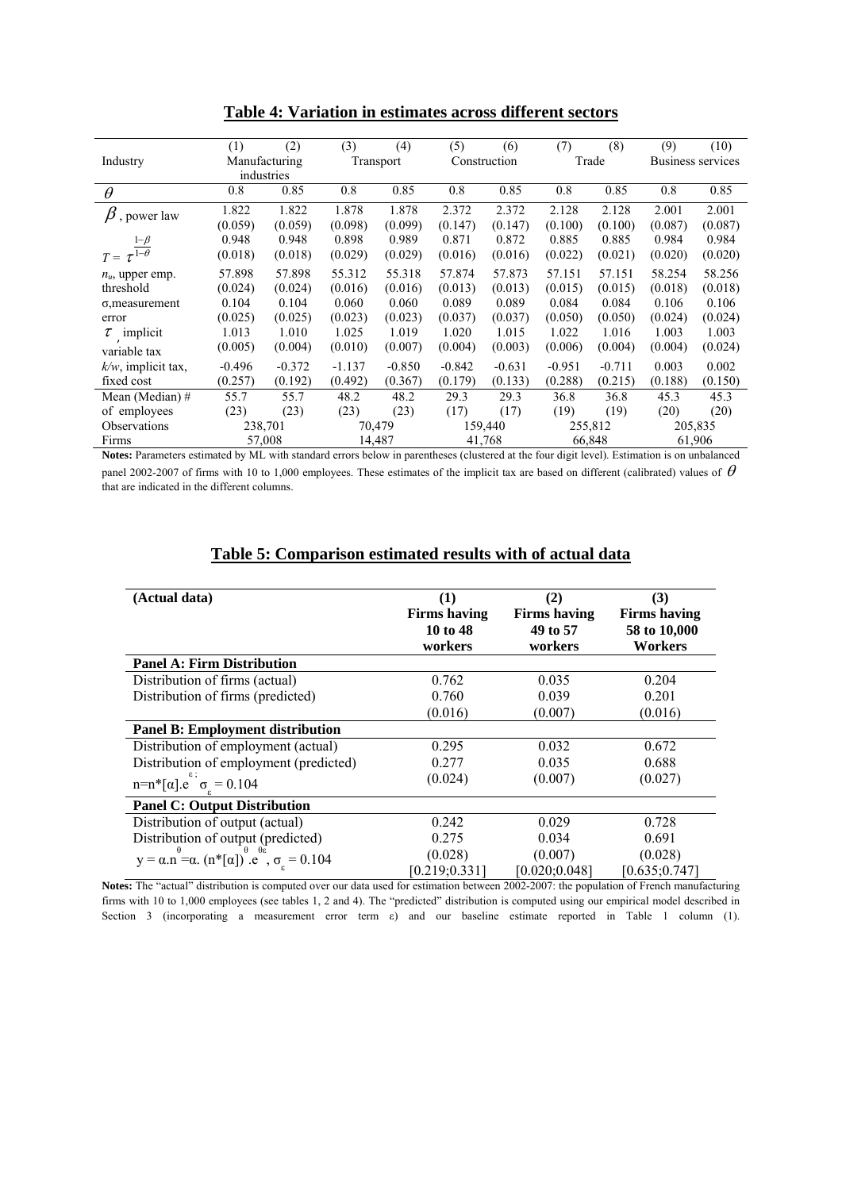**Table 4: Variation in estimates across different sectors**

| Industry | (1) Manufacturing industries | (2) | (3) Transport | (4) | (5) Construction | (6) | (7) Trade | (8) | (9) Business services | (10) |
|---|---|---|---|---|---|---|---|---|---|---|
| $\theta$ | 0.8 | 0.85 | 0.8 | 0.85 | 0.8 | 0.85 | 0.8 | 0.85 | 0.8 | 0.85 |
| $\beta$, power law | 1.822 | 1.822 | 1.878 | 1.878 | 2.372 | 2.372 | 2.128 | 2.128 | 2.001 | 2.001 |
| | (0.059) | (0.059) | (0.098) | (0.099) | (0.147) | (0.147) | (0.100) | (0.100) | (0.087) | (0.087) |
| $T = \tau^{\frac{1-\beta}{1-\theta}}$ | 0.948 | 0.948 | 0.898 | 0.989 | 0.871 | 0.872 | 0.885 | 0.885 | 0.984 | 0.984 |
| | (0.018) | (0.018) | (0.029) | (0.029) | (0.016) | (0.016) | (0.022) | (0.021) | (0.020) | (0.020) |
| $n_u$, upper emp. threshold | 57.898 | 57.898 | 55.312 | 55.318 | 57.874 | 57.873 | 57.151 | 57.151 | 58.254 | 58.256 |
| | (0.024) | (0.024) | (0.016) | (0.016) | (0.013) | (0.013) | (0.015) | (0.015) | (0.018) | (0.018) |
| $\sigma$, measurement error | 0.104 | 0.104 | 0.060 | 0.060 | 0.089 | 0.089 | 0.084 | 0.084 | 0.106 | 0.106 |
| | (0.025) | (0.025) | (0.023) | (0.023) | (0.037) | (0.037) | (0.050) | (0.050) | (0.024) | (0.024) |
| $\tau$, implicit variable tax | 1.013 | 1.010 | 1.025 | 1.019 | 1.020 | 1.015 | 1.022 | 1.016 | 1.003 | 1.003 |
| | (0.005) | (0.004) | (0.010) | (0.007) | (0.004) | (0.003) | (0.006) | (0.004) | (0.004) | (0.024) |
| $k/w$, implicit tax, fixed cost | -0.496 | -0.372 | -1.137 | -0.850 | -0.842 | -0.631 | -0.951 | -0.711 | 0.003 | 0.002 |
| | (0.257) | (0.192) | (0.492) | (0.367) | (0.179) | (0.133) | (0.288) | (0.215) | (0.188) | (0.150) |
| Mean (Median) # of employees | 55.7 | 55.7 | 48.2 | 48.2 | 29.3 | 29.3 | 36.8 | 36.8 | 45.3 | 45.3 |
| | (23) | (23) | (23) | (23) | (17) | (17) | (19) | (19) | (20) | (20) |
| Observations | 238,701 | | 70,479 | | 159,440 | | 255,812 | | 205,835 | |
| Firms | 57,008 | | 14,487 | | 41,768 | | 66,848 | | 61,906 | |

**Notes:** Parameters estimated by ML with standard errors below in parentheses (clustered at the four digit level). Estimation is on unbalanced panel 2002-2007 of firms with 10 to 1,000 employees. These estimates of the implicit tax are based on different (calibrated) values of $\theta$ that are indicated in the different columns.

**Table 5: Comparison estimated results with of actual data**

| (Actual data) | (1) Firms having 10 to 48 workers | (2) Firms having 49 to 57 workers | (3) Firms having 58 to 10,000 Workers |
|---|---|---|---|
| **Panel A: Firm Distribution** | | | |
| Distribution of firms (actual) | 0.762 | 0.035 | 0.204 |
| Distribution of firms (predicted) | 0.760 | 0.039 | 0.201 |
| | (0.016) | (0.007) | (0.016) |
| **Panel B: Employment distribution** | | | |
| Distribution of employment (actual) | 0.295 | 0.032 | 0.672 |
| Distribution of employment (predicted) | 0.277 | 0.035 | 0.688 |
| $n=n^*[\alpha].e^{\varepsilon}$; $\sigma_\varepsilon = 0.104$ | (0.024) | (0.007) | (0.027) |
| **Panel C: Output Distribution** | | | |
| Distribution of output (actual) | 0.242 | 0.029 | 0.728 |
| Distribution of output (predicted) | 0.275 | 0.034 | 0.691 |
| $y = \alpha.n^{\theta} = \alpha.(n^*[\alpha])^{\theta}.e^{\theta\varepsilon}$, $\sigma_\varepsilon = 0.104$ | (0.028) | (0.007) | (0.028) |
| | [0.219;0.331] | [0.020;0.048] | [0.635;0.747] |

**Notes:** The "actual" distribution is computed over our data used for estimation between 2002-2007: the population of French manufacturing firms with 10 to 1,000 employees (see tables 1, 2 and 4). The "predicted" distribution is computed using our empirical model described in Section 3 (incorporating a measurement error term ε) and our baseline estimate reported in Table 1 column (1).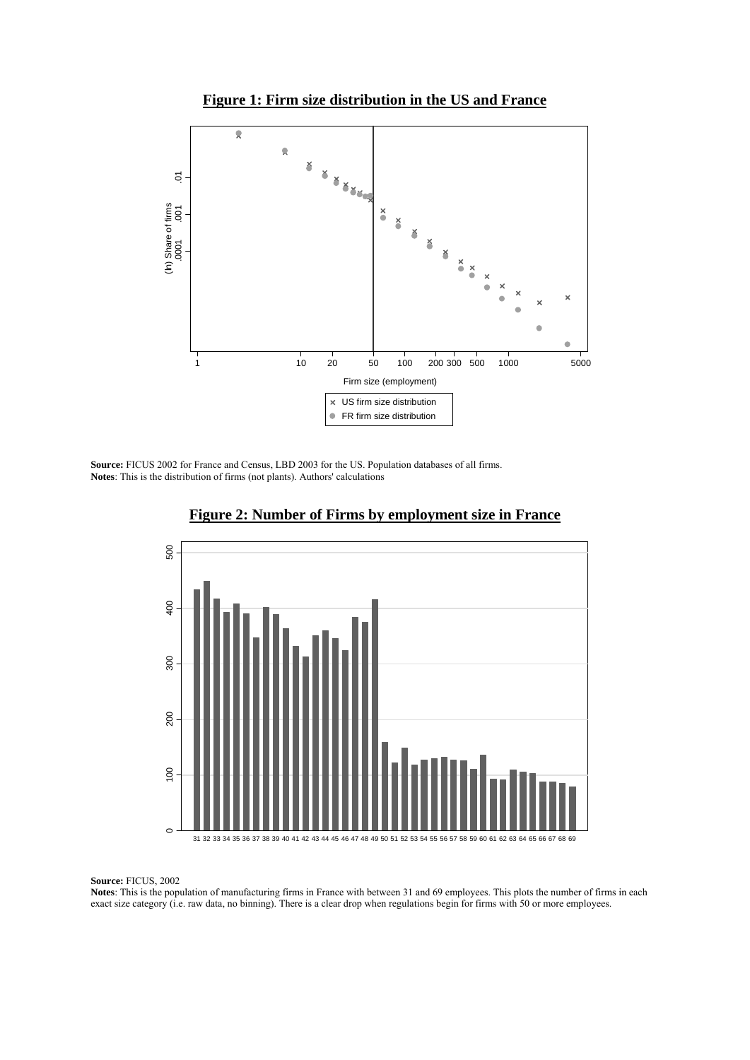**Figure 1: Firm size distribution in the US and France**

**Source:** FICUS 2002 for France and Census, LBD 2003 for the US. Population databases of all firms.
**Notes**: This is the distribution of firms (not plants). Authors' calculations

**Figure 2: Number of Firms by employment size in France**

**Source:** FICUS, 2002
**Notes**: This is the population of manufacturing firms in France with between 31 and 69 employees. This plots the number of firms in each exact size category (i.e. raw data, no binning). There is a clear drop when regulations begin for firms with 50 or more employees.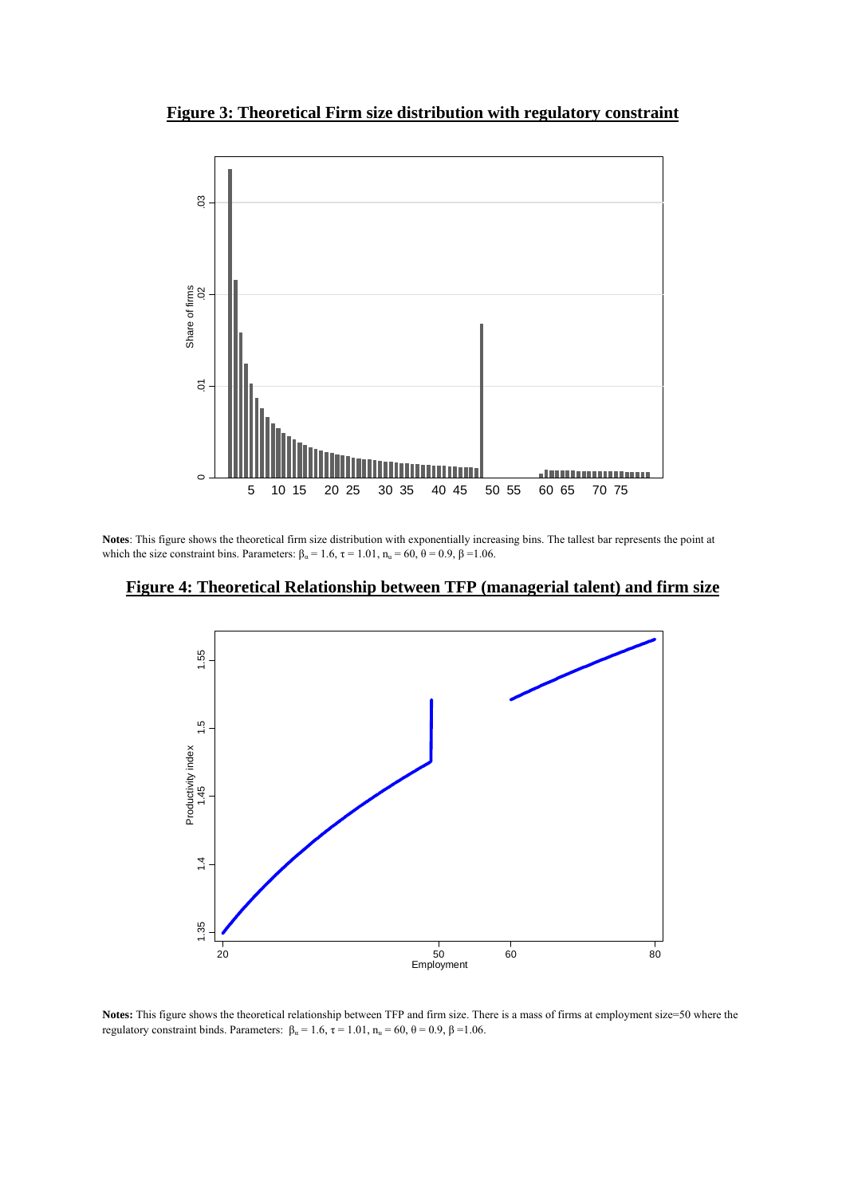**Figure 3: Theoretical Firm size distribution with regulatory constraint**

**Notes**: This figure shows the theoretical firm size distribution with exponentially increasing bins. The tallest bar represents the point at which the size constraint bins. Parameters: $\beta_\alpha = 1.6$, $\tau = 1.01$, $n_u = 60$, $\theta = 0.9$, $\beta = 1.06$.

**Figure 4: Theoretical Relationship between TFP (managerial talent) and firm size**

**Notes:** This figure shows the theoretical relationship between TFP and firm size. There is a mass of firms at employment size=50 where the regulatory constraint binds. Parameters: $\beta_\alpha = 1.6$, $\tau = 1.01$, $n_u = 60$, $\theta = 0.9$, $\beta = 1.06$.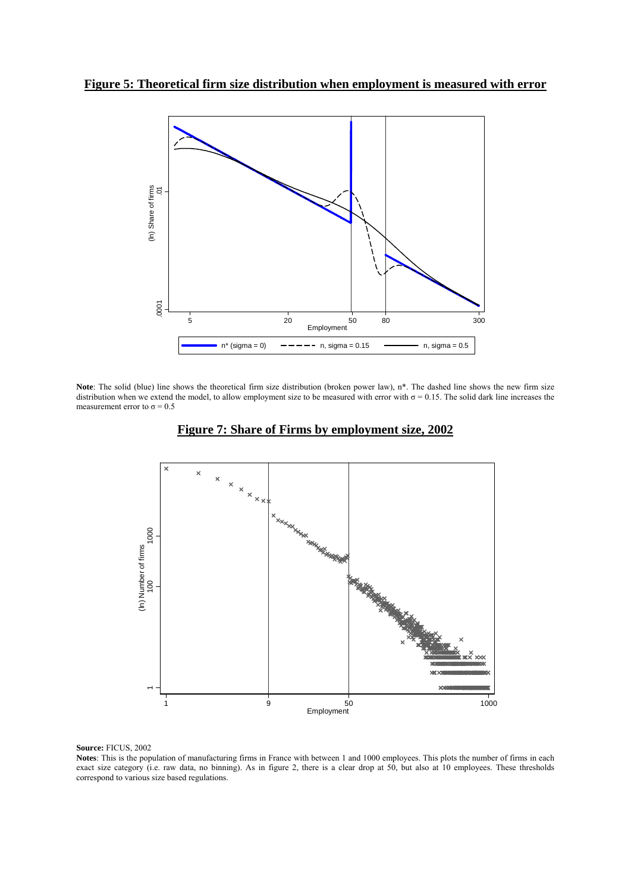**Figure 5: Theoretical firm size distribution when employment is measured with error**

**Note**: The solid (blue) line shows the theoretical firm size distribution (broken power law), n*. The dashed line shows the new firm size distribution when we extend the model, to allow employment size to be measured with error with $\sigma = 0.15$. The solid dark line increases the measurement error to $\sigma = 0.5$

**Figure 7: Share of Firms by employment size, 2002**

**Source:** FICUS, 2002

**Notes**: This is the population of manufacturing firms in France with between 1 and 1000 employees. This plots the number of firms in each exact size category (i.e. raw data, no binning). As in figure 2, there is a clear drop at 50, but also at 10 employees. These thresholds correspond to various size based regulations.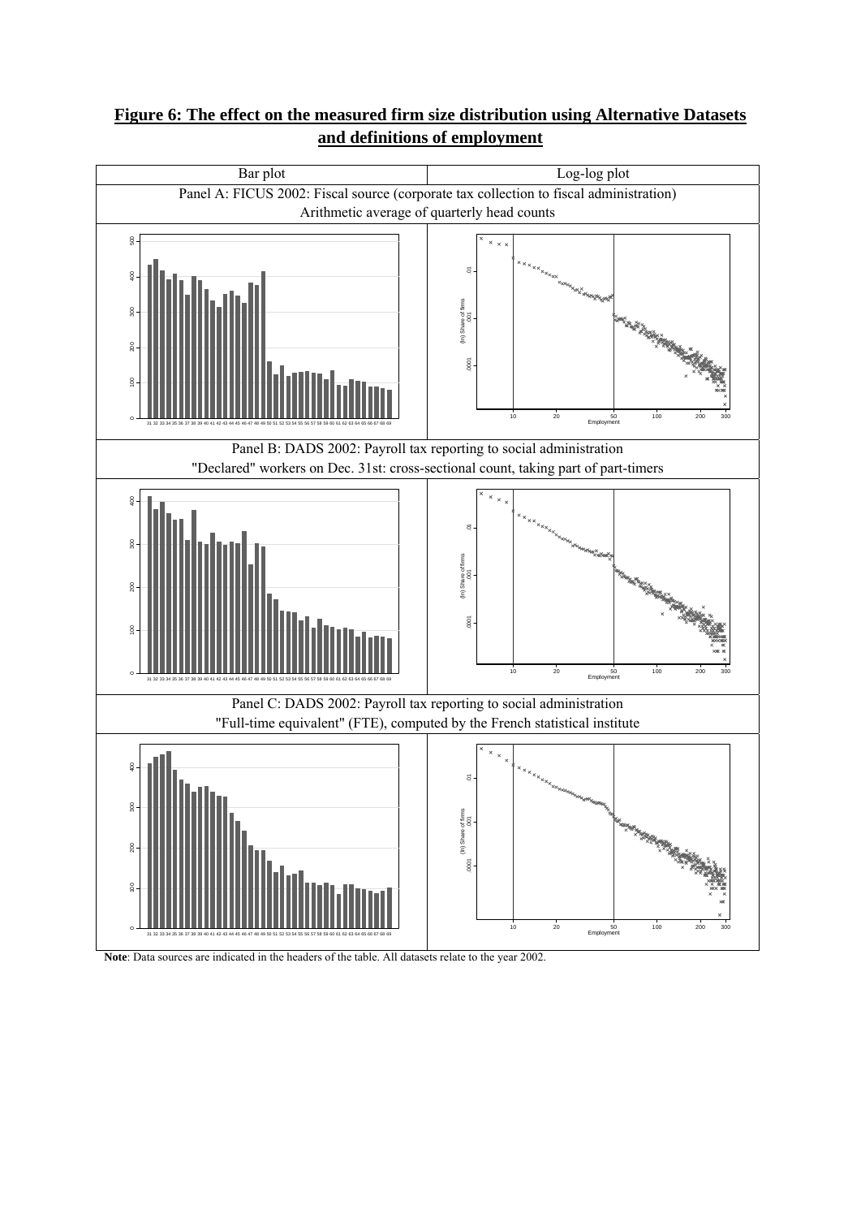# Figure 6: The effect on the measured firm size distribution using Alternative Datasets and definitions of employment

| Bar plot | Log-log plot |
| --- | --- |
| Panel A: FICUS 2002: Fiscal source (corporate tax collection to fiscal administration) Arithmetic average of quarterly head counts | |
| Panel B: DADS 2002: Payroll tax reporting to social administration "Declared" workers on Dec. 31st: cross-sectional count, taking part of part-timers | |
| Panel C: DADS 2002: Payroll tax reporting to social administration "Full-time equivalent" (FTE), computed by the French statistical institute | |

**Note**: Data sources are indicated in the headers of the table. All datasets relate to the year 2002.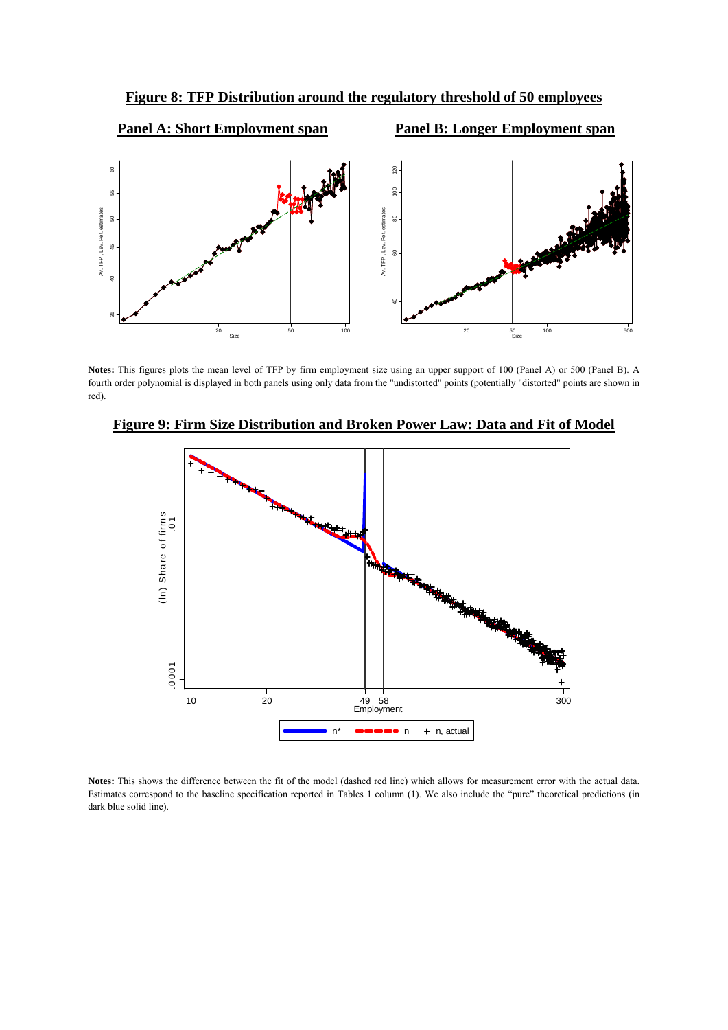**Figure 8: TFP Distribution around the regulatory threshold of 50 employees**

**Panel A: Short Employment span** **Panel B: Longer Employment span**

**Notes:** This figures plots the mean level of TFP by firm employment size using an upper support of 100 (Panel A) or 500 (Panel B). A fourth order polynomial is displayed in both panels using only data from the "undistorted" points (potentially "distorted" points are shown in red).

**Figure 9: Firm Size Distribution and Broken Power Law: Data and Fit of Model**

**Notes:** This shows the difference between the fit of the model (dashed red line) which allows for measurement error with the actual data. Estimates correspond to the baseline specification reported in Tables 1 column (1). We also include the "pure" theoretical predictions (in dark blue solid line).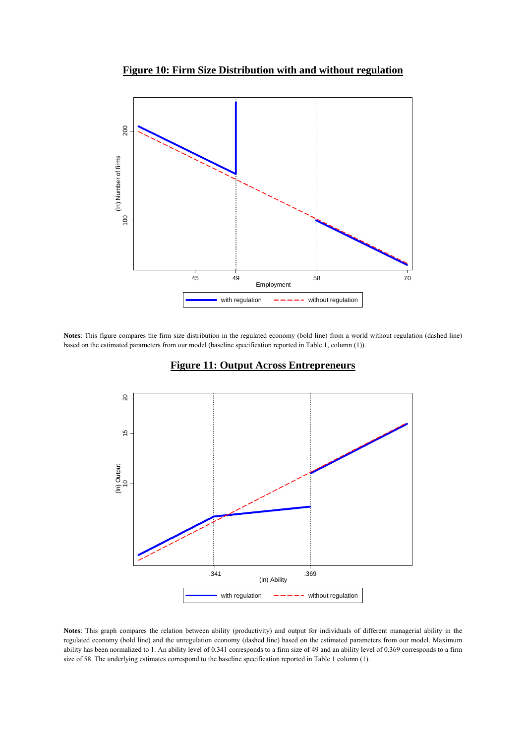**Figure 10: Firm Size Distribution with and without regulation**

**Notes**: This figure compares the firm size distribution in the regulated economy (bold line) from a world without regulation (dashed line) based on the estimated parameters from our model (baseline specification reported in Table 1, column (1)).

**Figure 11: Output Across Entrepreneurs**

**Notes**: This graph compares the relation between ability (productivity) and output for individuals of different managerial ability in the regulated economy (bold line) and the unregulation economy (dashed line) based on the estimated parameters from our model. Maximum ability has been normalized to 1. An ability level of 0.341 corresponds to a firm size of 49 and an ability level of 0.369 corresponds to a firm size of 58. The underlying estimates correspond to the baseline specification reported in Table 1 column (1).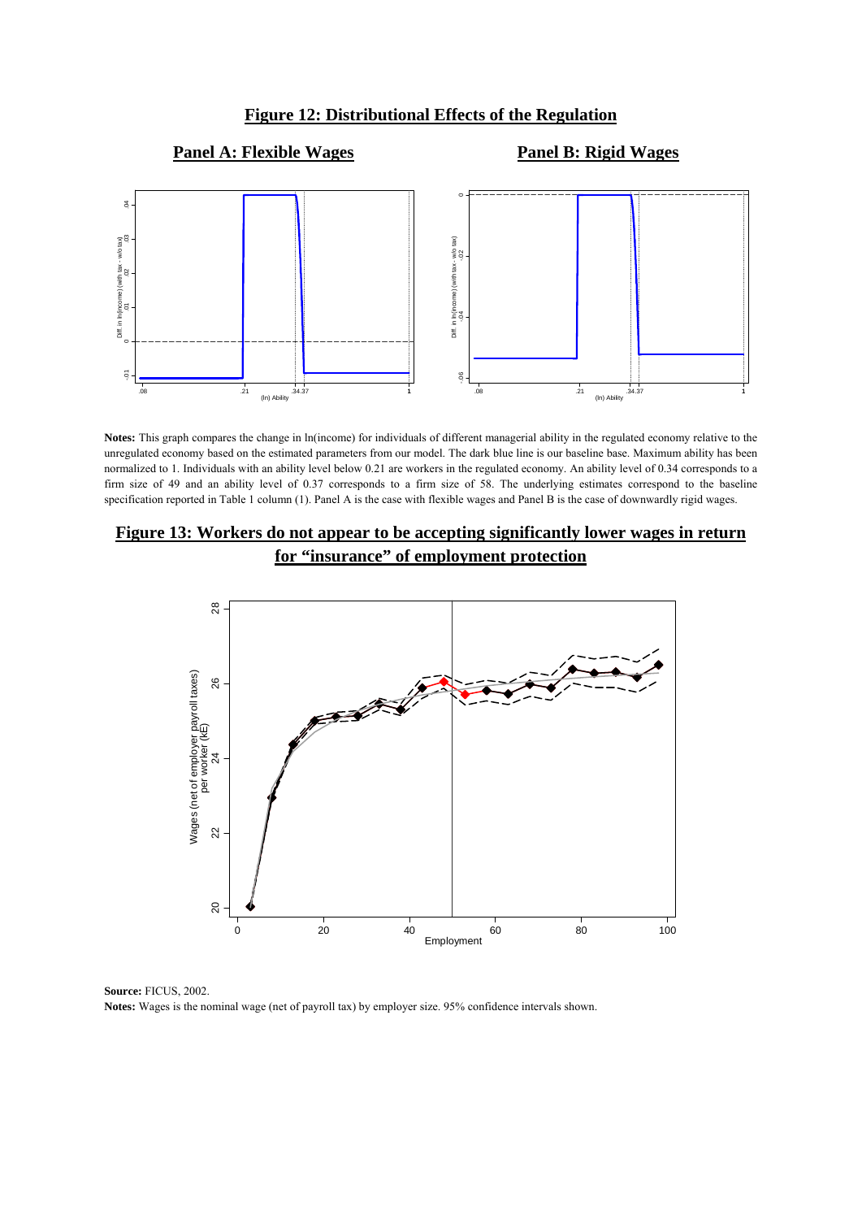## Figure 12: Distributional Effects of the Regulation

**Panel A: Flexible Wages** | **Panel B: Rigid Wages**

**Notes:** This graph compares the change in ln(income) for individuals of different managerial ability in the regulated economy relative to the unregulated economy based on the estimated parameters from our model. The dark blue line is our baseline base. Maximum ability has been normalized to 1. Individuals with an ability level below 0.21 are workers in the regulated economy. An ability level of 0.34 corresponds to a firm size of 49 and an ability level of 0.37 corresponds to a firm size of 58. The underlying estimates correspond to the baseline specification reported in Table 1 column (1). Panel A is the case with flexible wages and Panel B is the case of downwardly rigid wages.

## Figure 13: Workers do not appear to be accepting significantly lower wages in return for "insurance" of employment protection

**Source:** FICUS, 2002.

**Notes:** Wages is the nominal wage (net of payroll tax) by employer size. 95% confidence intervals shown.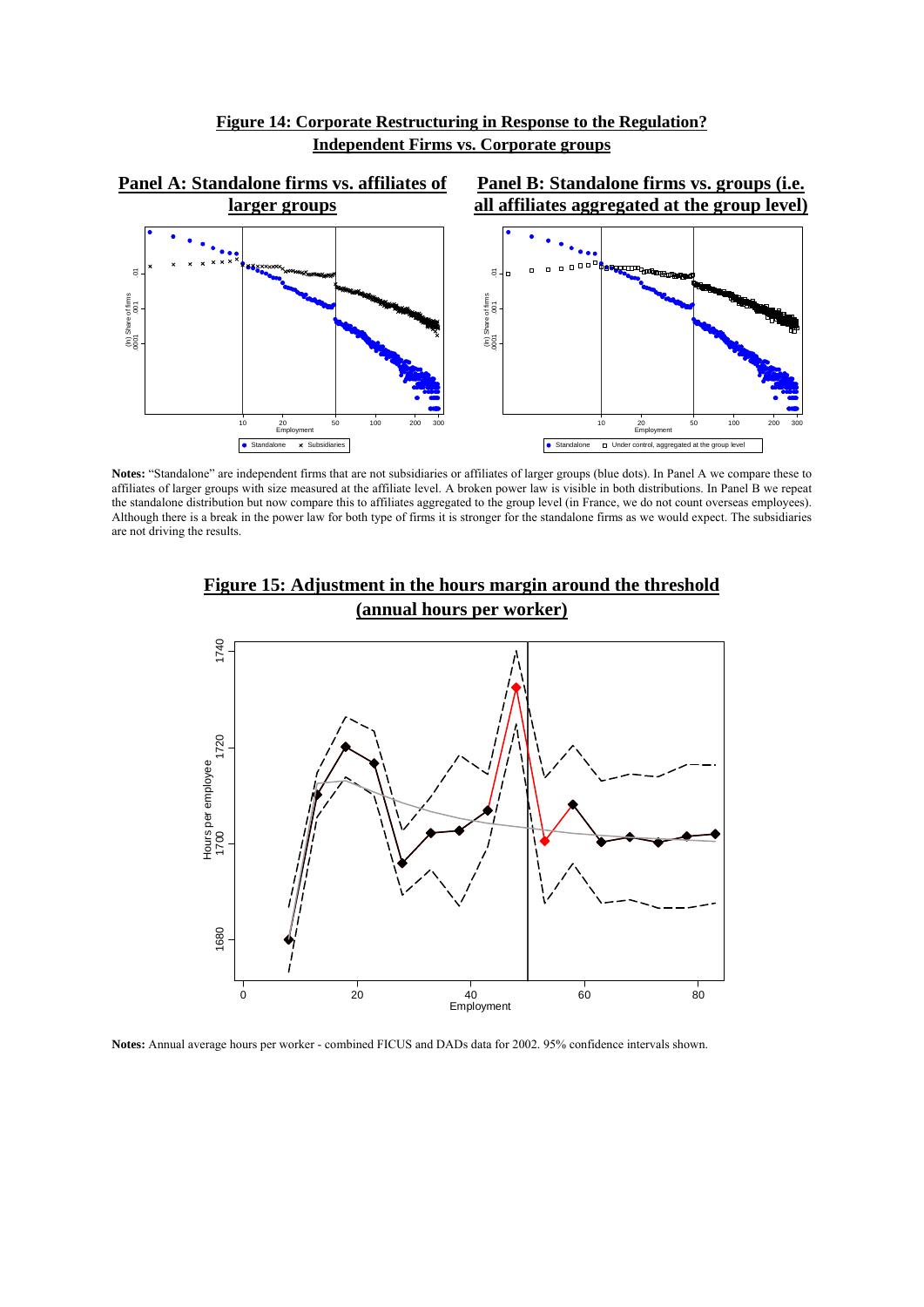## Figure 14: Corporate Restructuring in Response to the Regulation? Independent Firms vs. Corporate groups

**Panel A: Standalone firms vs. affiliates of larger groups**

**Panel B: Standalone firms vs. groups (i.e. all affiliates aggregated at the group level)**

**Notes:** "Standalone" are independent firms that are not subsidiaries or affiliates of larger groups (blue dots). In Panel A we compare these to affiliates of larger groups with size measured at the affiliate level. A broken power law is visible in both distributions. In Panel B we repeat the standalone distribution but now compare this to affiliates aggregated to the group level (in France, we do not count overseas employees). Although there is a break in the power law for both type of firms it is stronger for the standalone firms as we would expect. The subsidiaries are not driving the results.

## Figure 15: Adjustment in the hours margin around the threshold (annual hours per worker)

**Notes:** Annual average hours per worker - combined FICUS and DADs data for 2002. 95% confidence intervals shown.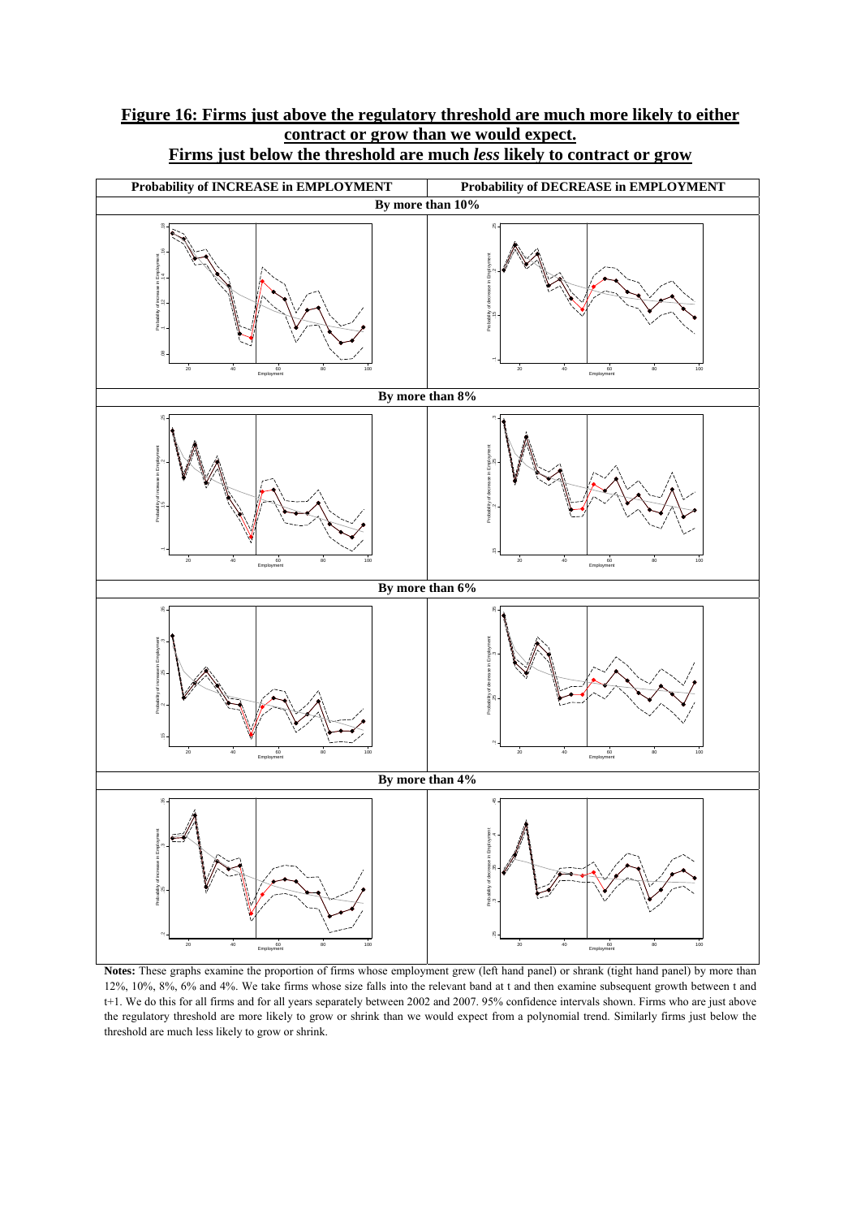# Figure 16: Firms just above the regulatory threshold are much more likely to either contract or grow than we would expect. Firms just below the threshold are much *less* likely to contract or grow

| Probability of INCREASE in EMPLOYMENT | Probability of DECREASE in EMPLOYMENT |
| --- | --- |
| **By more than 10%** | |
| **By more than 8%** | |
| **By more than 6%** | |
| **By more than 4%** | |

**Notes:** These graphs examine the proportion of firms whose employment grew (left hand panel) or shrank (tight hand panel) by more than 12%, 10%, 8%, 6% and 4%. We take firms whose size falls into the relevant band at t and then examine subsequent growth between t and t+1. We do this for all firms and for all years separately between 2002 and 2007. 95% confidence intervals shown. Firms who are just above the regulatory threshold are more likely to grow or shrink than we would expect from a polynomial trend. Similarly firms just below the threshold are much less likely to grow or shrink.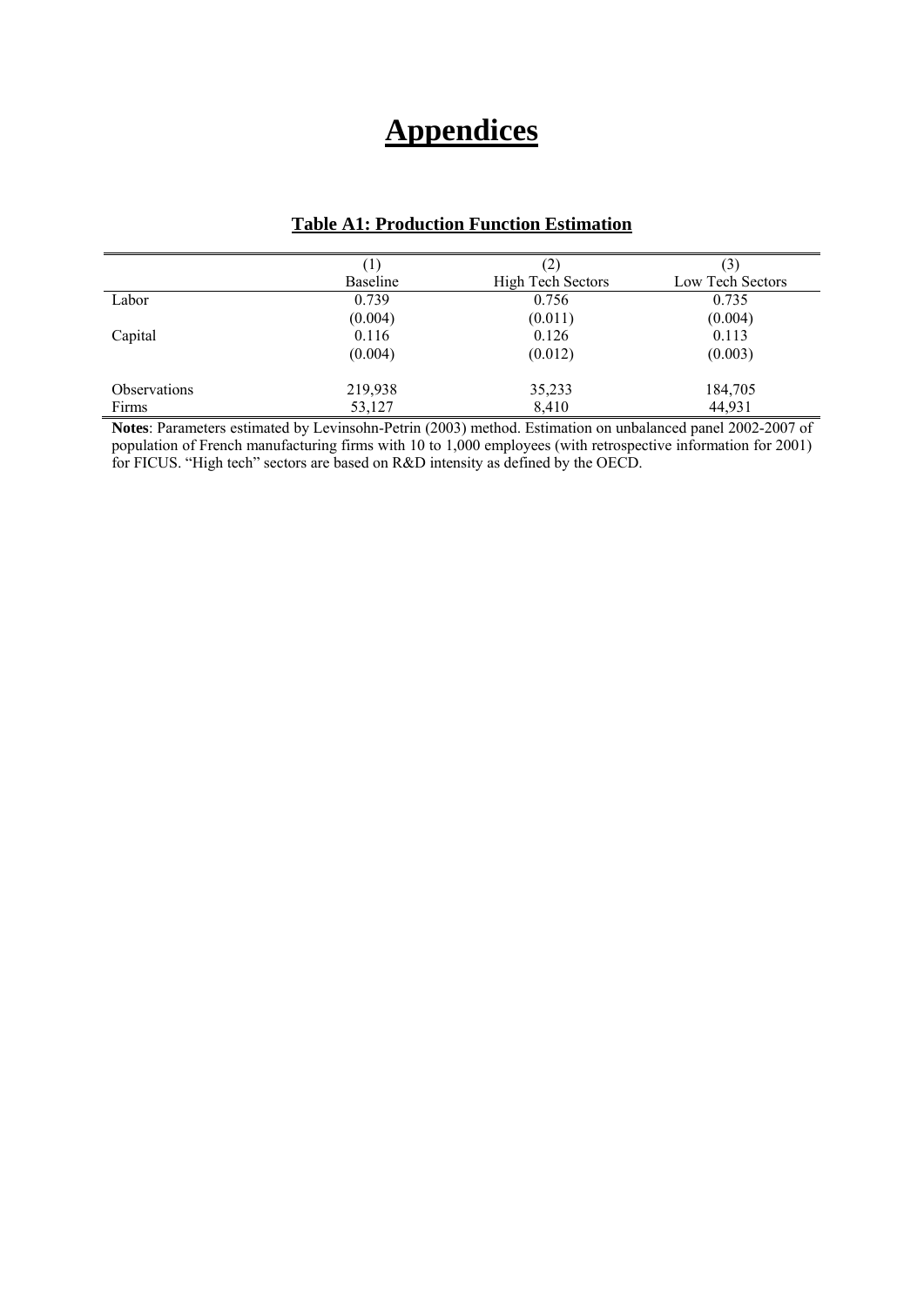# Appendices

**Table A1: Production Function Estimation**

| | (1) | (2) | (3) |
|---|---|---|---|
| | Baseline | High Tech Sectors | Low Tech Sectors |
| Labor | 0.739 | 0.756 | 0.735 |
| | (0.004) | (0.011) | (0.004) |
| Capital | 0.116 | 0.126 | 0.113 |
| | (0.004) | (0.012) | (0.003) |
| Observations | 219,938 | 35,233 | 184,705 |
| Firms | 53,127 | 8,410 | 44,931 |

**Notes**: Parameters estimated by Levinsohn-Petrin (2003) method. Estimation on unbalanced panel 2002-2007 of population of French manufacturing firms with 10 to 1,000 employees (with retrospective information for 2001) for FICUS. "High tech" sectors are based on R&D intensity as defined by the OECD.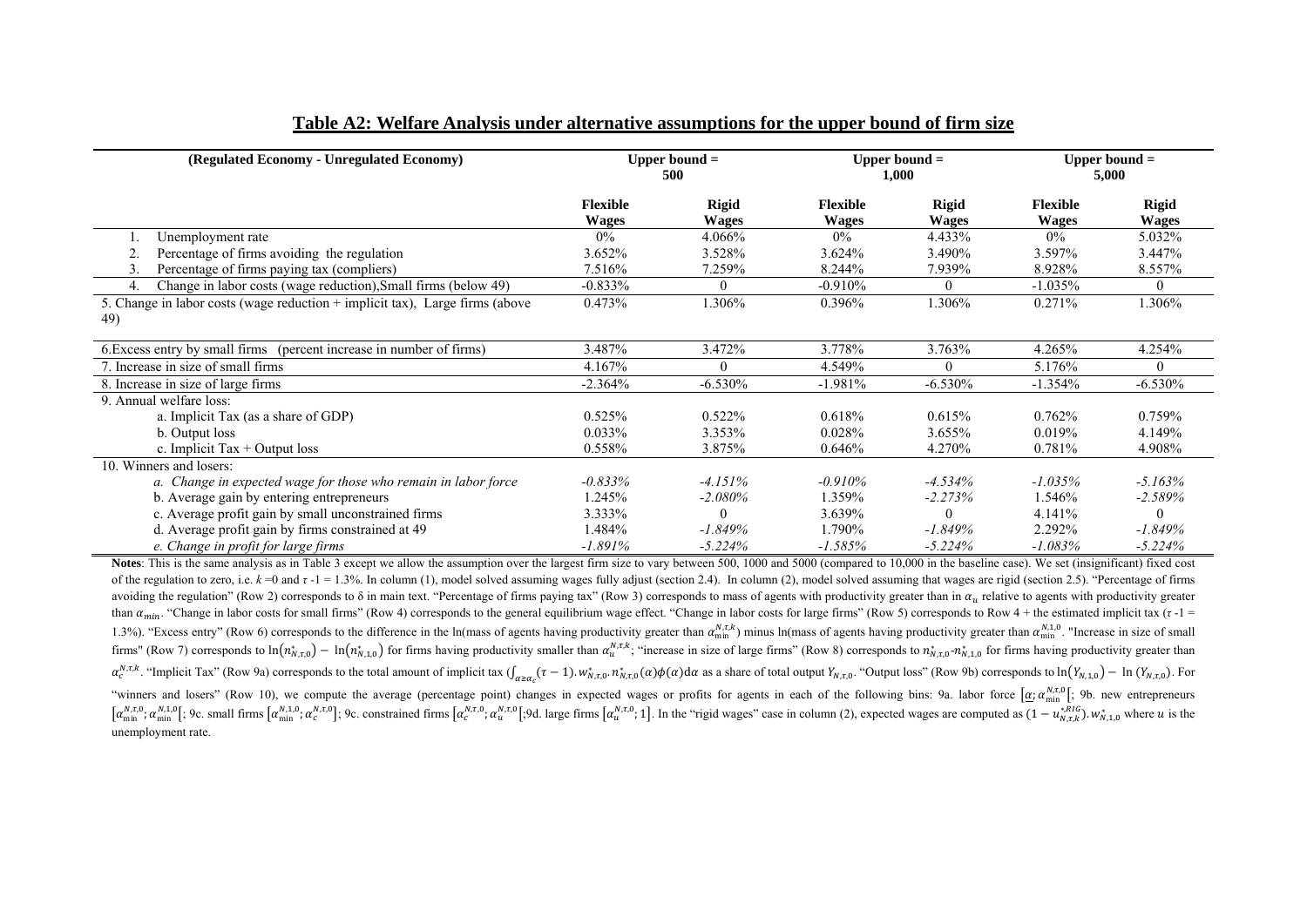## Table A2: Welfare Analysis under alternative assumptions for the upper bound of firm size

| (Regulated Economy - Unregulated Economy) | Upper bound = 500 | | Upper bound = 1,000 | | Upper bound = 5,000 | |
|---|---|---|---|---|---|---|
| | Flexible Wages | Rigid Wages | Flexible Wages | Rigid Wages | Flexible Wages | Rigid Wages |
| 1. Unemployment rate | 0% | 4.066% | 0% | 4.433% | 0% | 5.032% |
| 2. Percentage of firms avoiding the regulation | 3.652% | 3.528% | 3.624% | 3.490% | 3.597% | 3.447% |
| 3. Percentage of firms paying tax (compliers) | 7.516% | 7.259% | 8.244% | 7.939% | 8.928% | 8.557% |
| 4. Change in labor costs (wage reduction),Small firms (below 49) | -0.833% | 0 | -0.910% | 0 | -1.035% | 0 |
| 5. Change in labor costs (wage reduction + implicit tax), Large firms (above 49) | 0.473% | 1.306% | 0.396% | 1.306% | 0.271% | 1.306% |
| 6.Excess entry by small firms (percent increase in number of firms) | 3.487% | 3.472% | 3.778% | 3.763% | 4.265% | 4.254% |
| 7. Increase in size of small firms | 4.167% | 0 | 4.549% | 0 | 5.176% | 0 |
| 8. Increase in size of large firms | -2.364% | -6.530% | -1.981% | -6.530% | -1.354% | -6.530% |
| 9. Annual welfare loss: | | | | | | |
| a. Implicit Tax (as a share of GDP) | 0.525% | 0.522% | 0.618% | 0.615% | 0.762% | 0.759% |
| b. Output loss | 0.033% | 3.353% | 0.028% | 3.655% | 0.019% | 4.149% |
| c. Implicit Tax + Output loss | 0.558% | 3.875% | 0.646% | 4.270% | 0.781% | 4.908% |
| 10. Winners and losers: | | | | | | |
| *a. Change in expected wage for those who remain in labor force* | *-0.833%* | *-4.151%* | *-0.910%* | *-4.534%* | *-1.035%* | *-5.163%* |
| b. Average gain by entering entrepreneurs | 1.245% | *-2.080%* | 1.359% | *-2.273%* | 1.546% | *-2.589%* |
| c. Average profit gain by small unconstrained firms | 3.333% | 0 | 3.639% | 0 | 4.141% | 0 |
| d. Average profit gain by firms constrained at 49 | 1.484% | *-1.849%* | 1.790% | *-1.849%* | 2.292% | *-1.849%* |
| *e. Change in profit for large firms* | *-1.891%* | *-5.224%* | *-1.585%* | *-5.224%* | *-1.083%* | *-5.224%* |

**Notes**: This is the same analysis as in Table 3 except we allow the assumption over the largest firm size to vary between 500, 1000 and 5000 (compared to 10,000 in the baseline case). We set (insignificant) fixed cost of the regulation to zero, i.e. $k=0$ and $\tau - 1 = 1.3\%$. In column (1), model solved assuming wages fully adjust (section 2.4). In column (2), model solved assuming that wages are rigid (section 2.5). "Percentage of firms avoiding the regulation" (Row 2) corresponds to δ in main text. "Percentage of firms paying tax" (Row 3) corresponds to mass of agents with productivity greater than in $\alpha_u$ relative to agents with productivity greater than $\alpha_{min}$. "Change in labor costs for small firms" (Row 4) corresponds to the general equilibrium wage effect. "Change in labor costs for large firms" (Row 5) corresponds to Row 4 + the estimated implicit tax ($\tau$ -1 = 1.3%). "Excess entry" (Row 6) corresponds to the difference in the ln(mass of agents having productivity greater than $\alpha_{\min}^{N,\tau,k}$) minus ln(mass of agents having productivity greater than $\alpha_{\min}^{N,1,0}$. "Increase in size of small firms" (Row 7) corresponds to $\ln(n_{N,\tau,0}^{*}) - \ln(n_{N,1,0}^{*})$ for firms having productivity smaller than $\alpha_u^{N,\tau,k}$; "increase in size of large firms" (Row 8) corresponds to $n_{N,\tau,0}^{*}$-$n_{N,1,0}^{*}$ for firms having productivity greater than $\alpha_c^{N,\tau,k}$. "Implicit Tax" (Row 9a) corresponds to the total amount of implicit tax ($\int_{\alpha \geq \alpha_c}(\tau - 1).w_{N,\tau,0}^{*}.n_{N,\tau,0}^{*}(\alpha)\phi(\alpha)d\alpha$ as a share of total output $Y_{N,\tau,0}$. "Output loss" (Row 9b) corresponds to $\ln(Y_{N,1,0}) - \ln(Y_{N,\tau,0})$. For "winners and losers" (Row 10), we compute the average (percentage point) changes in expected wages or profits for agents in each of the following bins: 9a. labor force $[\underline{\alpha}; \alpha_{\min}^{N,\tau,0}[$; 9b. new entrepreneurs $[\alpha_{\min}^{N,\tau,0}; \alpha_{\min}^{N,1,0}[$; 9c. small firms $[\alpha_{\min}^{N,1,0}; \alpha_c^{N,\tau,0}]$; 9c. constrained firms $[\alpha_c^{N,\tau,0}; \alpha_u^{N,\tau,0}[$;9d. large firms $[\alpha_u^{N,\tau,0}; 1]$. In the "rigid wages" case in column (2), expected wages are computed as $(1 - u_{N,\tau,k}^{*RIG}).w_{N,1,0}^{*}$ where $u$ is the unemployment rate.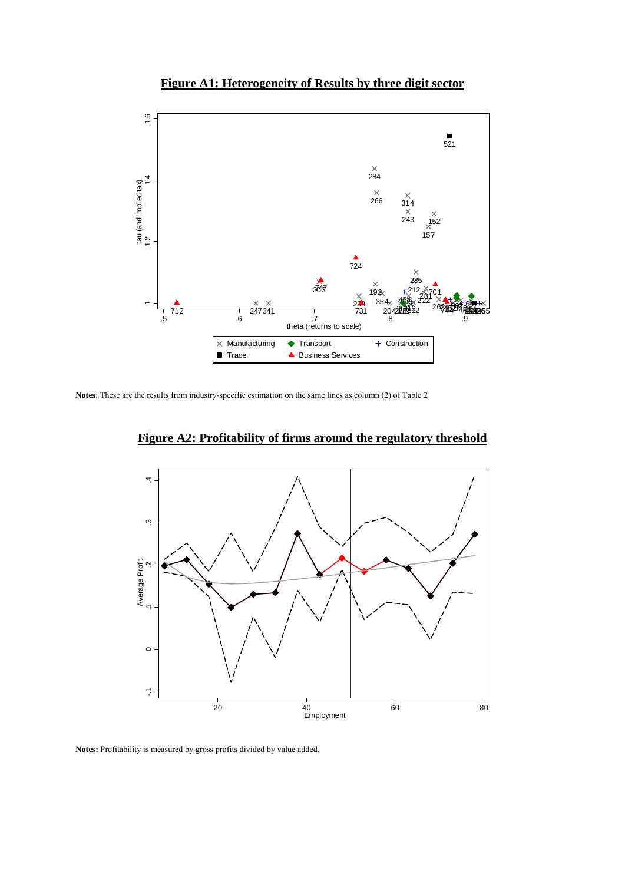## Figure A1: Heterogeneity of Results by three digit sector

**Notes**: These are the results from industry-specific estimation on the same lines as column (2) of Table 2

## Figure A2: Profitability of firms around the regulatory threshold

**Notes:** Profitability is measured by gross profits divided by value added.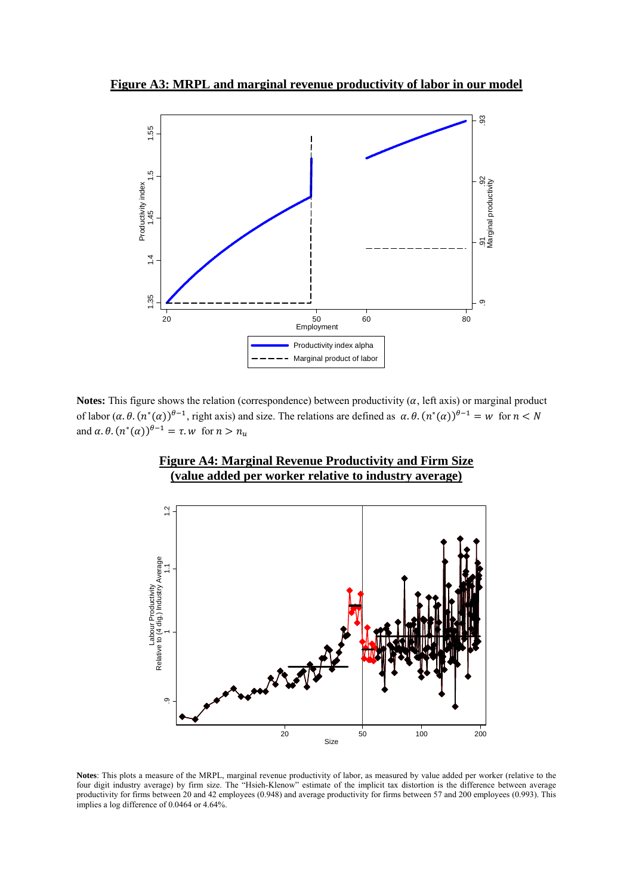**Figure A3: MRPL and marginal revenue productivity of labor in our model**

**Notes:** This figure shows the relation (correspondence) between productivity ($\alpha$, left axis) or marginal product of labor ($\alpha.\theta.(n^*(\alpha))^{\theta-1}$, right axis) and size. The relations are defined as $\alpha.\theta.(n^*(\alpha))^{\theta-1} = w$ for $n < N$ and $\alpha.\theta.(n^*(\alpha))^{\theta-1} = \tau.w$ for $n > n_u$

**Figure A4: Marginal Revenue Productivity and Firm Size (value added per worker relative to industry average)**

**Notes**: This plots a measure of the MRPL, marginal revenue productivity of labor, as measured by value added per worker (relative to the four digit industry average) by firm size. The "Hsieh-Klenow" estimate of the implicit tax distortion is the difference between average productivity for firms between 20 and 42 employees (0.948) and average productivity for firms between 57 and 200 employees (0.993). This implies a log difference of 0.0464 or 4.64%.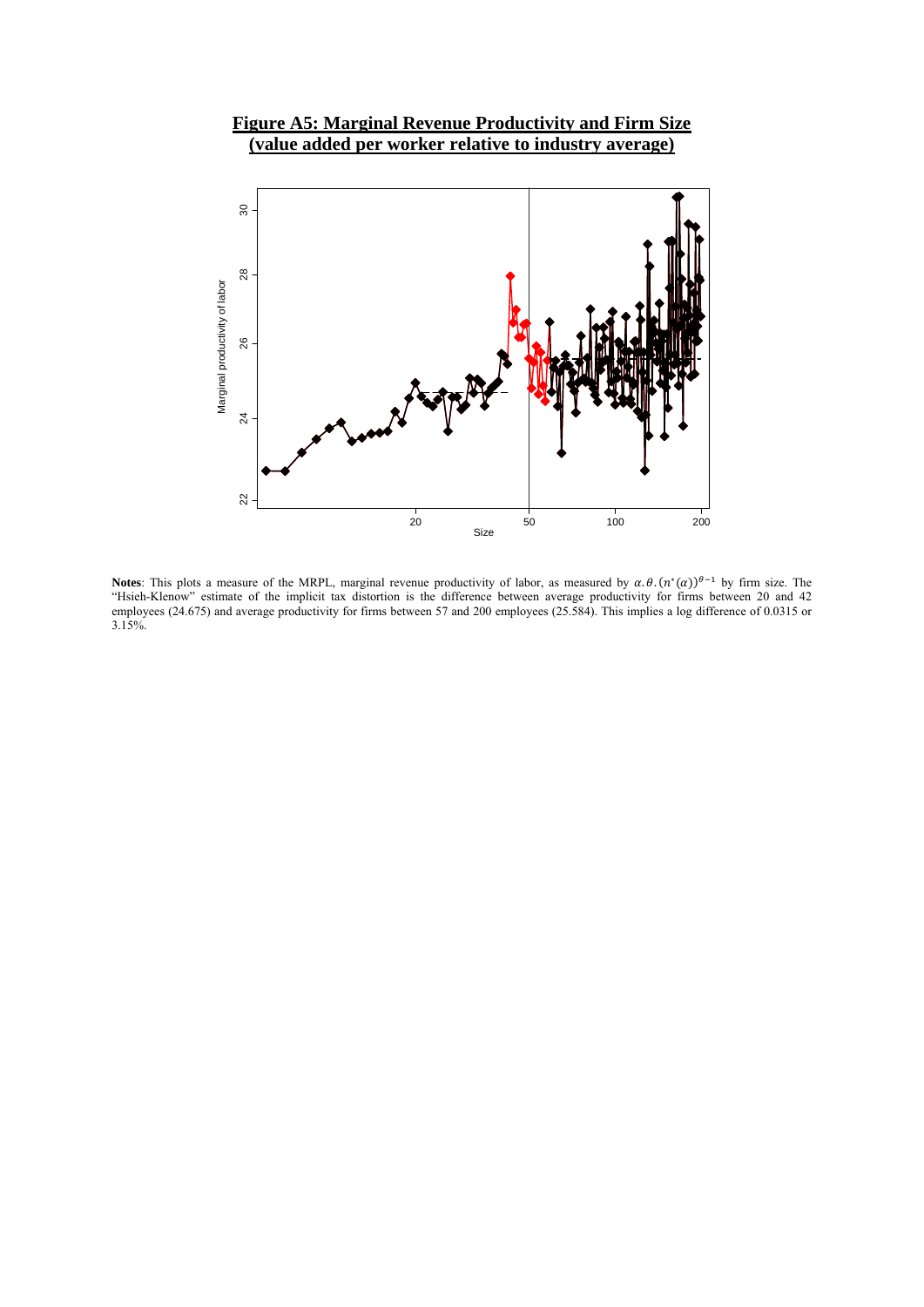**Figure A5: Marginal Revenue Productivity and Firm Size**
**(value added per worker relative to industry average)**

Marginal productivity of labor

30
28
26
24
22

20
50
100
200

Size

**Notes**: This plots a measure of the MRPL, marginal revenue productivity of labor, as measured by $\alpha.\theta.(n^*(\alpha))^{\theta-1}$ by firm size. The "Hsieh-Klenow" estimate of the implicit tax distortion is the difference between average productivity for firms between 20 and 42 employees (24.675) and average productivity for firms between 57 and 200 employees (25.584). This implies a log difference of 0.0315 or 3.15%.